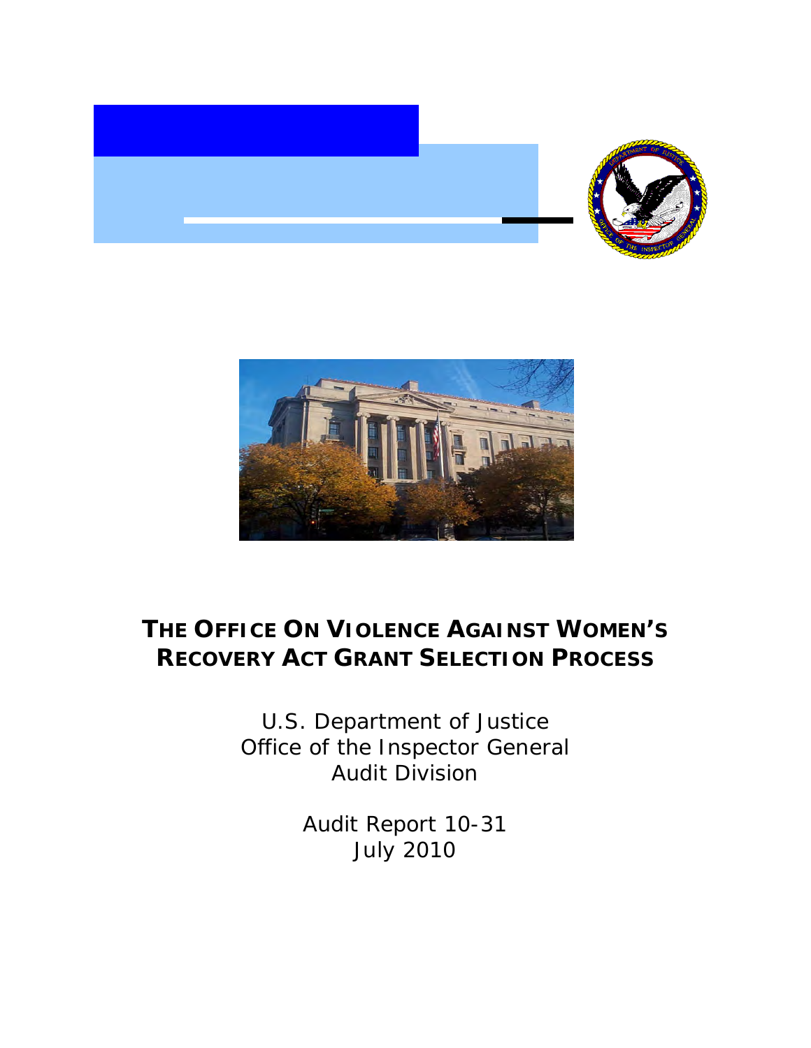# THE OFFICE ON VIOLENCE AGAINST WOMEN'S RECOVERY ACT GRANT SELECTION PROCESS

U.S. Department of Justice
Office of the Inspector General
Audit Division

Audit Report 10-31
July 2010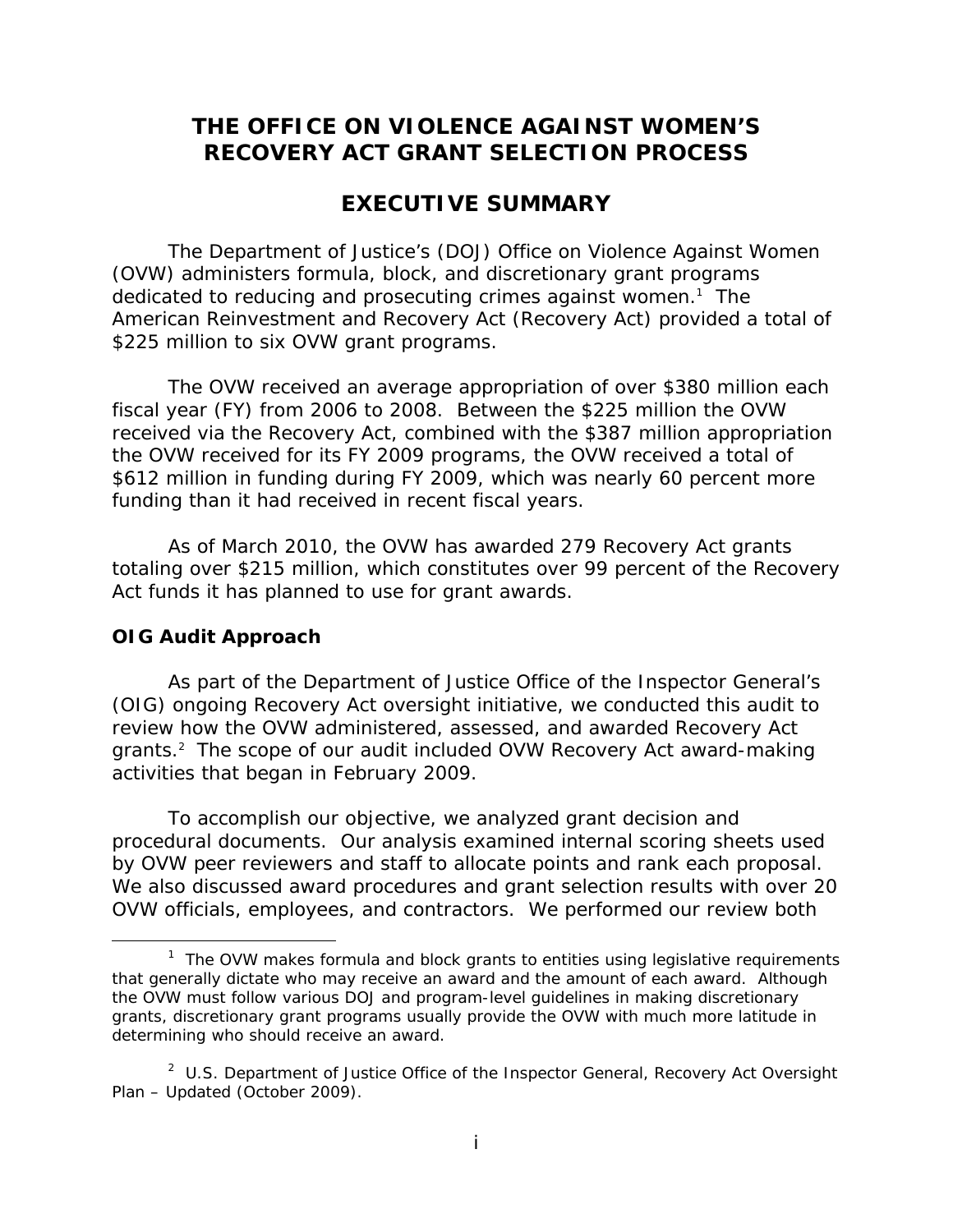# THE OFFICE ON VIOLENCE AGAINST WOMEN'S RECOVERY ACT GRANT SELECTION PROCESS

## EXECUTIVE SUMMARY

The Department of Justice's (DOJ) Office on Violence Against Women (OVW) administers formula, block, and discretionary grant programs dedicated to reducing and prosecuting crimes against women.[1] The American Reinvestment and Recovery Act (Recovery Act) provided a total of $225 million to six OVW grant programs.

The OVW received an average appropriation of over $380 million each fiscal year (FY) from 2006 to 2008. Between the $225 million the OVW received via the Recovery Act, combined with the $387 million appropriation the OVW received for its FY 2009 programs, the OVW received a total of $612 million in funding during FY 2009, which was nearly 60 percent more funding than it had received in recent fiscal years.

As of March 2010, the OVW has awarded 279 Recovery Act grants totaling over $215 million, which constitutes over 99 percent of the Recovery Act funds it has planned to use for grant awards.

### OIG Audit Approach

As part of the Department of Justice Office of the Inspector General's (OIG) ongoing Recovery Act oversight initiative, we conducted this audit to review how the OVW administered, assessed, and awarded Recovery Act grants.[2] The scope of our audit included OVW Recovery Act award-making activities that began in February 2009.

To accomplish our objective, we analyzed grant decision and procedural documents. Our analysis examined internal scoring sheets used by OVW peer reviewers and staff to allocate points and rank each proposal. We also discussed award procedures and grant selection results with over 20 OVW officials, employees, and contractors. We performed our review both

---

[1] The OVW makes formula and block grants to entities using legislative requirements that generally dictate who may receive an award and the amount of each award. Although the OVW must follow various DOJ and program-level guidelines in making discretionary grants, discretionary grant programs usually provide the OVW with much more latitude in determining who should receive an award.

[2] U.S. Department of Justice Office of the Inspector General, Recovery Act Oversight Plan – Updated (October 2009).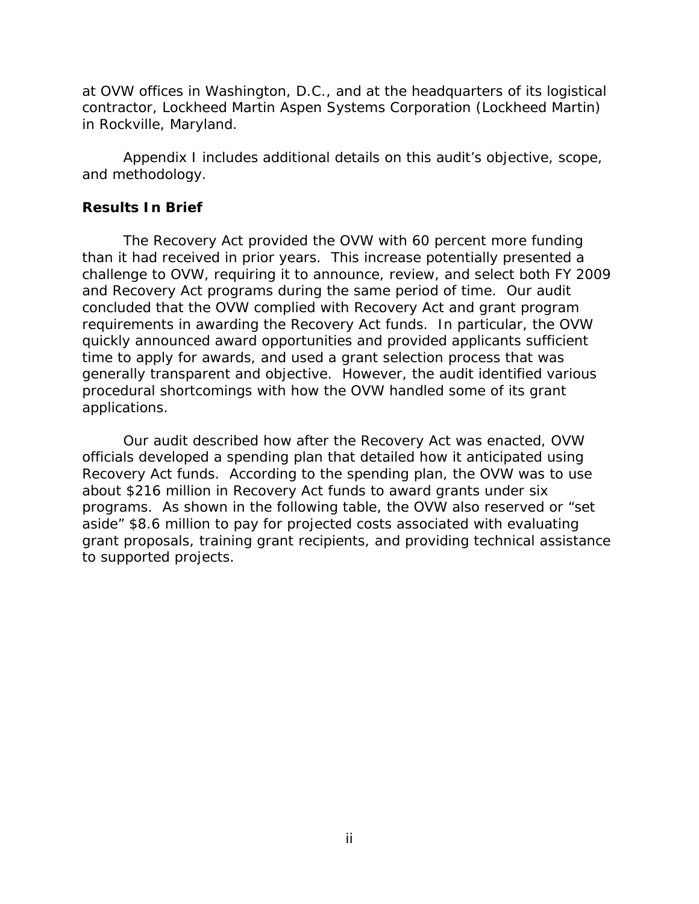at OVW offices in Washington, D.C., and at the headquarters of its logistical contractor, Lockheed Martin Aspen Systems Corporation (Lockheed Martin) in Rockville, Maryland.

Appendix I includes additional details on this audit's objective, scope, and methodology.

### Results In Brief

The Recovery Act provided the OVW with 60 percent more funding than it had received in prior years. This increase potentially presented a challenge to OVW, requiring it to announce, review, and select both FY 2009 and Recovery Act programs during the same period of time. Our audit concluded that the OVW complied with Recovery Act and grant program requirements in awarding the Recovery Act funds. In particular, the OVW quickly announced award opportunities and provided applicants sufficient time to apply for awards, and used a grant selection process that was generally transparent and objective. However, the audit identified various procedural shortcomings with how the OVW handled some of its grant applications.

Our audit described how after the Recovery Act was enacted, OVW officials developed a spending plan that detailed how it anticipated using Recovery Act funds. According to the spending plan, the OVW was to use about $216 million in Recovery Act funds to award grants under six programs. As shown in the following table, the OVW also reserved or "set aside" $8.6 million to pay for projected costs associated with evaluating grant proposals, training grant recipients, and providing technical assistance to supported projects.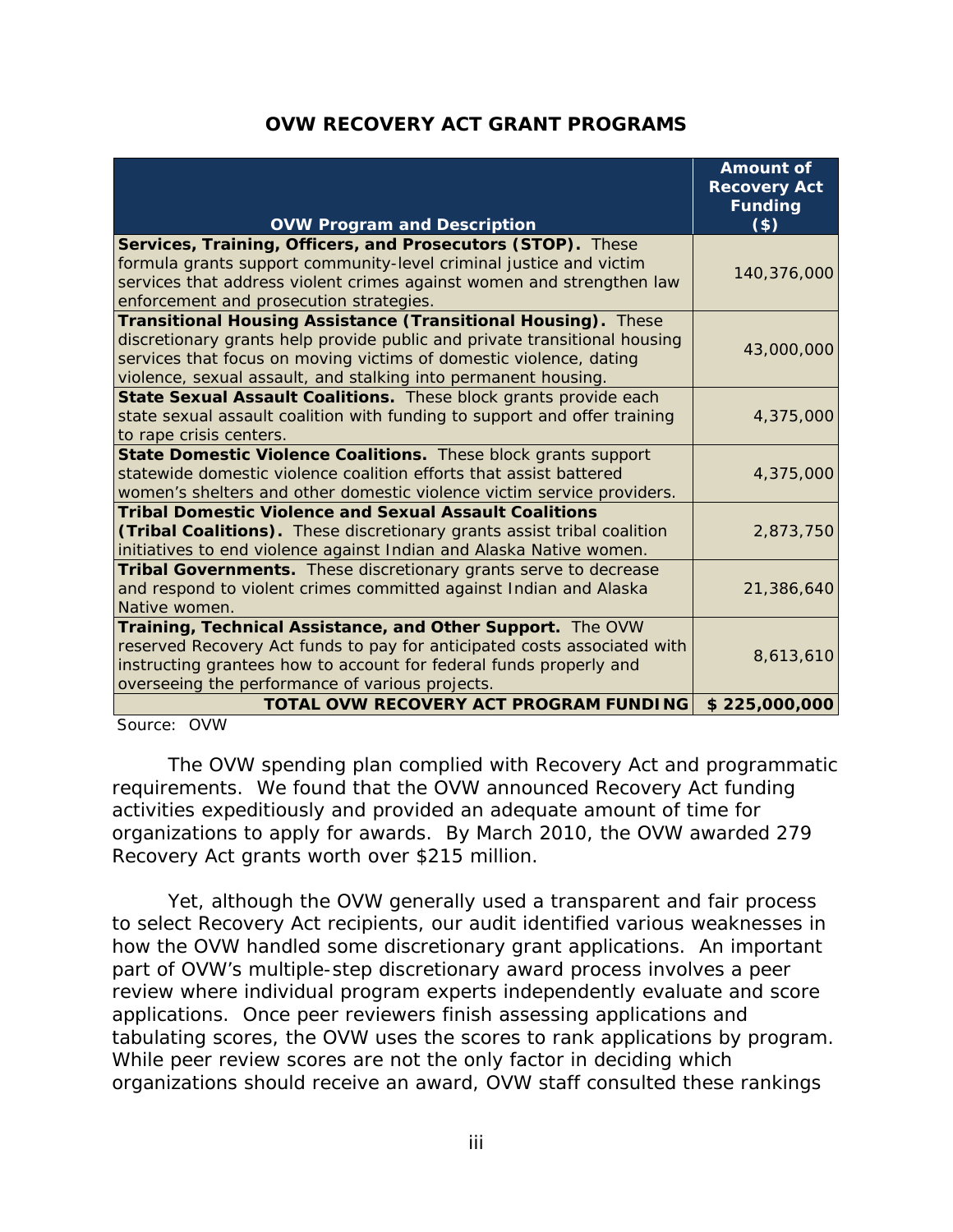**OVW RECOVERY ACT GRANT PROGRAMS**

| OVW Program and Description | Amount of Recovery Act Funding ($) |
|---|---|
| **Services, Training, Officers, and Prosecutors (STOP).** These formula grants support community-level criminal justice and victim services that address violent crimes against women and strengthen law enforcement and prosecution strategies. | 140,376,000 |
| **Transitional Housing Assistance (Transitional Housing).** These discretionary grants help provide public and private transitional housing services that focus on moving victims of domestic violence, dating violence, sexual assault, and stalking into permanent housing. | 43,000,000 |
| **State Sexual Assault Coalitions.** These block grants provide each state sexual assault coalition with funding to support and offer training to rape crisis centers. | 4,375,000 |
| **State Domestic Violence Coalitions.** These block grants support statewide domestic violence coalition efforts that assist battered women's shelters and other domestic violence victim service providers. | 4,375,000 |
| **Tribal Domestic Violence and Sexual Assault Coalitions (Tribal Coalitions).** These discretionary grants assist tribal coalition initiatives to end violence against Indian and Alaska Native women. | 2,873,750 |
| **Tribal Governments.** These discretionary grants serve to decrease and respond to violent crimes committed against Indian and Alaska Native women. | 21,386,640 |
| **Training, Technical Assistance, and Other Support.** The OVW reserved Recovery Act funds to pay for anticipated costs associated with instructing grantees how to account for federal funds properly and overseeing the performance of various projects. | 8,613,610 |
| **TOTAL OVW RECOVERY ACT PROGRAM FUNDING** | **$ 225,000,000** |

Source: OVW

The OVW spending plan complied with Recovery Act and programmatic requirements. We found that the OVW announced Recovery Act funding activities expeditiously and provided an adequate amount of time for organizations to apply for awards. By March 2010, the OVW awarded 279 Recovery Act grants worth over $215 million.

Yet, although the OVW generally used a transparent and fair process to select Recovery Act recipients, our audit identified various weaknesses in how the OVW handled some discretionary grant applications. An important part of OVW's multiple-step discretionary award process involves a peer review where individual program experts independently evaluate and score applications. Once peer reviewers finish assessing applications and tabulating scores, the OVW uses the scores to rank applications by program. While peer review scores are not the only factor in deciding which organizations should receive an award, OVW staff consulted these rankings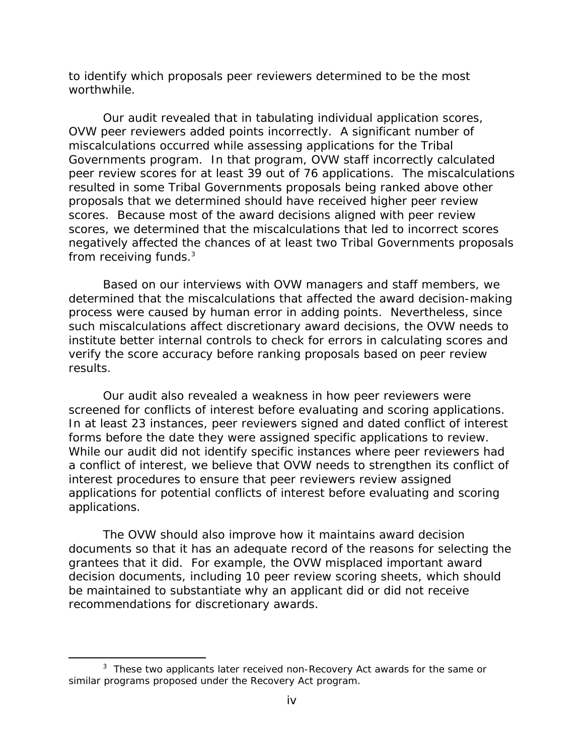to identify which proposals peer reviewers determined to be the most worthwhile.

Our audit revealed that in tabulating individual application scores, OVW peer reviewers added points incorrectly. A significant number of miscalculations occurred while assessing applications for the Tribal Governments program. In that program, OVW staff incorrectly calculated peer review scores for at least 39 out of 76 applications. The miscalculations resulted in some Tribal Governments proposals being ranked above other proposals that we determined should have received higher peer review scores. Because most of the award decisions aligned with peer review scores, we determined that the miscalculations that led to incorrect scores negatively affected the chances of at least two Tribal Governments proposals from receiving funds.[3]

Based on our interviews with OVW managers and staff members, we determined that the miscalculations that affected the award decision-making process were caused by human error in adding points. Nevertheless, since such miscalculations affect discretionary award decisions, the OVW needs to institute better internal controls to check for errors in calculating scores and verify the score accuracy before ranking proposals based on peer review results.

Our audit also revealed a weakness in how peer reviewers were screened for conflicts of interest before evaluating and scoring applications. In at least 23 instances, peer reviewers signed and dated conflict of interest forms before the date they were assigned specific applications to review. While our audit did not identify specific instances where peer reviewers had a conflict of interest, we believe that OVW needs to strengthen its conflict of interest procedures to ensure that peer reviewers review assigned applications for potential conflicts of interest before evaluating and scoring applications.

The OVW should also improve how it maintains award decision documents so that it has an adequate record of the reasons for selecting the grantees that it did. For example, the OVW misplaced important award decision documents, including 10 peer review scoring sheets, which should be maintained to substantiate why an applicant did or did not receive recommendations for discretionary awards.

---

[3] These two applicants later received non-Recovery Act awards for the same or similar programs proposed under the Recovery Act program.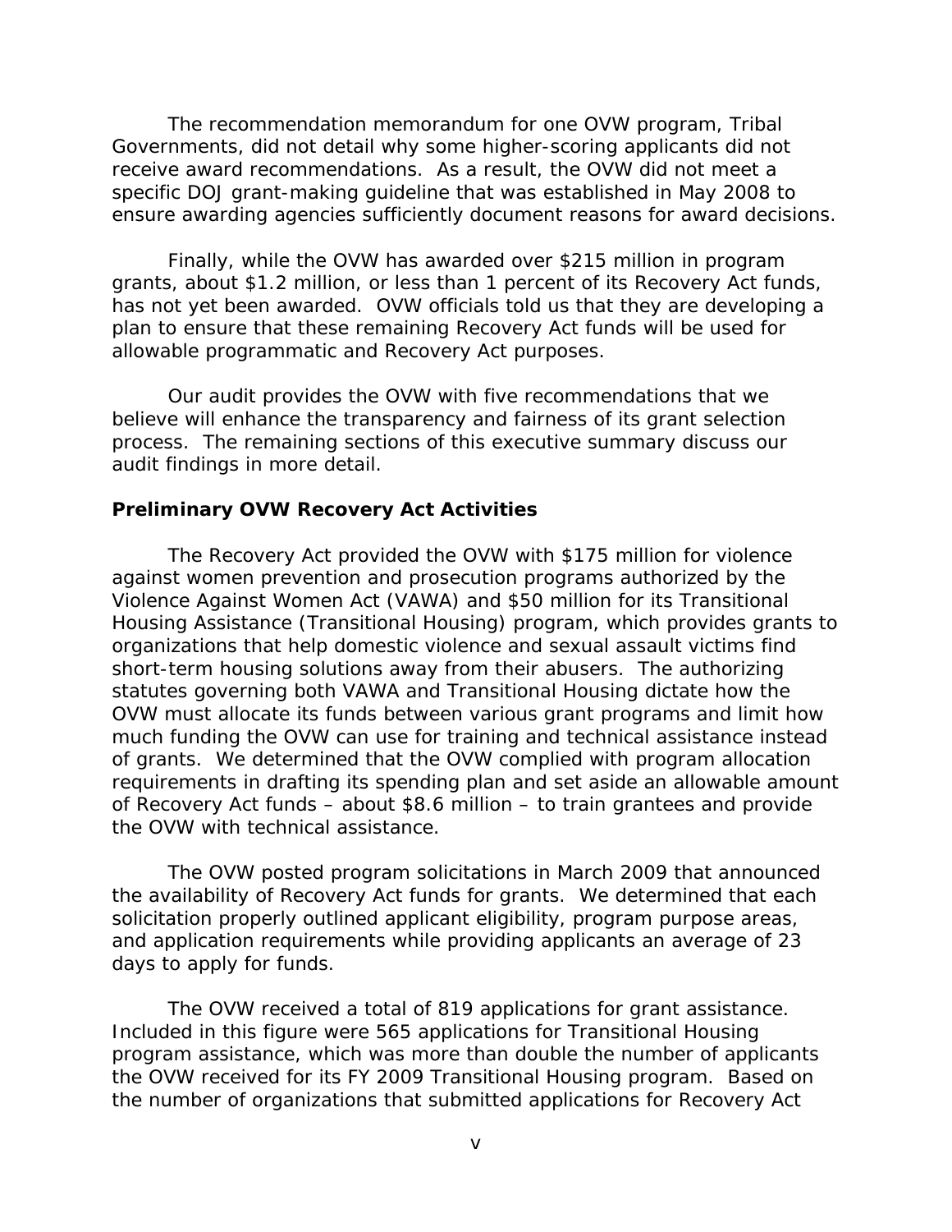The recommendation memorandum for one OVW program, Tribal Governments, did not detail why some higher-scoring applicants did not receive award recommendations. As a result, the OVW did not meet a specific DOJ grant-making guideline that was established in May 2008 to ensure awarding agencies sufficiently document reasons for award decisions.

Finally, while the OVW has awarded over $215 million in program grants, about $1.2 million, or less than 1 percent of its Recovery Act funds, has not yet been awarded. OVW officials told us that they are developing a plan to ensure that these remaining Recovery Act funds will be used for allowable programmatic and Recovery Act purposes.

Our audit provides the OVW with five recommendations that we believe will enhance the transparency and fairness of its grant selection process. The remaining sections of this executive summary discuss our audit findings in more detail.

**Preliminary OVW Recovery Act Activities**

The Recovery Act provided the OVW with $175 million for violence against women prevention and prosecution programs authorized by the Violence Against Women Act (VAWA) and $50 million for its Transitional Housing Assistance (Transitional Housing) program, which provides grants to organizations that help domestic violence and sexual assault victims find short-term housing solutions away from their abusers. The authorizing statutes governing both VAWA and Transitional Housing dictate how the OVW must allocate its funds between various grant programs and limit how much funding the OVW can use for training and technical assistance instead of grants. We determined that the OVW complied with program allocation requirements in drafting its spending plan and set aside an allowable amount of Recovery Act funds – about $8.6 million – to train grantees and provide the OVW with technical assistance.

The OVW posted program solicitations in March 2009 that announced the availability of Recovery Act funds for grants. We determined that each solicitation properly outlined applicant eligibility, program purpose areas, and application requirements while providing applicants an average of 23 days to apply for funds.

The OVW received a total of 819 applications for grant assistance. Included in this figure were 565 applications for Transitional Housing program assistance, which was more than double the number of applicants the OVW received for its FY 2009 Transitional Housing program. Based on the number of organizations that submitted applications for Recovery Act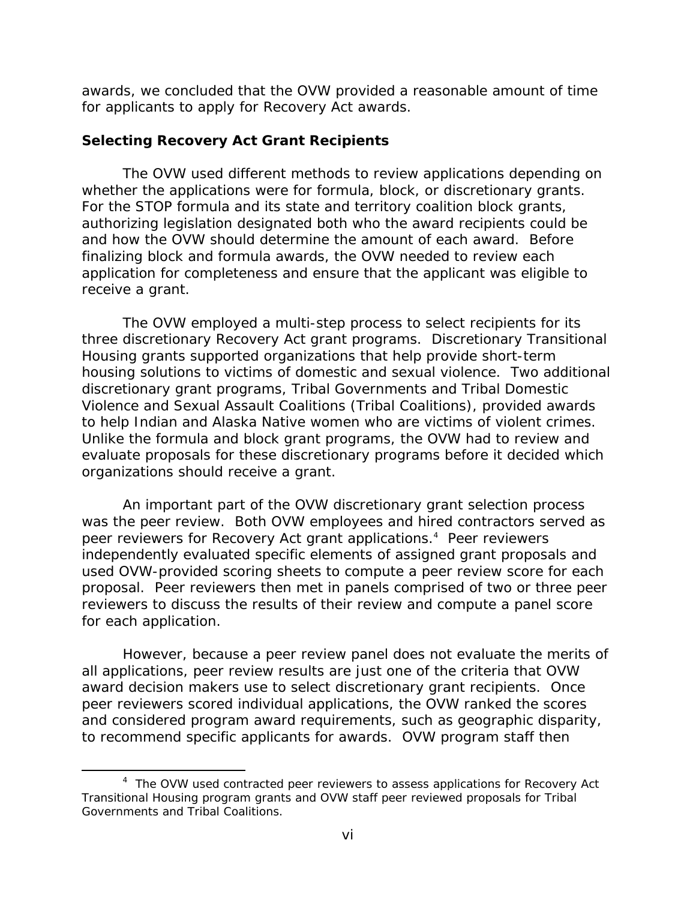awards, we concluded that the OVW provided a reasonable amount of time for applicants to apply for Recovery Act awards.

**Selecting Recovery Act Grant Recipients**

The OVW used different methods to review applications depending on whether the applications were for formula, block, or discretionary grants. For the STOP formula and its state and territory coalition block grants, authorizing legislation designated both who the award recipients could be and how the OVW should determine the amount of each award. Before finalizing block and formula awards, the OVW needed to review each application for completeness and ensure that the applicant was eligible to receive a grant.

The OVW employed a multi-step process to select recipients for its three discretionary Recovery Act grant programs. Discretionary Transitional Housing grants supported organizations that help provide short-term housing solutions to victims of domestic and sexual violence. Two additional discretionary grant programs, Tribal Governments and Tribal Domestic Violence and Sexual Assault Coalitions (Tribal Coalitions), provided awards to help Indian and Alaska Native women who are victims of violent crimes. Unlike the formula and block grant programs, the OVW had to review and evaluate proposals for these discretionary programs before it decided which organizations should receive a grant.

An important part of the OVW discretionary grant selection process was the peer review. Both OVW employees and hired contractors served as peer reviewers for Recovery Act grant applications.[4] Peer reviewers independently evaluated specific elements of assigned grant proposals and used OVW-provided scoring sheets to compute a peer review score for each proposal. Peer reviewers then met in panels comprised of two or three peer reviewers to discuss the results of their review and compute a panel score for each application.

However, because a peer review panel does not evaluate the merits of all applications, peer review results are just one of the criteria that OVW award decision makers use to select discretionary grant recipients. Once peer reviewers scored individual applications, the OVW ranked the scores and considered program award requirements, such as geographic disparity, to recommend specific applicants for awards. OVW program staff then

---

[4] The OVW used contracted peer reviewers to assess applications for Recovery Act Transitional Housing program grants and OVW staff peer reviewed proposals for Tribal Governments and Tribal Coalitions.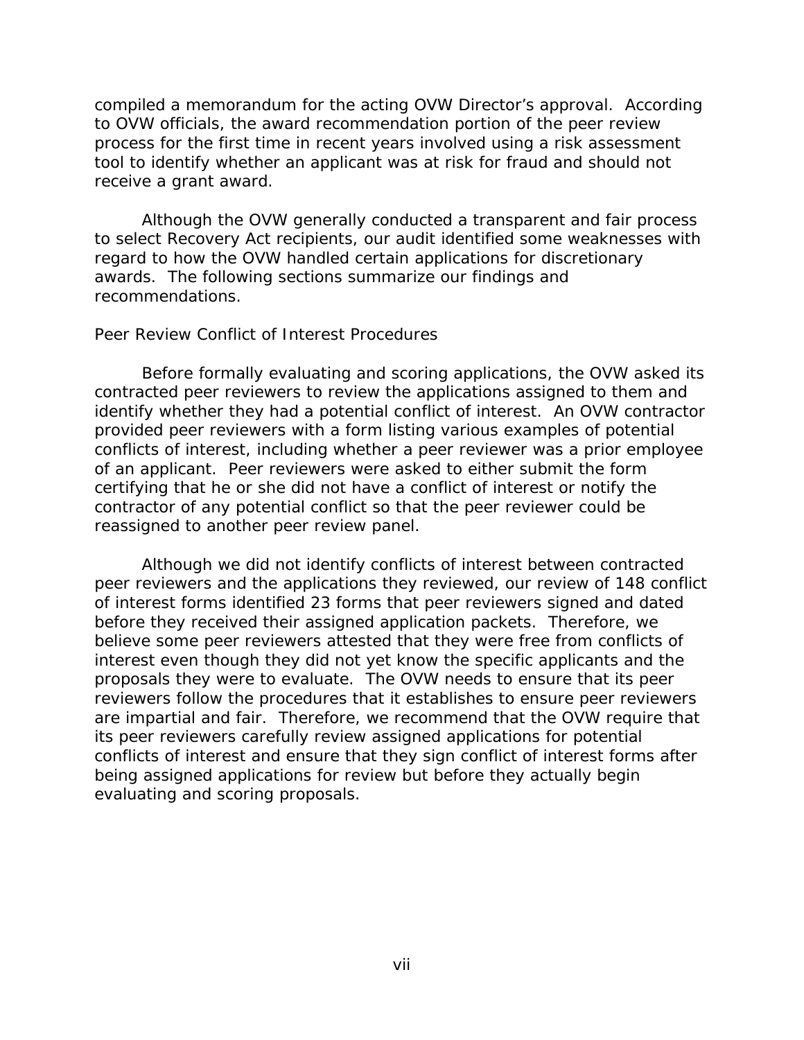compiled a memorandum for the acting OVW Director's approval. According to OVW officials, the award recommendation portion of the peer review process for the first time in recent years involved using a risk assessment tool to identify whether an applicant was at risk for fraud and should not receive a grant award.

Although the OVW generally conducted a transparent and fair process to select Recovery Act recipients, our audit identified some weaknesses with regard to how the OVW handled certain applications for discretionary awards. The following sections summarize our findings and recommendations.

### Peer Review Conflict of Interest Procedures

Before formally evaluating and scoring applications, the OVW asked its contracted peer reviewers to review the applications assigned to them and identify whether they had a potential conflict of interest. An OVW contractor provided peer reviewers with a form listing various examples of potential conflicts of interest, including whether a peer reviewer was a prior employee of an applicant. Peer reviewers were asked to either submit the form certifying that he or she did not have a conflict of interest or notify the contractor of any potential conflict so that the peer reviewer could be reassigned to another peer review panel.

Although we did not identify conflicts of interest between contracted peer reviewers and the applications they reviewed, our review of 148 conflict of interest forms identified 23 forms that peer reviewers signed and dated before they received their assigned application packets. Therefore, we believe some peer reviewers attested that they were free from conflicts of interest even though they did not yet know the specific applicants and the proposals they were to evaluate. The OVW needs to ensure that its peer reviewers follow the procedures that it establishes to ensure peer reviewers are impartial and fair. Therefore, we recommend that the OVW require that its peer reviewers carefully review assigned applications for potential conflicts of interest and ensure that they sign conflict of interest forms after being assigned applications for review but before they actually begin evaluating and scoring proposals.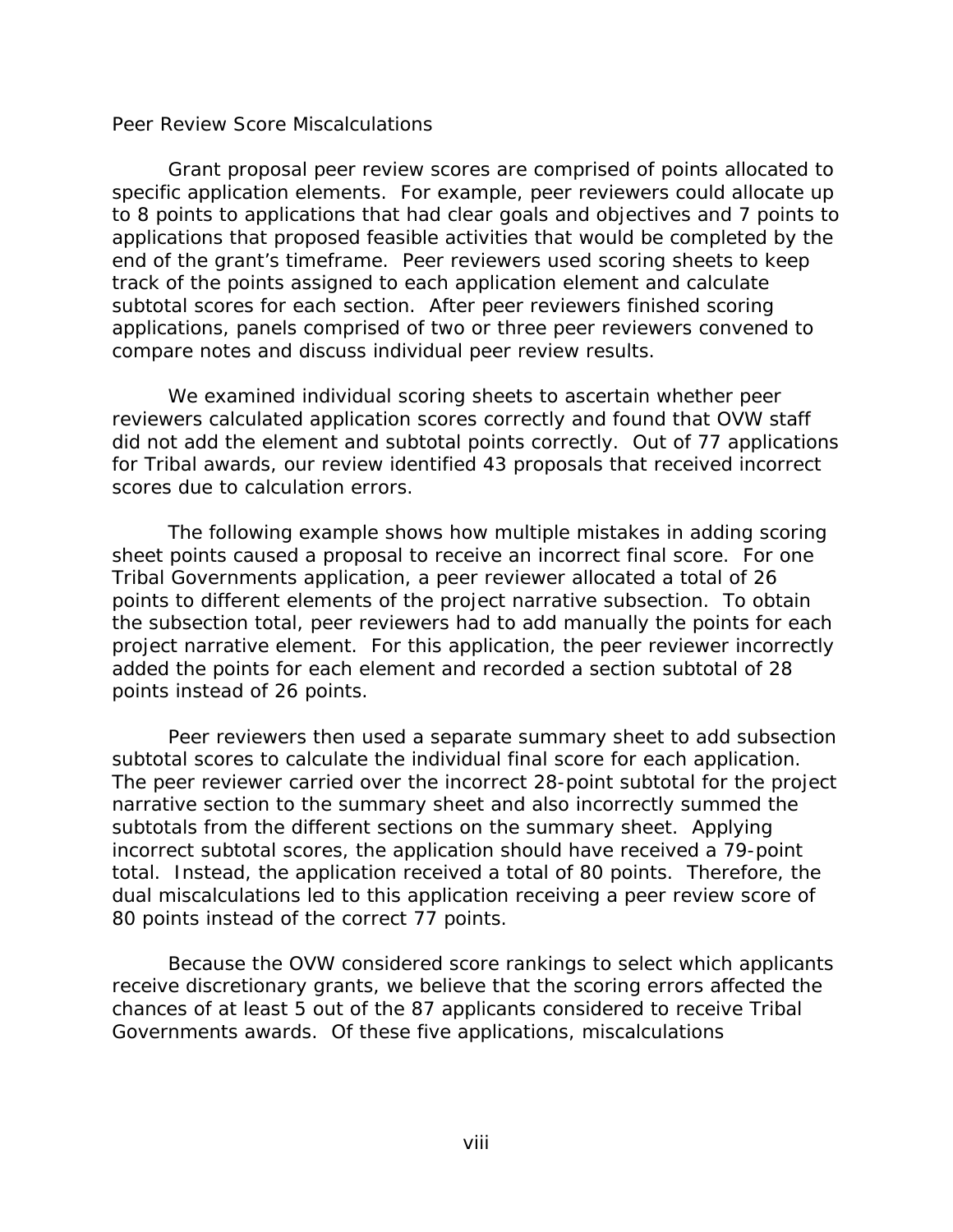Peer Review Score Miscalculations

Grant proposal peer review scores are comprised of points allocated to specific application elements. For example, peer reviewers could allocate up to 8 points to applications that had clear goals and objectives and 7 points to applications that proposed feasible activities that would be completed by the end of the grant's timeframe. Peer reviewers used scoring sheets to keep track of the points assigned to each application element and calculate subtotal scores for each section. After peer reviewers finished scoring applications, panels comprised of two or three peer reviewers convened to compare notes and discuss individual peer review results.

We examined individual scoring sheets to ascertain whether peer reviewers calculated application scores correctly and found that OVW staff did not add the element and subtotal points correctly. Out of 77 applications for Tribal awards, our review identified 43 proposals that received incorrect scores due to calculation errors.

The following example shows how multiple mistakes in adding scoring sheet points caused a proposal to receive an incorrect final score. For one Tribal Governments application, a peer reviewer allocated a total of 26 points to different elements of the project narrative subsection. To obtain the subsection total, peer reviewers had to add manually the points for each project narrative element. For this application, the peer reviewer incorrectly added the points for each element and recorded a section subtotal of 28 points instead of 26 points.

Peer reviewers then used a separate summary sheet to add subsection subtotal scores to calculate the individual final score for each application. The peer reviewer carried over the incorrect 28-point subtotal for the project narrative section to the summary sheet and also incorrectly summed the subtotals from the different sections on the summary sheet. Applying incorrect subtotal scores, the application should have received a 79-point total. Instead, the application received a total of 80 points. Therefore, the dual miscalculations led to this application receiving a peer review score of 80 points instead of the correct 77 points.

Because the OVW considered score rankings to select which applicants receive discretionary grants, we believe that the scoring errors affected the chances of at least 5 out of the 87 applicants considered to receive Tribal Governments awards. Of these five applications, miscalculations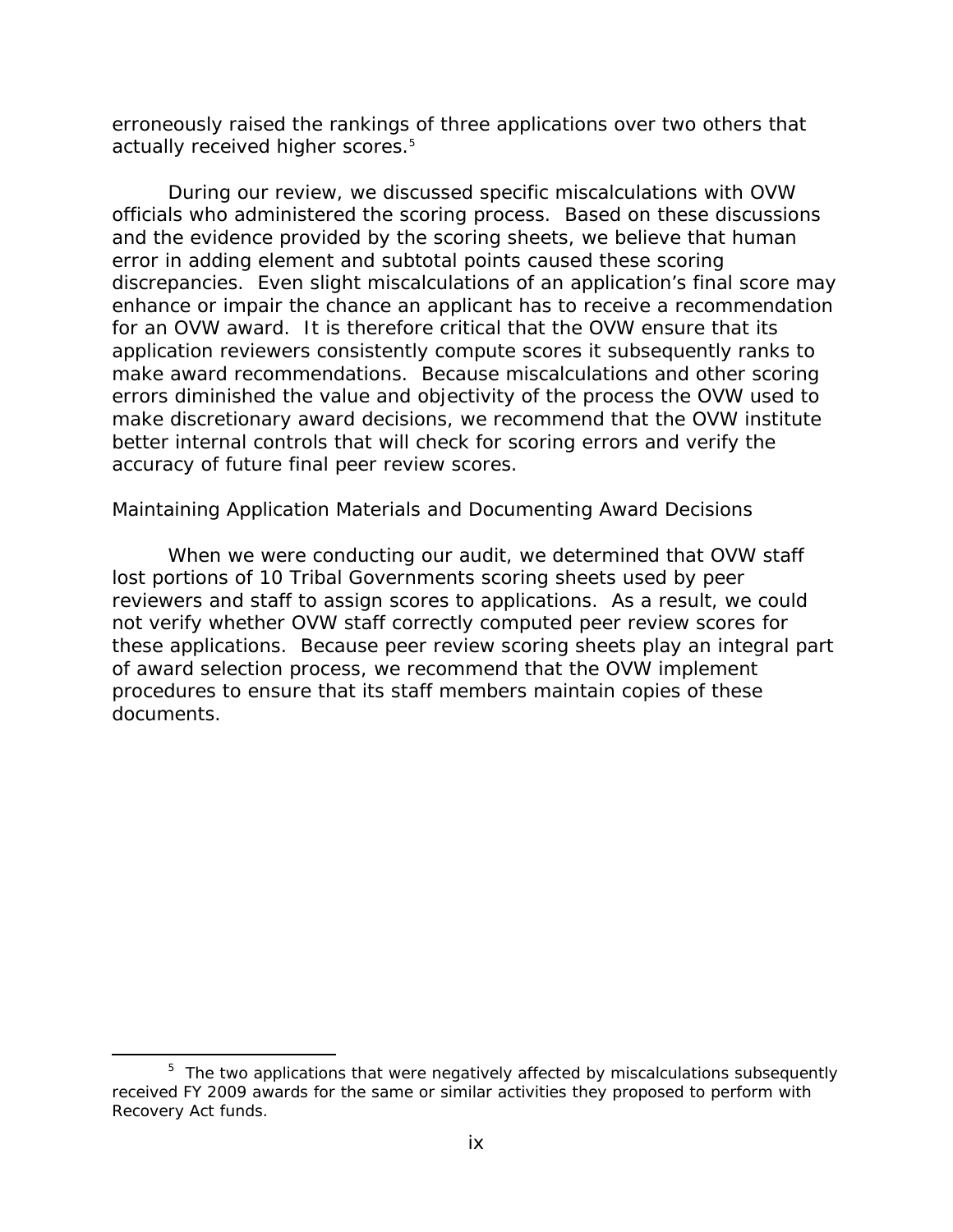erroneously raised the rankings of three applications over two others that actually received higher scores.[5]

During our review, we discussed specific miscalculations with OVW officials who administered the scoring process. Based on these discussions and the evidence provided by the scoring sheets, we believe that human error in adding element and subtotal points caused these scoring discrepancies. Even slight miscalculations of an application's final score may enhance or impair the chance an applicant has to receive a recommendation for an OVW award. It is therefore critical that the OVW ensure that its application reviewers consistently compute scores it subsequently ranks to make award recommendations. Because miscalculations and other scoring errors diminished the value and objectivity of the process the OVW used to make discretionary award decisions, we recommend that the OVW institute better internal controls that will check for scoring errors and verify the accuracy of future final peer review scores.

### Maintaining Application Materials and Documenting Award Decisions

When we were conducting our audit, we determined that OVW staff lost portions of 10 Tribal Governments scoring sheets used by peer reviewers and staff to assign scores to applications. As a result, we could not verify whether OVW staff correctly computed peer review scores for these applications. Because peer review scoring sheets play an integral part of award selection process, we recommend that the OVW implement procedures to ensure that its staff members maintain copies of these documents.

---

[5] The two applications that were negatively affected by miscalculations subsequently received FY 2009 awards for the same or similar activities they proposed to perform with Recovery Act funds.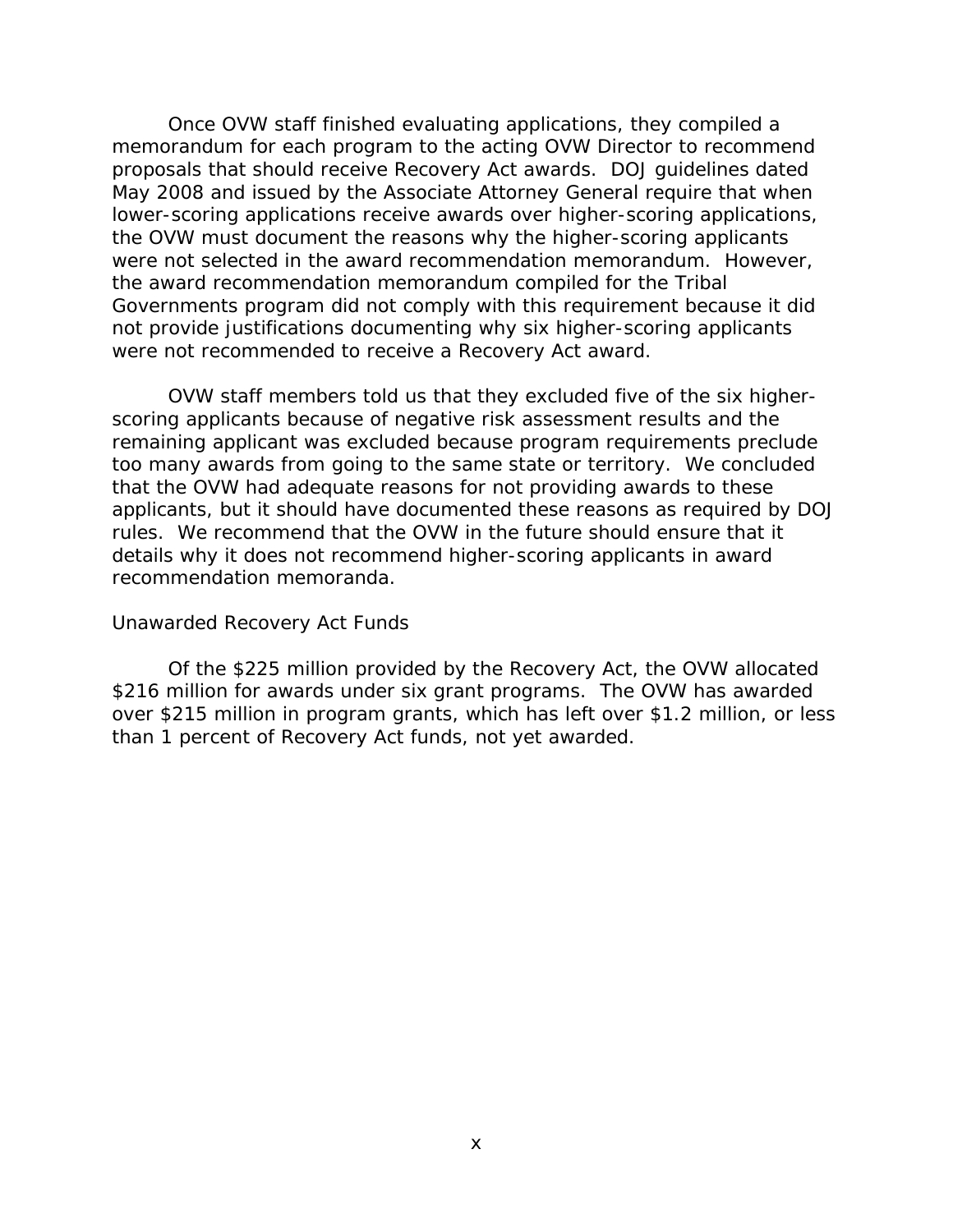Once OVW staff finished evaluating applications, they compiled a memorandum for each program to the acting OVW Director to recommend proposals that should receive Recovery Act awards. DOJ guidelines dated May 2008 and issued by the Associate Attorney General require that when lower-scoring applications receive awards over higher-scoring applications, the OVW must document the reasons why the higher-scoring applicants were not selected in the award recommendation memorandum. However, the award recommendation memorandum compiled for the Tribal Governments program did not comply with this requirement because it did not provide justifications documenting why six higher-scoring applicants were not recommended to receive a Recovery Act award.

OVW staff members told us that they excluded five of the six higher-scoring applicants because of negative risk assessment results and the remaining applicant was excluded because program requirements preclude too many awards from going to the same state or territory. We concluded that the OVW had adequate reasons for not providing awards to these applicants, but it should have documented these reasons as required by DOJ rules. We recommend that the OVW in the future should ensure that it details why it does not recommend higher-scoring applicants in award recommendation memoranda.

Unawarded Recovery Act Funds

Of the $225 million provided by the Recovery Act, the OVW allocated $216 million for awards under six grant programs. The OVW has awarded over $215 million in program grants, which has left over $1.2 million, or less than 1 percent of Recovery Act funds, not yet awarded.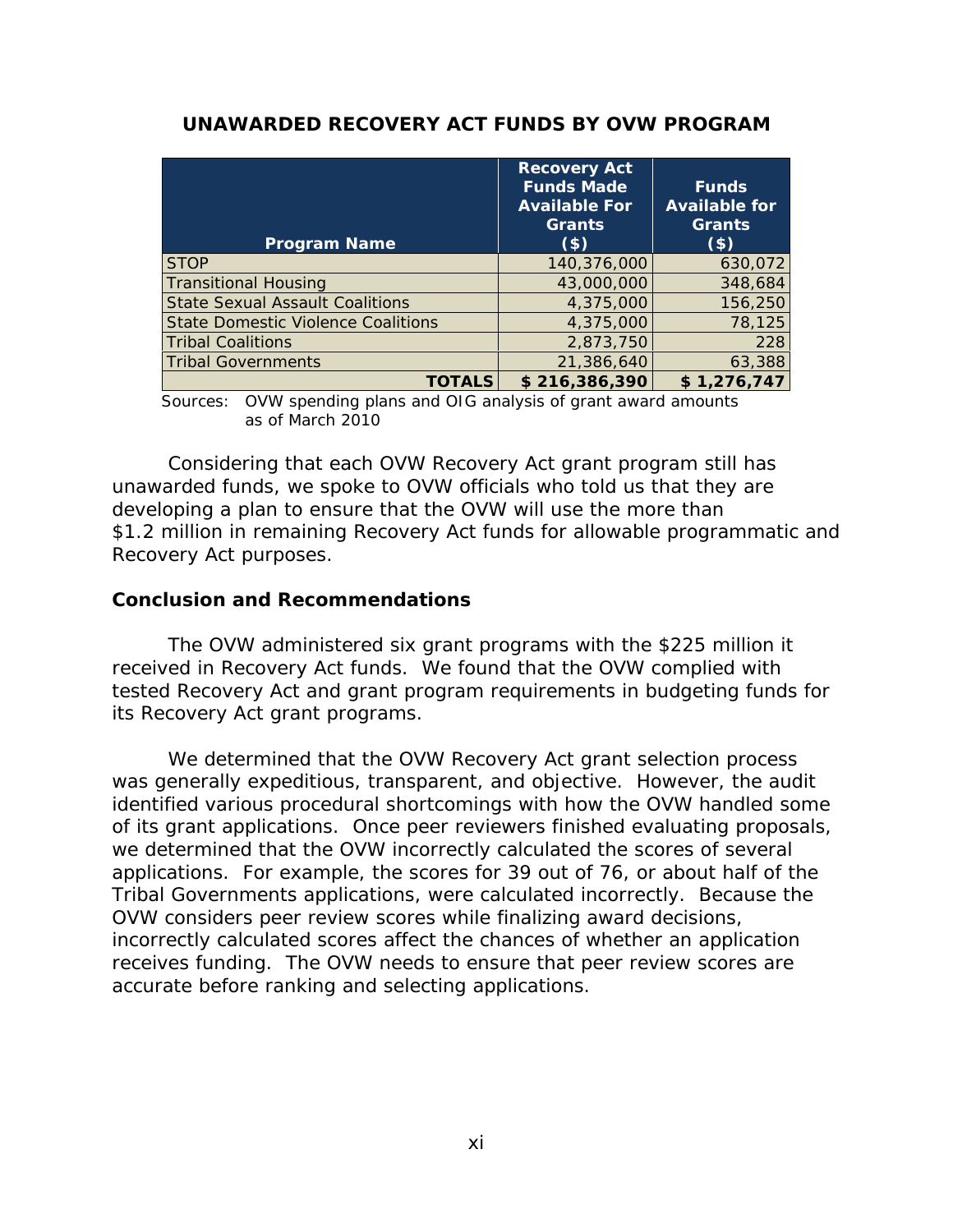**UNAWARDED RECOVERY ACT FUNDS BY OVW PROGRAM**

| Program Name | Recovery Act Funds Made Available For Grants ($) | Funds Available for Grants ($) |
|---|---|---|
| STOP | 140,376,000 | 630,072 |
| Transitional Housing | 43,000,000 | 348,684 |
| State Sexual Assault Coalitions | 4,375,000 | 156,250 |
| State Domestic Violence Coalitions | 4,375,000 | 78,125 |
| Tribal Coalitions | 2,873,750 | 228 |
| Tribal Governments | 21,386,640 | 63,388 |
| **TOTALS** | **$ 216,386,390** | **$ 1,276,747** |

Sources: OVW spending plans and OIG analysis of grant award amounts as of March 2010

Considering that each OVW Recovery Act grant program still has unawarded funds, we spoke to OVW officials who told us that they are developing a plan to ensure that the OVW will use the more than $1.2 million in remaining Recovery Act funds for allowable programmatic and Recovery Act purposes.

### Conclusion and Recommendations

The OVW administered six grant programs with the $225 million it received in Recovery Act funds. We found that the OVW complied with tested Recovery Act and grant program requirements in budgeting funds for its Recovery Act grant programs.

We determined that the OVW Recovery Act grant selection process was generally expeditious, transparent, and objective. However, the audit identified various procedural shortcomings with how the OVW handled some of its grant applications. Once peer reviewers finished evaluating proposals, we determined that the OVW incorrectly calculated the scores of several applications. For example, the scores for 39 out of 76, or about half of the Tribal Governments applications, were calculated incorrectly. Because the OVW considers peer review scores while finalizing award decisions, incorrectly calculated scores affect the chances of whether an application receives funding. The OVW needs to ensure that peer review scores are accurate before ranking and selecting applications.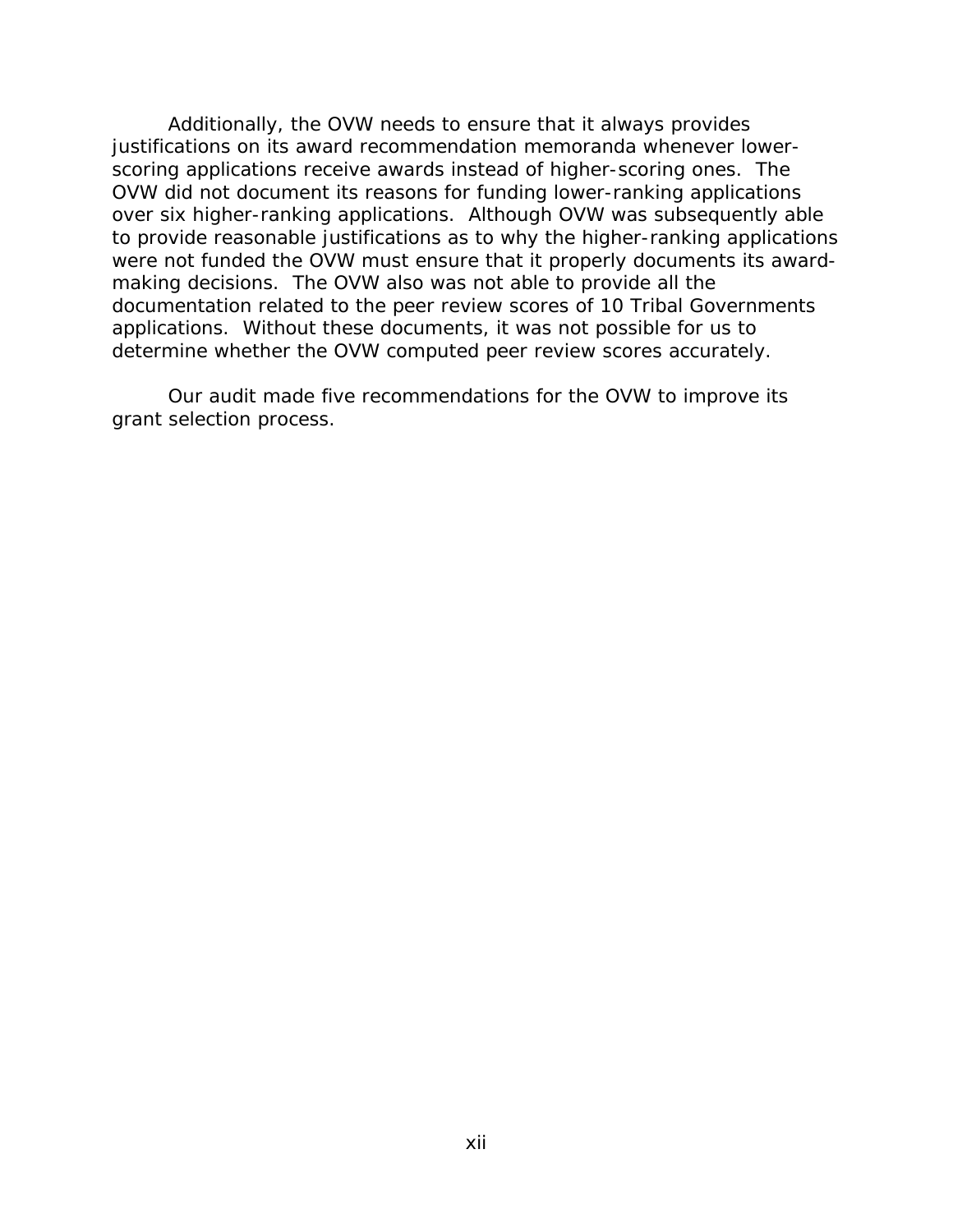Additionally, the OVW needs to ensure that it always provides justifications on its award recommendation memoranda whenever lower-scoring applications receive awards instead of higher-scoring ones. The OVW did not document its reasons for funding lower-ranking applications over six higher-ranking applications. Although OVW was subsequently able to provide reasonable justifications as to why the higher-ranking applications were not funded the OVW must ensure that it properly documents its award-making decisions. The OVW also was not able to provide all the documentation related to the peer review scores of 10 Tribal Governments applications. Without these documents, it was not possible for us to determine whether the OVW computed peer review scores accurately.

Our audit made five recommendations for the OVW to improve its grant selection process.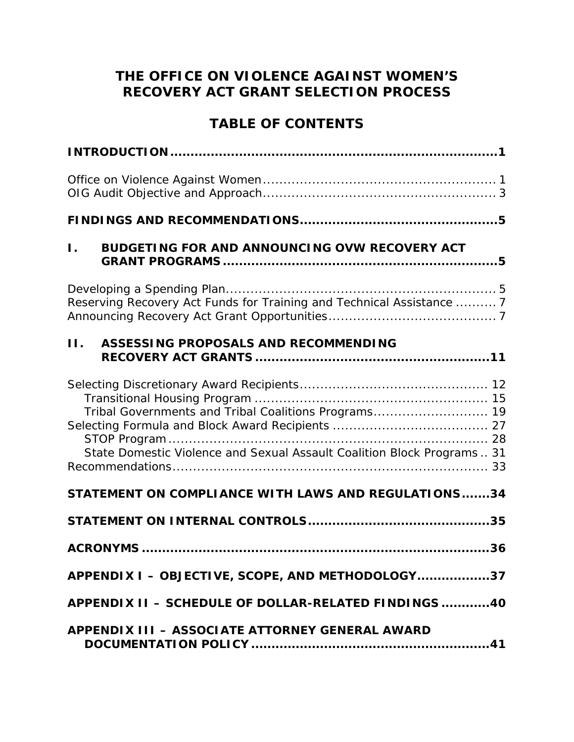# THE OFFICE ON VIOLENCE AGAINST WOMEN'S RECOVERY ACT GRANT SELECTION PROCESS

## TABLE OF CONTENTS

**INTRODUCTION** .................................................................. **1**

Office on Violence Against Women ........................................................ 1
OIG Audit Objective and Approach......................................................... 3

**FINDINGS AND RECOMMENDATIONS** .................................................. **5**

**I. BUDGETING FOR AND ANNOUNCING OVW RECOVERY ACT GRANT PROGRAMS** ................................................................... **5**

Developing a Spending Plan.................................................................. 5
Reserving Recovery Act Funds for Training and Technical Assistance .......... 7
Announcing Recovery Act Grant Opportunities......................................... 7

**II. ASSESSING PROPOSALS AND RECOMMENDING RECOVERY ACT GRANTS** ......................................................... **11**

Selecting Discretionary Award Recipients.............................................. 12
- Transitional Housing Program ......................................................... 15
- Tribal Governments and Tribal Coalitions Programs............................ 19

Selecting Formula and Block Award Recipients ...................................... 27
- STOP Program .............................................................................. 28
- State Domestic Violence and Sexual Assault Coalition Block Programs .. 31

Recommendations............................................................................. 33

**STATEMENT ON COMPLIANCE WITH LAWS AND REGULATIONS** .......**34**

**STATEMENT ON INTERNAL CONTROLS** ............................................**35**

**ACRONYMS** ......................................................................................**36**

**APPENDIX I – OBJECTIVE, SCOPE, AND METHODOLOGY** ..................**37**

**APPENDIX II – SCHEDULE OF DOLLAR-RELATED FINDINGS** ............**40**

**APPENDIX III – ASSOCIATE ATTORNEY GENERAL AWARD DOCUMENTATION POLICY** ..........................................................**41**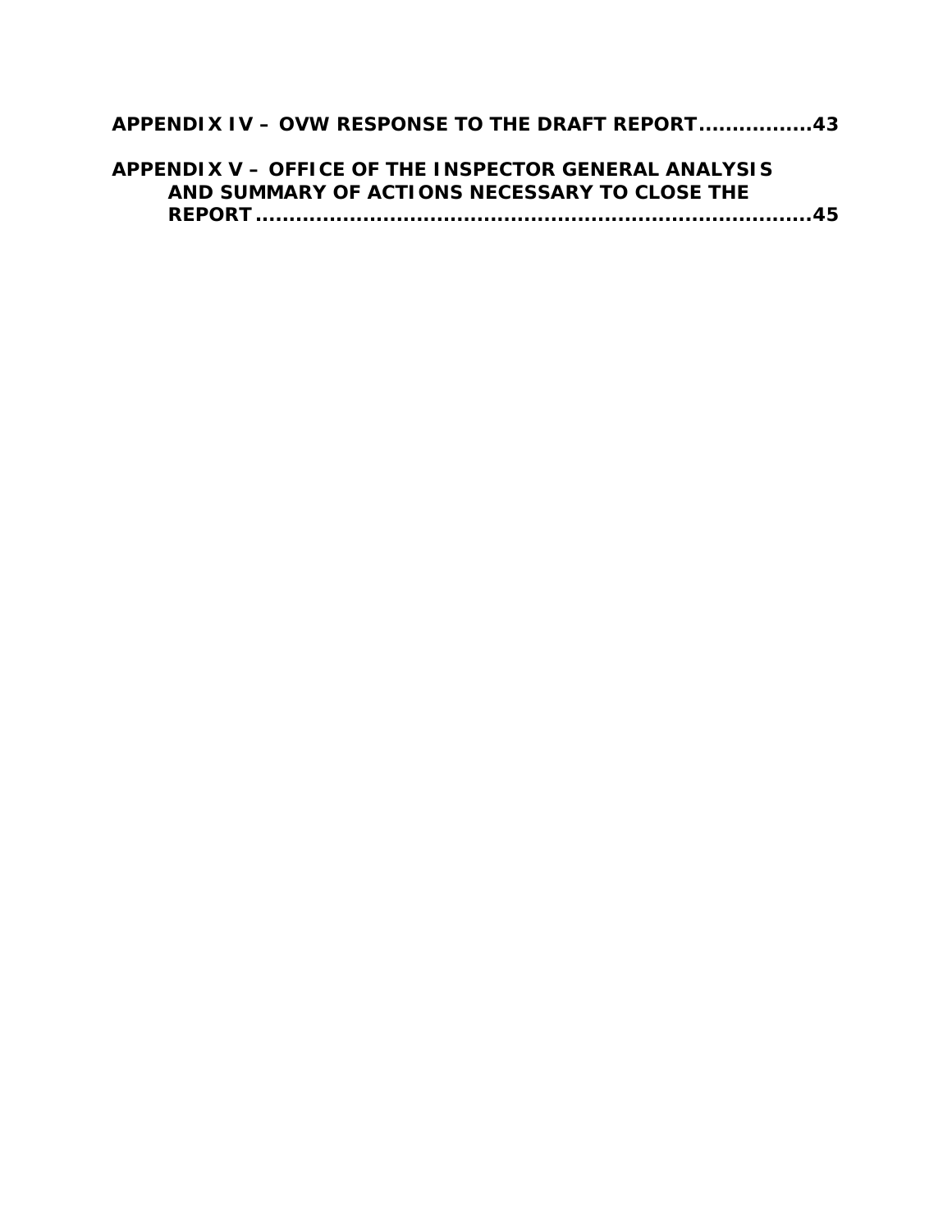**APPENDIX IV – OVW RESPONSE TO THE DRAFT REPORT.................43**

**APPENDIX V – OFFICE OF THE INSPECTOR GENERAL ANALYSIS AND SUMMARY OF ACTIONS NECESSARY TO CLOSE THE REPORT.......................................................................45**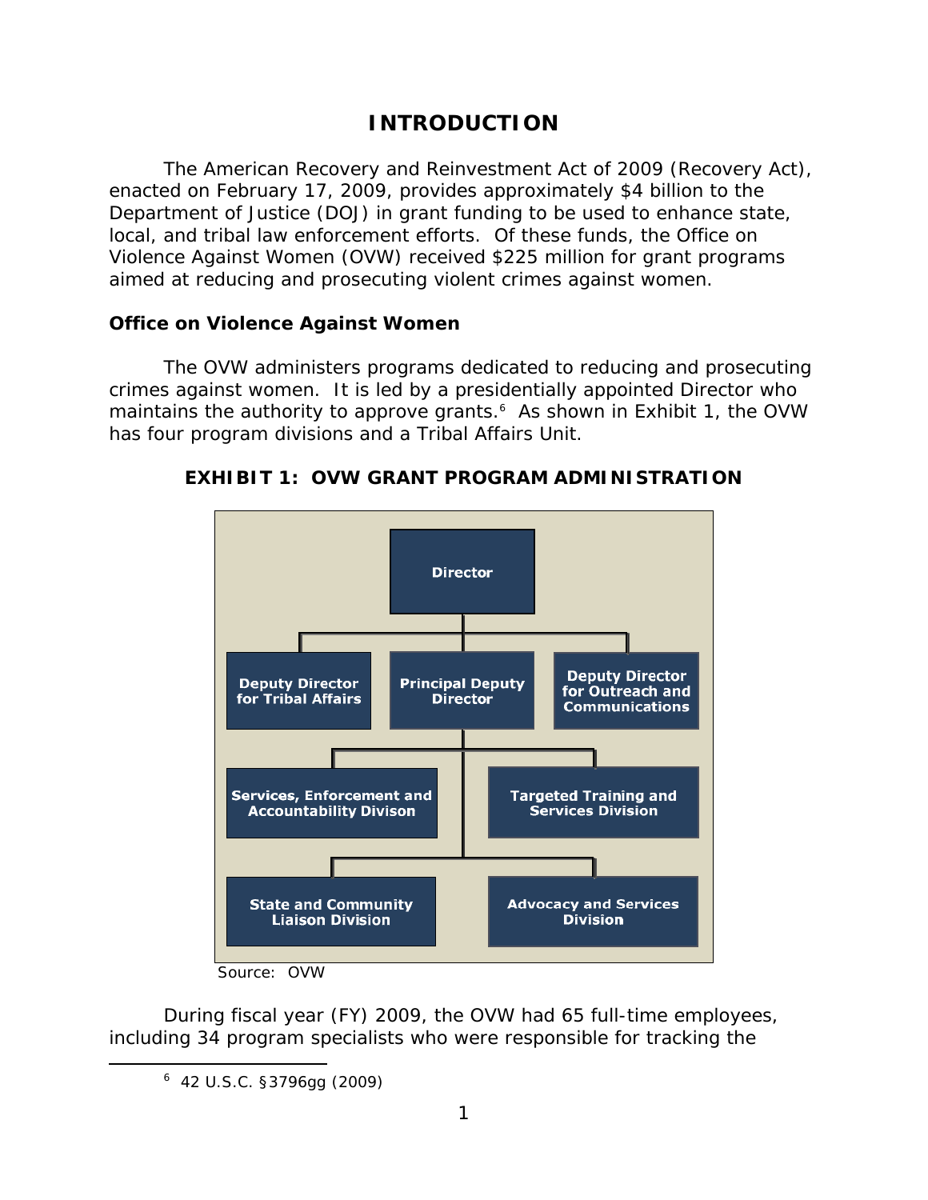# INTRODUCTION

The American Recovery and Reinvestment Act of 2009 (Recovery Act), enacted on February 17, 2009, provides approximately $4 billion to the Department of Justice (DOJ) in grant funding to be used to enhance state, local, and tribal law enforcement efforts. Of these funds, the Office on Violence Against Women (OVW) received $225 million for grant programs aimed at reducing and prosecuting violent crimes against women.

## Office on Violence Against Women

The OVW administers programs dedicated to reducing and prosecuting crimes against women. It is led by a presidentially appointed Director who maintains the authority to approve grants.[6] As shown in Exhibit 1, the OVW has four program divisions and a Tribal Affairs Unit.

**EXHIBIT 1: OVW GRANT PROGRAM ADMINISTRATION**

- Director
  - Deputy Director for Tribal Affairs
  - Principal Deputy Director
    - Services, Enforcement and Accountability Divison
    - Targeted Training and Services Division
    - State and Community Liaison Division
    - Advocacy and Services Division
  - Deputy Director for Outreach and Communications

Source: OVW

During fiscal year (FY) 2009, the OVW had 65 full-time employees, including 34 program specialists who were responsible for tracking the

---

[6] 42 U.S.C. §3796gg (2009)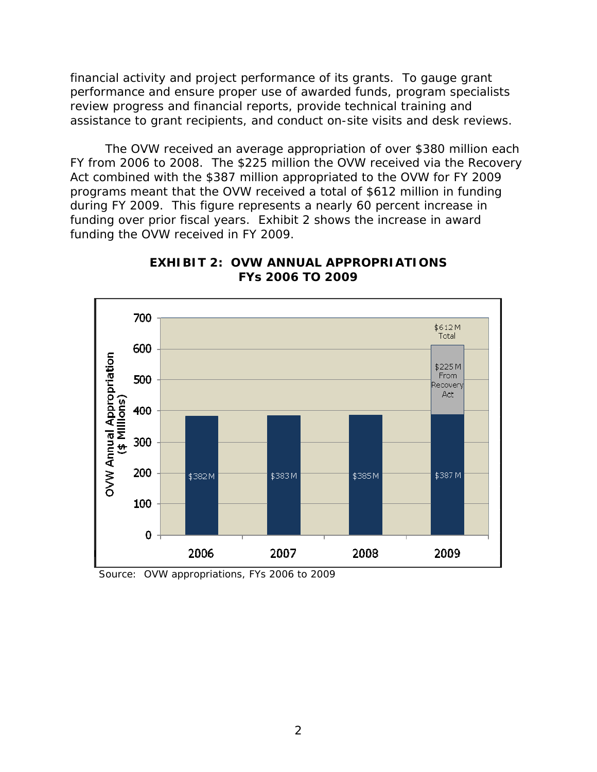financial activity and project performance of its grants. To gauge grant performance and ensure proper use of awarded funds, program specialists review progress and financial reports, provide technical training and assistance to grant recipients, and conduct on-site visits and desk reviews.

The OVW received an average appropriation of over $380 million each FY from 2006 to 2008. The $225 million the OVW received via the Recovery Act combined with the $387 million appropriated to the OVW for FY 2009 programs meant that the OVW received a total of $612 million in funding during FY 2009. This figure represents a nearly 60 percent increase in funding over prior fiscal years. Exhibit 2 shows the increase in award funding the OVW received in FY 2009.

**EXHIBIT 2: OVW ANNUAL APPROPRIATIONS FYs 2006 TO 2009**

| Fiscal Year | OVW Annual Appropriation ($ Millions) |
|---|---|
| 2006 | $382 M |
| 2007 | $383 M |
| 2008 | $385 M |
| 2009 | $387 M + $225 M From Recovery Act = $612 M Total |

Source: OVW appropriations, FYs 2006 to 2009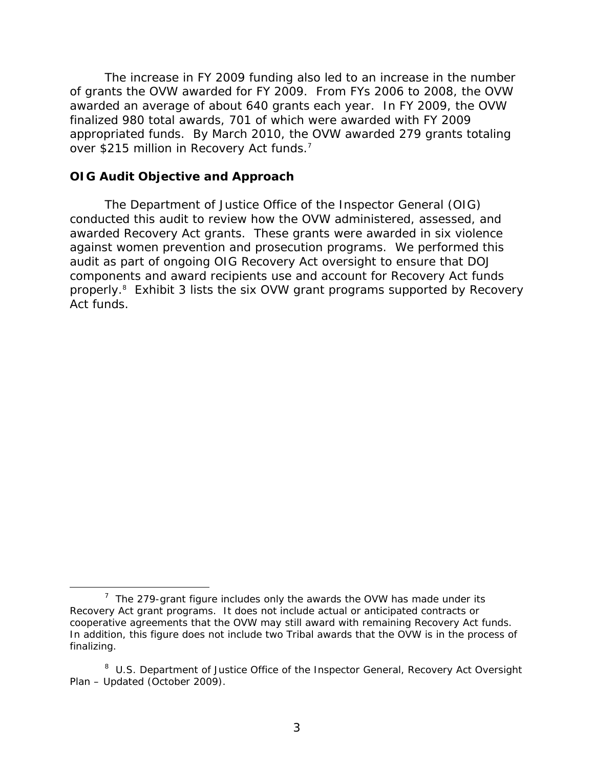The increase in FY 2009 funding also led to an increase in the number of grants the OVW awarded for FY 2009. From FYs 2006 to 2008, the OVW awarded an average of about 640 grants each year. In FY 2009, the OVW finalized 980 total awards, 701 of which were awarded with FY 2009 appropriated funds. By March 2010, the OVW awarded 279 grants totaling over $215 million in Recovery Act funds.[7]

## OIG Audit Objective and Approach

The Department of Justice Office of the Inspector General (OIG) conducted this audit to review how the OVW administered, assessed, and awarded Recovery Act grants. These grants were awarded in six violence against women prevention and prosecution programs. We performed this audit as part of ongoing OIG Recovery Act oversight to ensure that DOJ components and award recipients use and account for Recovery Act funds properly.[8] Exhibit 3 lists the six OVW grant programs supported by Recovery Act funds.

---

[7] The 279-grant figure includes only the awards the OVW has made under its Recovery Act grant programs. It does not include actual or anticipated contracts or cooperative agreements that the OVW may still award with remaining Recovery Act funds. In addition, this figure does not include two Tribal awards that the OVW is in the process of finalizing.

[8] U.S. Department of Justice Office of the Inspector General, Recovery Act Oversight Plan – Updated (October 2009).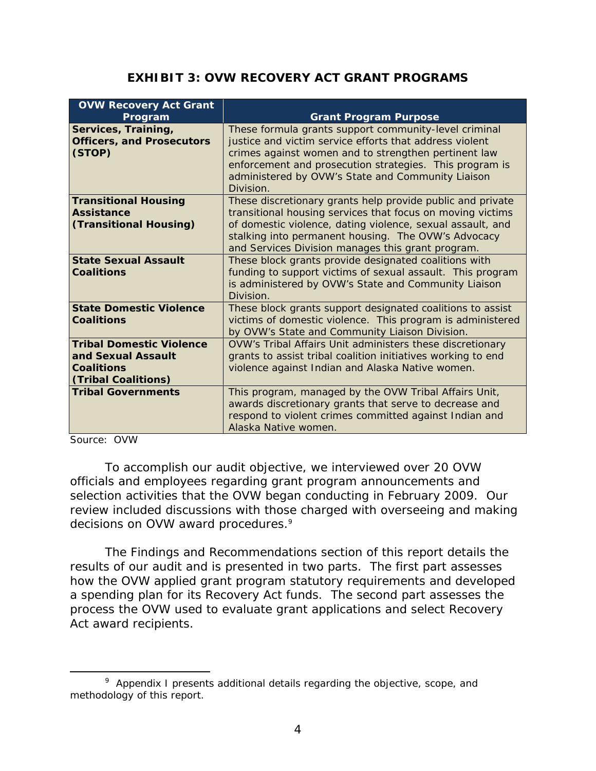## EXHIBIT 3: OVW RECOVERY ACT GRANT PROGRAMS

| OVW Recovery Act Grant Program | Grant Program Purpose |
|---|---|
| **Services, Training, Officers, and Prosecutors (STOP)** | These formula grants support community-level criminal justice and victim service efforts that address violent crimes against women and to strengthen pertinent law enforcement and prosecution strategies. This program is administered by OVW's State and Community Liaison Division. |
| **Transitional Housing Assistance (Transitional Housing)** | These discretionary grants help provide public and private transitional housing services that focus on moving victims of domestic violence, dating violence, sexual assault, and stalking into permanent housing. The OVW's Advocacy and Services Division manages this grant program. |
| **State Sexual Assault Coalitions** | These block grants provide designated coalitions with funding to support victims of sexual assault. This program is administered by OVW's State and Community Liaison Division. |
| **State Domestic Violence Coalitions** | These block grants support designated coalitions to assist victims of domestic violence. This program is administered by OVW's State and Community Liaison Division. |
| **Tribal Domestic Violence and Sexual Assault Coalitions (Tribal Coalitions)** | OVW's Tribal Affairs Unit administers these discretionary grants to assist tribal coalition initiatives working to end violence against Indian and Alaska Native women. |
| **Tribal Governments** | This program, managed by the OVW Tribal Affairs Unit, awards discretionary grants that serve to decrease and respond to violent crimes committed against Indian and Alaska Native women. |

Source: OVW

To accomplish our audit objective, we interviewed over 20 OVW officials and employees regarding grant program announcements and selection activities that the OVW began conducting in February 2009. Our review included discussions with those charged with overseeing and making decisions on OVW award procedures.[9]

The Findings and Recommendations section of this report details the results of our audit and is presented in two parts. The first part assesses how the OVW applied grant program statutory requirements and developed a spending plan for its Recovery Act funds. The second part assesses the process the OVW used to evaluate grant applications and select Recovery Act award recipients.

[9] Appendix I presents additional details regarding the objective, scope, and methodology of this report.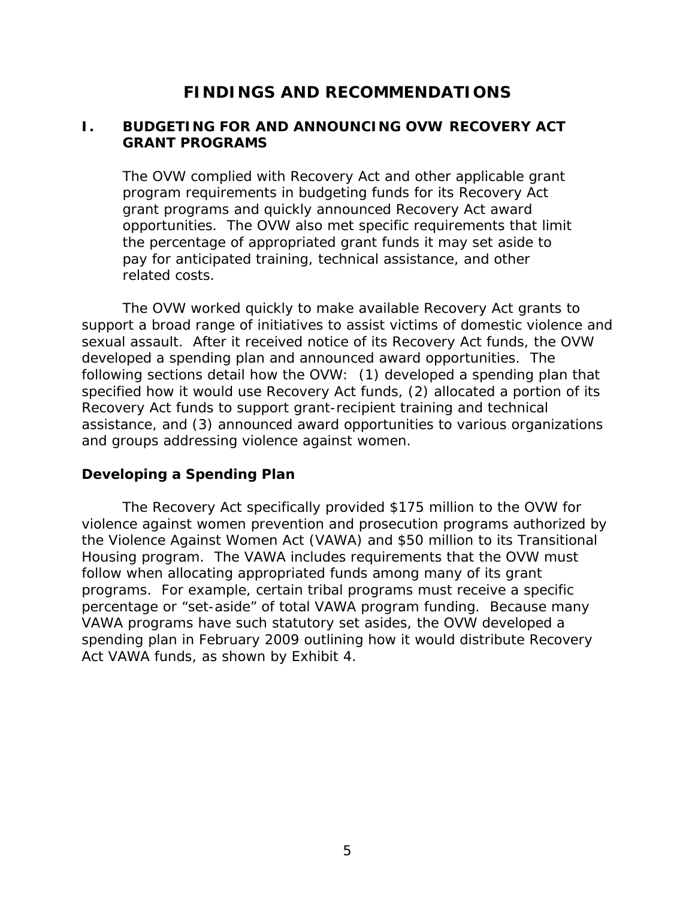# FINDINGS AND RECOMMENDATIONS

## I. BUDGETING FOR AND ANNOUNCING OVW RECOVERY ACT GRANT PROGRAMS

**The OVW complied with Recovery Act and other applicable grant program requirements in budgeting funds for its Recovery Act grant programs and quickly announced Recovery Act award opportunities. The OVW also met specific requirements that limit the percentage of appropriated grant funds it may set aside to pay for anticipated training, technical assistance, and other related costs.**

The OVW worked quickly to make available Recovery Act grants to support a broad range of initiatives to assist victims of domestic violence and sexual assault. After it received notice of its Recovery Act funds, the OVW developed a spending plan and announced award opportunities. The following sections detail how the OVW: (1) developed a spending plan that specified how it would use Recovery Act funds, (2) allocated a portion of its Recovery Act funds to support grant-recipient training and technical assistance, and (3) announced award opportunities to various organizations and groups addressing violence against women.

### Developing a Spending Plan

The Recovery Act specifically provided $175 million to the OVW for violence against women prevention and prosecution programs authorized by the Violence Against Women Act (VAWA) and $50 million to its Transitional Housing program. The VAWA includes requirements that the OVW must follow when allocating appropriated funds among many of its grant programs. For example, certain tribal programs must receive a specific percentage or "set-aside" of total VAWA program funding. Because many VAWA programs have such statutory set asides, the OVW developed a spending plan in February 2009 outlining how it would distribute Recovery Act VAWA funds, as shown by Exhibit 4.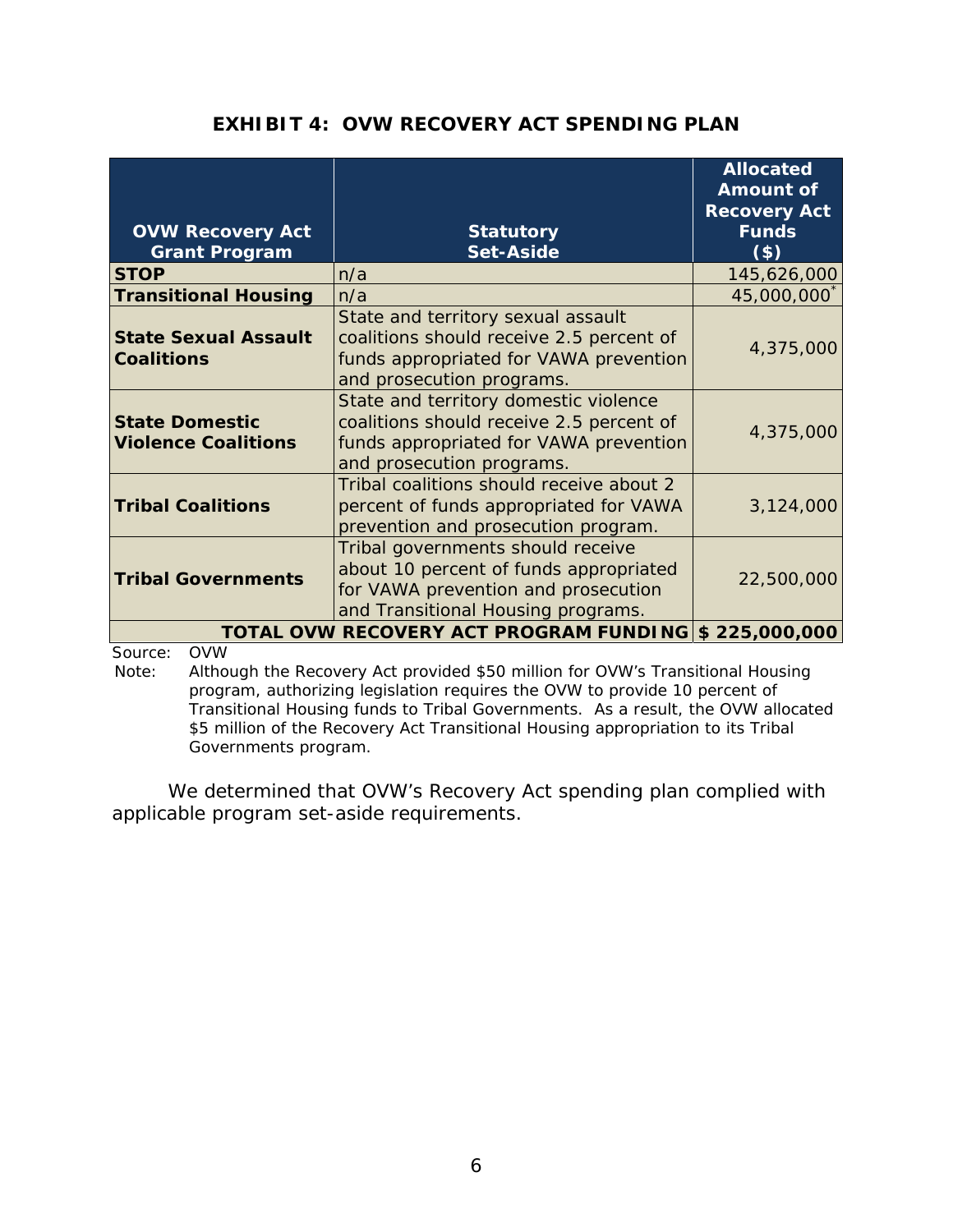# EXHIBIT 4: OVW RECOVERY ACT SPENDING PLAN

| OVW Recovery Act Grant Program | Statutory Set-Aside | Allocated Amount of Recovery Act Funds ($) |
|---|---|---|
| **STOP** | n/a | 145,626,000 |
| **Transitional Housing** | n/a | 45,000,000* |
| **State Sexual Assault Coalitions** | State and territory sexual assault coalitions should receive 2.5 percent of funds appropriated for VAWA prevention and prosecution programs. | 4,375,000 |
| **State Domestic Violence Coalitions** | State and territory domestic violence coalitions should receive 2.5 percent of funds appropriated for VAWA prevention and prosecution programs. | 4,375,000 |
| **Tribal Coalitions** | Tribal coalitions should receive about 2 percent of funds appropriated for VAWA prevention and prosecution program. | 3,124,000 |
| **Tribal Governments** | Tribal governments should receive about 10 percent of funds appropriated for VAWA prevention and prosecution and Transitional Housing programs. | 22,500,000 |
| | **TOTAL OVW RECOVERY ACT PROGRAM FUNDING** | **$ 225,000,000** |

Source: OVW

Note: Although the Recovery Act provided $50 million for OVW's Transitional Housing program, authorizing legislation requires the OVW to provide 10 percent of Transitional Housing funds to Tribal Governments. As a result, the OVW allocated $5 million of the Recovery Act Transitional Housing appropriation to its Tribal Governments program.

We determined that OVW's Recovery Act spending plan complied with applicable program set-aside requirements.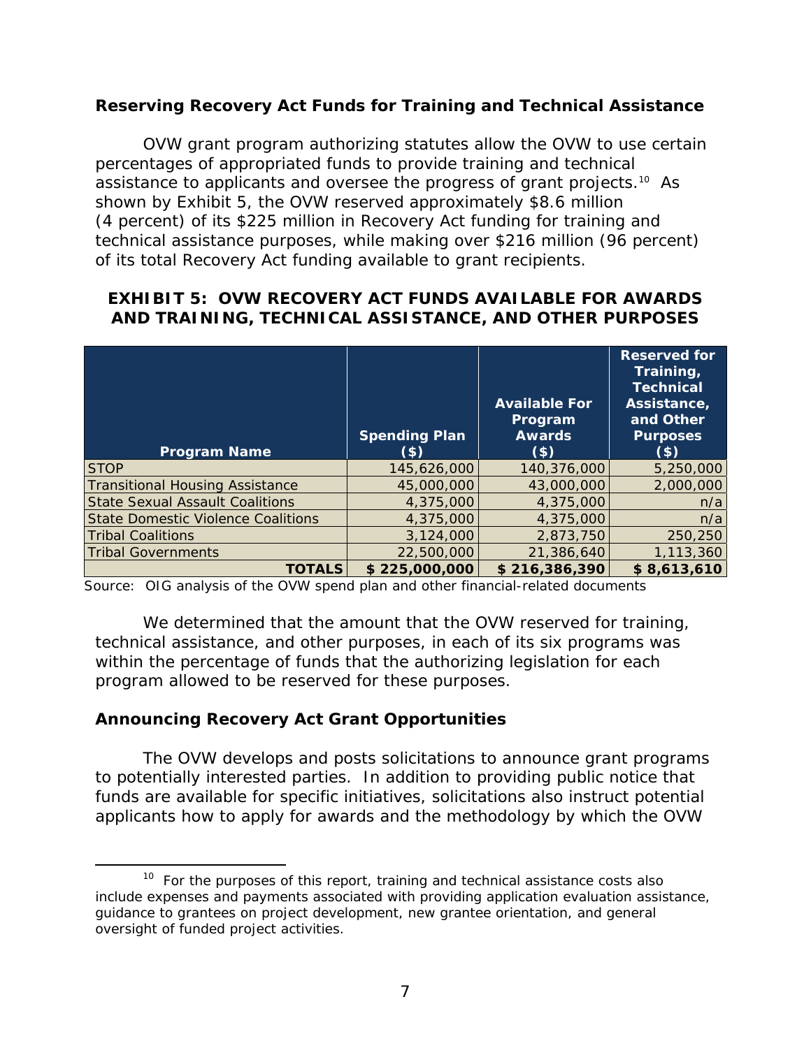### Reserving Recovery Act Funds for Training and Technical Assistance

OVW grant program authorizing statutes allow the OVW to use certain percentages of appropriated funds to provide training and technical assistance to applicants and oversee the progress of grant projects.[10] As shown by Exhibit 5, the OVW reserved approximately $8.6 million (4 percent) of its $225 million in Recovery Act funding for training and technical assistance purposes, while making over $216 million (96 percent) of its total Recovery Act funding available to grant recipients.

**EXHIBIT 5: OVW RECOVERY ACT FUNDS AVAILABLE FOR AWARDS AND TRAINING, TECHNICAL ASSISTANCE, AND OTHER PURPOSES**

| Program Name | Spending Plan ($) | Available For Program Awards ($) | Reserved for Training, Technical Assistance, and Other Purposes ($) |
|---|---|---|---|
| STOP | 145,626,000 | 140,376,000 | 5,250,000 |
| Transitional Housing Assistance | 45,000,000 | 43,000,000 | 2,000,000 |
| State Sexual Assault Coalitions | 4,375,000 | 4,375,000 | n/a |
| State Domestic Violence Coalitions | 4,375,000 | 4,375,000 | n/a |
| Tribal Coalitions | 3,124,000 | 2,873,750 | 250,250 |
| Tribal Governments | 22,500,000 | 21,386,640 | 1,113,360 |
| **TOTALS** | **$ 225,000,000** | **$ 216,386,390** | **$ 8,613,610** |

Source: OIG analysis of the OVW spend plan and other financial-related documents

We determined that the amount that the OVW reserved for training, technical assistance, and other purposes, in each of its six programs was within the percentage of funds that the authorizing legislation for each program allowed to be reserved for these purposes.

### Announcing Recovery Act Grant Opportunities

The OVW develops and posts solicitations to announce grant programs to potentially interested parties. In addition to providing public notice that funds are available for specific initiatives, solicitations also instruct potential applicants how to apply for awards and the methodology by which the OVW

[10] For the purposes of this report, training and technical assistance costs also include expenses and payments associated with providing application evaluation assistance, guidance to grantees on project development, new grantee orientation, and general oversight of funded project activities.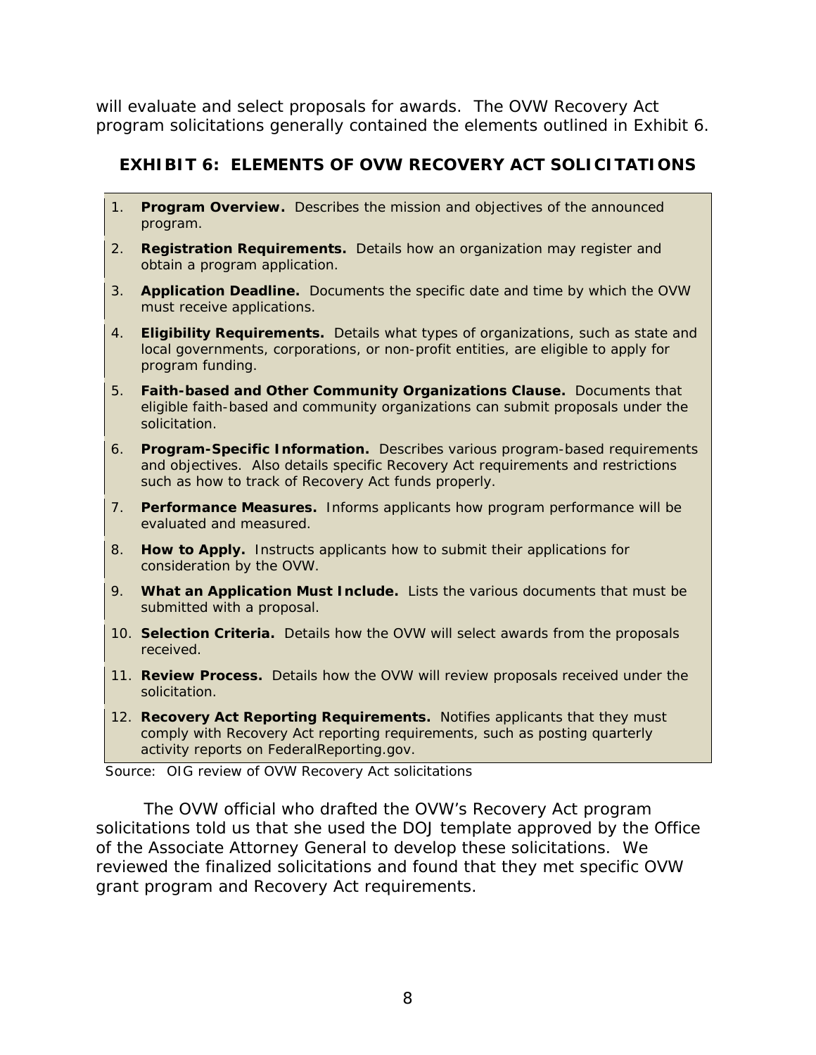will evaluate and select proposals for awards. The OVW Recovery Act program solicitations generally contained the elements outlined in Exhibit 6.

### EXHIBIT 6: ELEMENTS OF OVW RECOVERY ACT SOLICITATIONS

1. **Program Overview.** Describes the mission and objectives of the announced program.
2. **Registration Requirements.** Details how an organization may register and obtain a program application.
3. **Application Deadline.** Documents the specific date and time by which the OVW must receive applications.
4. **Eligibility Requirements.** Details what types of organizations, such as state and local governments, corporations, or non-profit entities, are eligible to apply for program funding.
5. **Faith-based and Other Community Organizations Clause.** Documents that eligible faith-based and community organizations can submit proposals under the solicitation.
6. **Program-Specific Information.** Describes various program-based requirements and objectives. Also details specific Recovery Act requirements and restrictions such as how to track of Recovery Act funds properly.
7. **Performance Measures.** Informs applicants how program performance will be evaluated and measured.
8. **How to Apply.** Instructs applicants how to submit their applications for consideration by the OVW.
9. **What an Application Must Include.** Lists the various documents that must be submitted with a proposal.
10. **Selection Criteria.** Details how the OVW will select awards from the proposals received.
11. **Review Process.** Details how the OVW will review proposals received under the solicitation.
12. **Recovery Act Reporting Requirements.** Notifies applicants that they must comply with Recovery Act reporting requirements, such as posting quarterly activity reports on FederalReporting.gov.

Source: OIG review of OVW Recovery Act solicitations

The OVW official who drafted the OVW's Recovery Act program solicitations told us that she used the DOJ template approved by the Office of the Associate Attorney General to develop these solicitations. We reviewed the finalized solicitations and found that they met specific OVW grant program and Recovery Act requirements.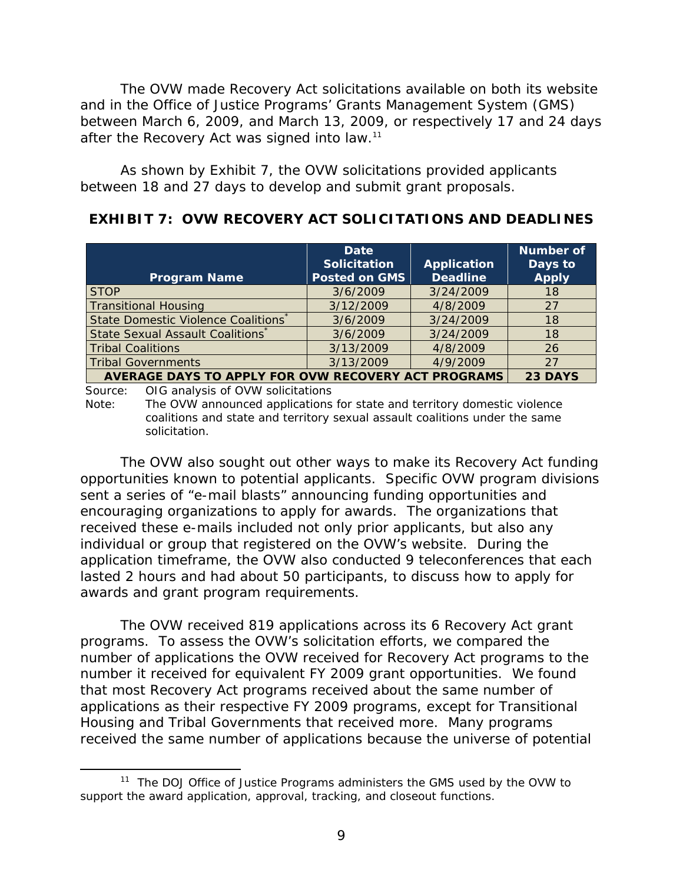The OVW made Recovery Act solicitations available on both its website and in the Office of Justice Programs' Grants Management System (GMS) between March 6, 2009, and March 13, 2009, or respectively 17 and 24 days after the Recovery Act was signed into law.[11]

As shown by Exhibit 7, the OVW solicitations provided applicants between 18 and 27 days to develop and submit grant proposals.

**EXHIBIT 7: OVW RECOVERY ACT SOLICITATIONS AND DEADLINES**

| Program Name | Date Solicitation Posted on GMS | Application Deadline | Number of Days to Apply |
|---|---|---|---|
| STOP | 3/6/2009 | 3/24/2009 | 18 |
| Transitional Housing | 3/12/2009 | 4/8/2009 | 27 |
| State Domestic Violence Coalitions* | 3/6/2009 | 3/24/2009 | 18 |
| State Sexual Assault Coalitions* | 3/6/2009 | 3/24/2009 | 18 |
| Tribal Coalitions | 3/13/2009 | 4/8/2009 | 26 |
| Tribal Governments | 3/13/2009 | 4/9/2009 | 27 |
| **AVERAGE DAYS TO APPLY FOR OVW RECOVERY ACT PROGRAMS** | | | **23 DAYS** |

Source: OIG analysis of OVW solicitations

Note: The OVW announced applications for state and territory domestic violence coalitions and state and territory sexual assault coalitions under the same solicitation.

The OVW also sought out other ways to make its Recovery Act funding opportunities known to potential applicants. Specific OVW program divisions sent a series of "e-mail blasts" announcing funding opportunities and encouraging organizations to apply for awards. The organizations that received these e-mails included not only prior applicants, but also any individual or group that registered on the OVW's website. During the application timeframe, the OVW also conducted 9 teleconferences that each lasted 2 hours and had about 50 participants, to discuss how to apply for awards and grant program requirements.

The OVW received 819 applications across its 6 Recovery Act grant programs. To assess the OVW's solicitation efforts, we compared the number of applications the OVW received for Recovery Act programs to the number it received for equivalent FY 2009 grant opportunities. We found that most Recovery Act programs received about the same number of applications as their respective FY 2009 programs, except for Transitional Housing and Tribal Governments that received more. Many programs received the same number of applications because the universe of potential

[11] The DOJ Office of Justice Programs administers the GMS used by the OVW to support the award application, approval, tracking, and closeout functions.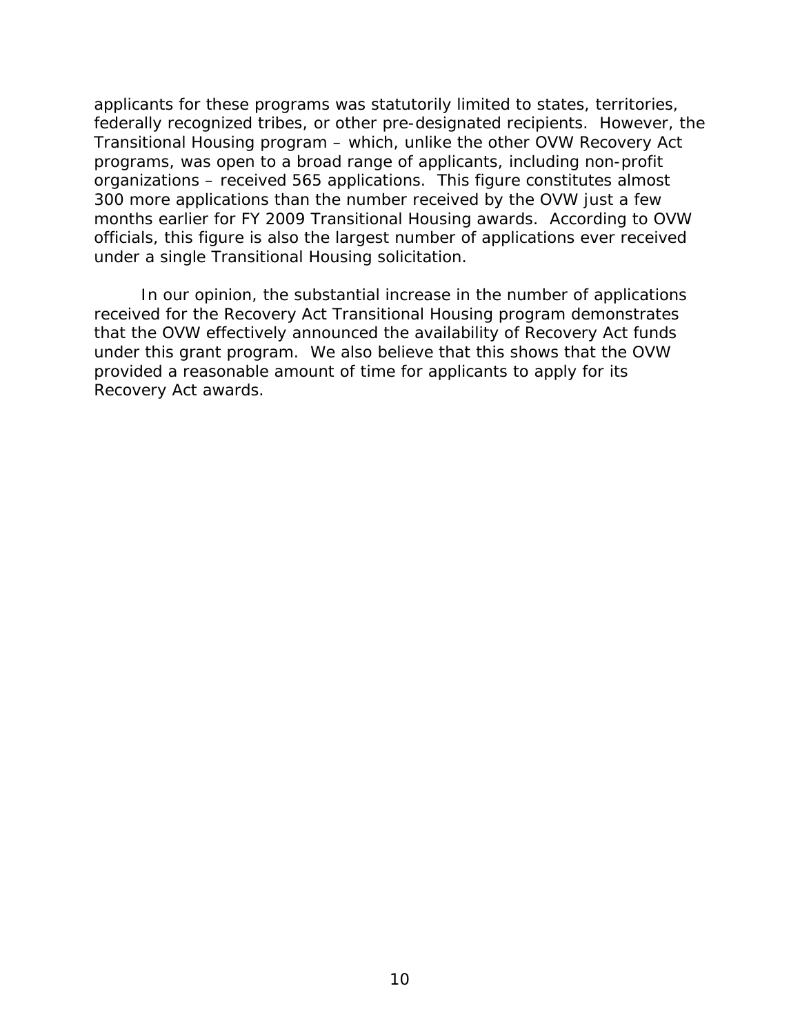applicants for these programs was statutorily limited to states, territories, federally recognized tribes, or other pre-designated recipients. However, the Transitional Housing program – which, unlike the other OVW Recovery Act programs, was open to a broad range of applicants, including non-profit organizations – received 565 applications. This figure constitutes almost 300 more applications than the number received by the OVW just a few months earlier for FY 2009 Transitional Housing awards. According to OVW officials, this figure is also the largest number of applications ever received under a single Transitional Housing solicitation.

In our opinion, the substantial increase in the number of applications received for the Recovery Act Transitional Housing program demonstrates that the OVW effectively announced the availability of Recovery Act funds under this grant program. We also believe that this shows that the OVW provided a reasonable amount of time for applicants to apply for its Recovery Act awards.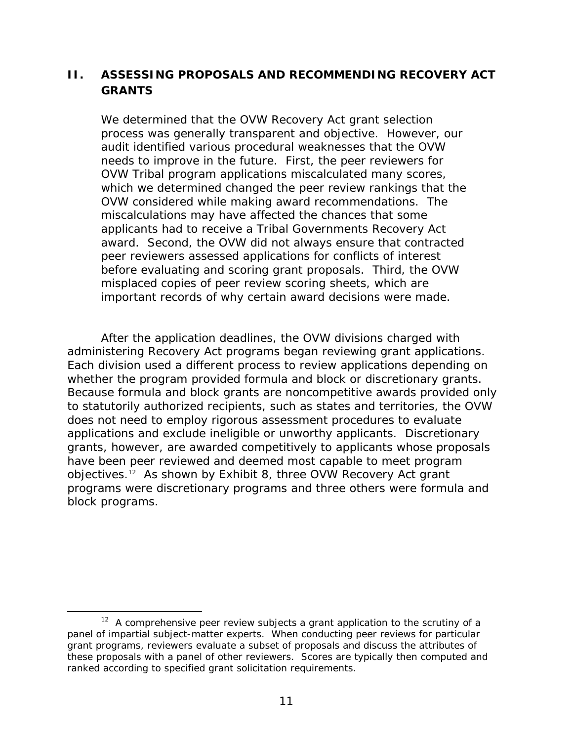## II. ASSESSING PROPOSALS AND RECOMMENDING RECOVERY ACT GRANTS

**We determined that the OVW Recovery Act grant selection process was generally transparent and objective. However, our audit identified various procedural weaknesses that the OVW needs to improve in the future. First, the peer reviewers for OVW Tribal program applications miscalculated many scores, which we determined changed the peer review rankings that the OVW considered while making award recommendations. The miscalculations may have affected the chances that some applicants had to receive a Tribal Governments Recovery Act award. Second, the OVW did not always ensure that contracted peer reviewers assessed applications for conflicts of interest before evaluating and scoring grant proposals. Third, the OVW misplaced copies of peer review scoring sheets, which are important records of why certain award decisions were made.**

After the application deadlines, the OVW divisions charged with administering Recovery Act programs began reviewing grant applications. Each division used a different process to review applications depending on whether the program provided formula and block or discretionary grants. Because formula and block grants are noncompetitive awards provided only to statutorily authorized recipients, such as states and territories, the OVW does not need to employ rigorous assessment procedures to evaluate applications and exclude ineligible or unworthy applicants. Discretionary grants, however, are awarded competitively to applicants whose proposals have been peer reviewed and deemed most capable to meet program objectives.[12] As shown by Exhibit 8, three OVW Recovery Act grant programs were discretionary programs and three others were formula and block programs.

[12] A comprehensive peer review subjects a grant application to the scrutiny of a panel of impartial subject-matter experts. When conducting peer reviews for particular grant programs, reviewers evaluate a subset of proposals and discuss the attributes of these proposals with a panel of other reviewers. Scores are typically then computed and ranked according to specified grant solicitation requirements.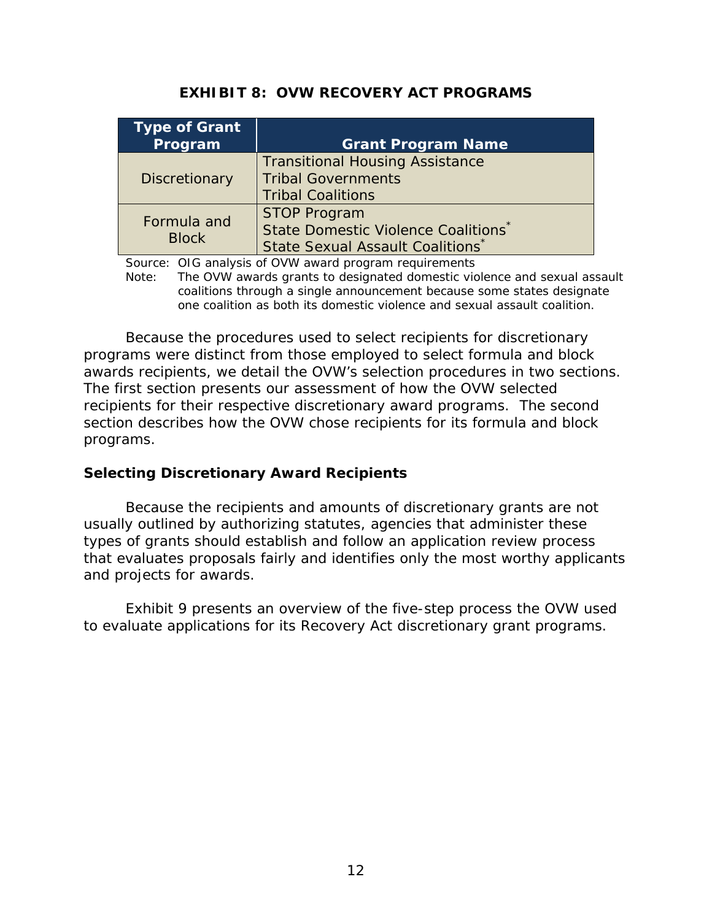**EXHIBIT 8: OVW RECOVERY ACT PROGRAMS**

| Type of Grant Program | Grant Program Name |
|---|---|
| Discretionary | Transitional Housing Assistance<br>Tribal Governments<br>Tribal Coalitions |
| Formula and Block | STOP Program<br>State Domestic Violence Coalitions*<br>State Sexual Assault Coalitions* |

Source: OIG analysis of OVW award program requirements

Note: The OVW awards grants to designated domestic violence and sexual assault coalitions through a single announcement because some states designate one coalition as both its domestic violence and sexual assault coalition.

Because the procedures used to select recipients for discretionary programs were distinct from those employed to select formula and block awards recipients, we detail the OVW's selection procedures in two sections. The first section presents our assessment of how the OVW selected recipients for their respective discretionary award programs. The second section describes how the OVW chose recipients for its formula and block programs.

### Selecting Discretionary Award Recipients

Because the recipients and amounts of discretionary grants are not usually outlined by authorizing statutes, agencies that administer these types of grants should establish and follow an application review process that evaluates proposals fairly and identifies only the most worthy applicants and projects for awards.

Exhibit 9 presents an overview of the five-step process the OVW used to evaluate applications for its Recovery Act discretionary grant programs.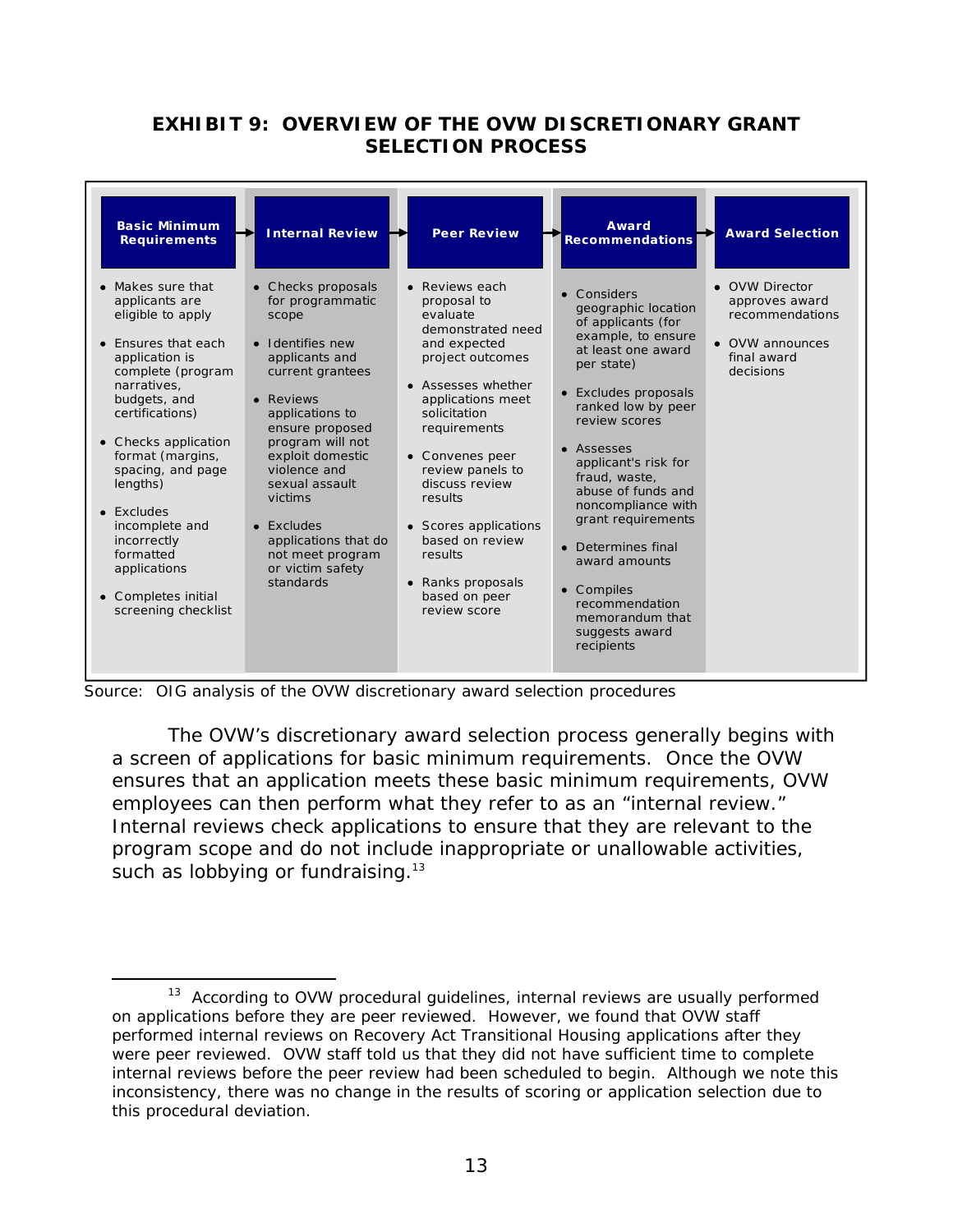**EXHIBIT 9: OVERVIEW OF THE OVW DISCRETIONARY GRANT SELECTION PROCESS**

| Basic Minimum Requirements | Internal Review | Peer Review | Award Recommendations | Award Selection |
|---|---|---|---|---|
| • Makes sure that applicants are eligible to apply<br>• Ensures that each application is complete (program narratives, budgets, and certifications)<br>• Checks application format (margins, spacing, and page lengths)<br>• Excludes incomplete and incorrectly formatted applications<br>• Completes initial screening checklist | • Checks proposals for programmatic scope<br>• Identifies new applicants and current grantees<br>• Reviews applications to ensure proposed program will not exploit domestic violence and sexual assault victims<br>• Excludes applications that do not meet program or victim safety standards | • Reviews each proposal to evaluate demonstrated need and expected project outcomes<br>• Assesses whether applications meet solicitation requirements<br>• Convenes peer review panels to discuss review results<br>• Scores applications based on review results<br>• Ranks proposals based on peer review score | • Considers geographic location of applicants (for example, to ensure at least one award per state)<br>• Excludes proposals ranked low by peer review scores<br>• Assesses applicant's risk for fraud, waste, abuse of funds and noncompliance with grant requirements<br>• Determines final award amounts<br>• Compiles recommendation memorandum that suggests award recipients | • OVW Director approves award recommendations<br>• OVW announces final award decisions |

Source: OIG analysis of the OVW discretionary award selection procedures

The OVW's discretionary award selection process generally begins with a screen of applications for basic minimum requirements. Once the OVW ensures that an application meets these basic minimum requirements, OVW employees can then perform what they refer to as an "internal review." Internal reviews check applications to ensure that they are relevant to the program scope and do not include inappropriate or unallowable activities, such as lobbying or fundraising.[13]

---

[13] According to OVW procedural guidelines, internal reviews are usually performed on applications before they are peer reviewed. However, we found that OVW staff performed internal reviews on Recovery Act Transitional Housing applications after they were peer reviewed. OVW staff told us that they did not have sufficient time to complete internal reviews before the peer review had been scheduled to begin. Although we note this inconsistency, there was no change in the results of scoring or application selection due to this procedural deviation.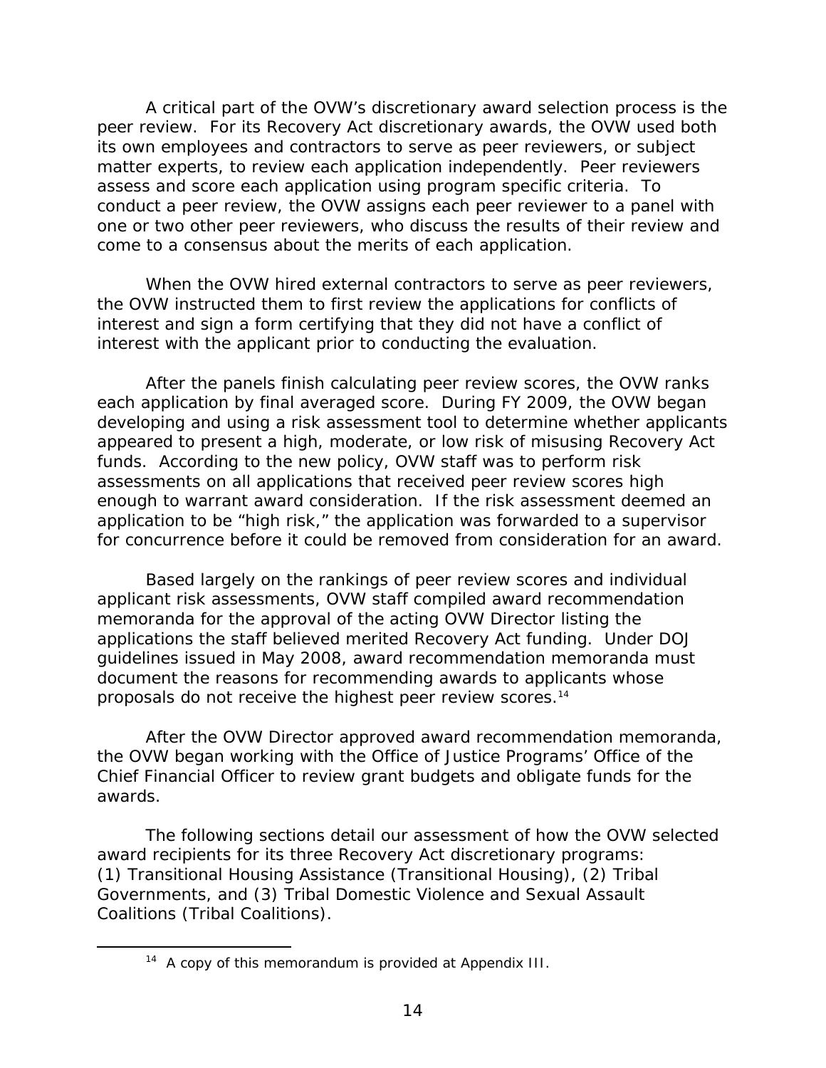A critical part of the OVW's discretionary award selection process is the peer review. For its Recovery Act discretionary awards, the OVW used both its own employees and contractors to serve as peer reviewers, or subject matter experts, to review each application independently. Peer reviewers assess and score each application using program specific criteria. To conduct a peer review, the OVW assigns each peer reviewer to a panel with one or two other peer reviewers, who discuss the results of their review and come to a consensus about the merits of each application.

When the OVW hired external contractors to serve as peer reviewers, the OVW instructed them to first review the applications for conflicts of interest and sign a form certifying that they did not have a conflict of interest with the applicant prior to conducting the evaluation.

After the panels finish calculating peer review scores, the OVW ranks each application by final averaged score. During FY 2009, the OVW began developing and using a risk assessment tool to determine whether applicants appeared to present a high, moderate, or low risk of misusing Recovery Act funds. According to the new policy, OVW staff was to perform risk assessments on all applications that received peer review scores high enough to warrant award consideration. If the risk assessment deemed an application to be "high risk," the application was forwarded to a supervisor for concurrence before it could be removed from consideration for an award.

Based largely on the rankings of peer review scores and individual applicant risk assessments, OVW staff compiled award recommendation memoranda for the approval of the acting OVW Director listing the applications the staff believed merited Recovery Act funding. Under DOJ guidelines issued in May 2008, award recommendation memoranda must document the reasons for recommending awards to applicants whose proposals do not receive the highest peer review scores.[14]

After the OVW Director approved award recommendation memoranda, the OVW began working with the Office of Justice Programs' Office of the Chief Financial Officer to review grant budgets and obligate funds for the awards.

The following sections detail our assessment of how the OVW selected award recipients for its three Recovery Act discretionary programs: (1) Transitional Housing Assistance (Transitional Housing), (2) Tribal Governments, and (3) Tribal Domestic Violence and Sexual Assault Coalitions (Tribal Coalitions).

---

[14] A copy of this memorandum is provided at Appendix III.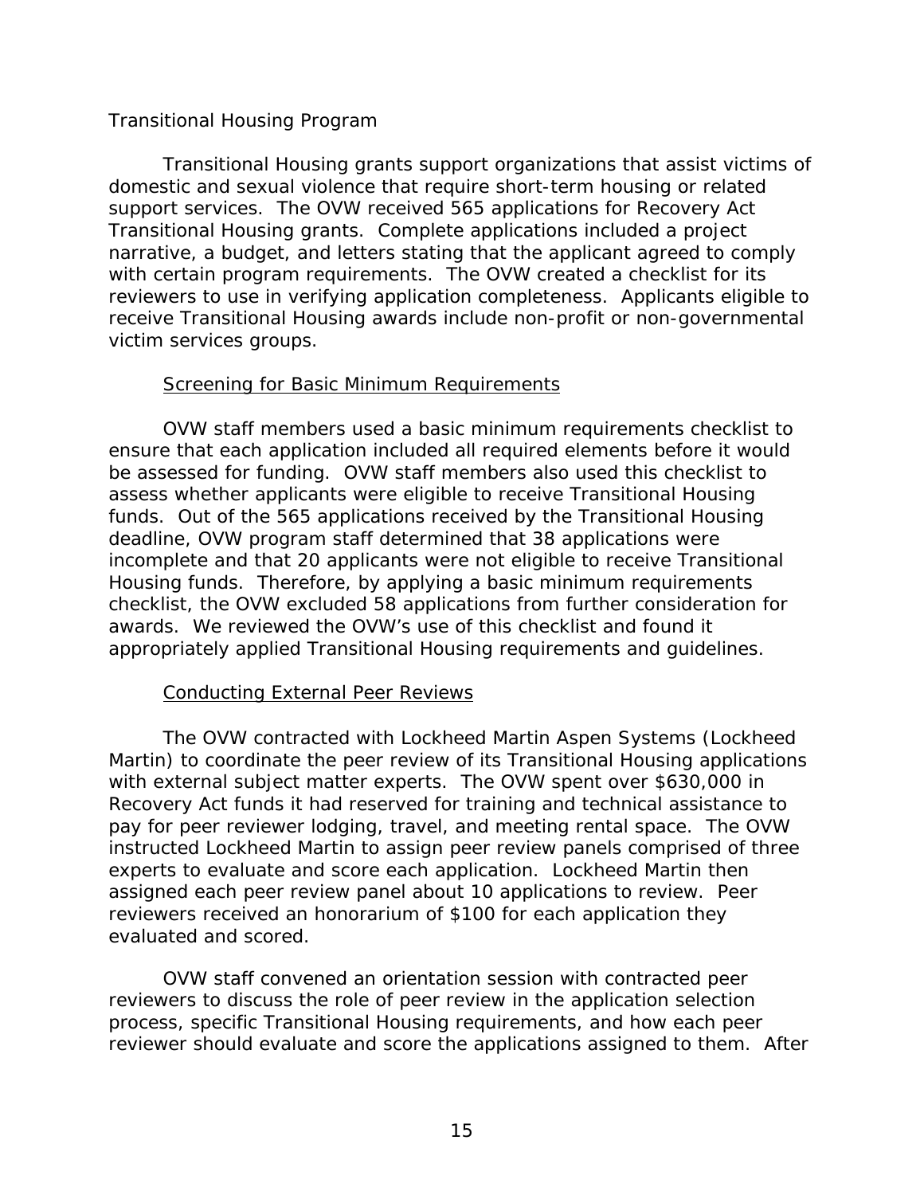### Transitional Housing Program

Transitional Housing grants support organizations that assist victims of domestic and sexual violence that require short-term housing or related support services. The OVW received 565 applications for Recovery Act Transitional Housing grants. Complete applications included a project narrative, a budget, and letters stating that the applicant agreed to comply with certain program requirements. The OVW created a checklist for its reviewers to use in verifying application completeness. Applicants eligible to receive Transitional Housing awards include non-profit or non-governmental victim services groups.

#### Screening for Basic Minimum Requirements

OVW staff members used a basic minimum requirements checklist to ensure that each application included all required elements before it would be assessed for funding. OVW staff members also used this checklist to assess whether applicants were eligible to receive Transitional Housing funds. Out of the 565 applications received by the Transitional Housing deadline, OVW program staff determined that 38 applications were incomplete and that 20 applicants were not eligible to receive Transitional Housing funds. Therefore, by applying a basic minimum requirements checklist, the OVW excluded 58 applications from further consideration for awards. We reviewed the OVW's use of this checklist and found it appropriately applied Transitional Housing requirements and guidelines.

#### Conducting External Peer Reviews

The OVW contracted with Lockheed Martin Aspen Systems (Lockheed Martin) to coordinate the peer review of its Transitional Housing applications with external subject matter experts. The OVW spent over $630,000 in Recovery Act funds it had reserved for training and technical assistance to pay for peer reviewer lodging, travel, and meeting rental space. The OVW instructed Lockheed Martin to assign peer review panels comprised of three experts to evaluate and score each application. Lockheed Martin then assigned each peer review panel about 10 applications to review. Peer reviewers received an honorarium of $100 for each application they evaluated and scored.

OVW staff convened an orientation session with contracted peer reviewers to discuss the role of peer review in the application selection process, specific Transitional Housing requirements, and how each peer reviewer should evaluate and score the applications assigned to them. After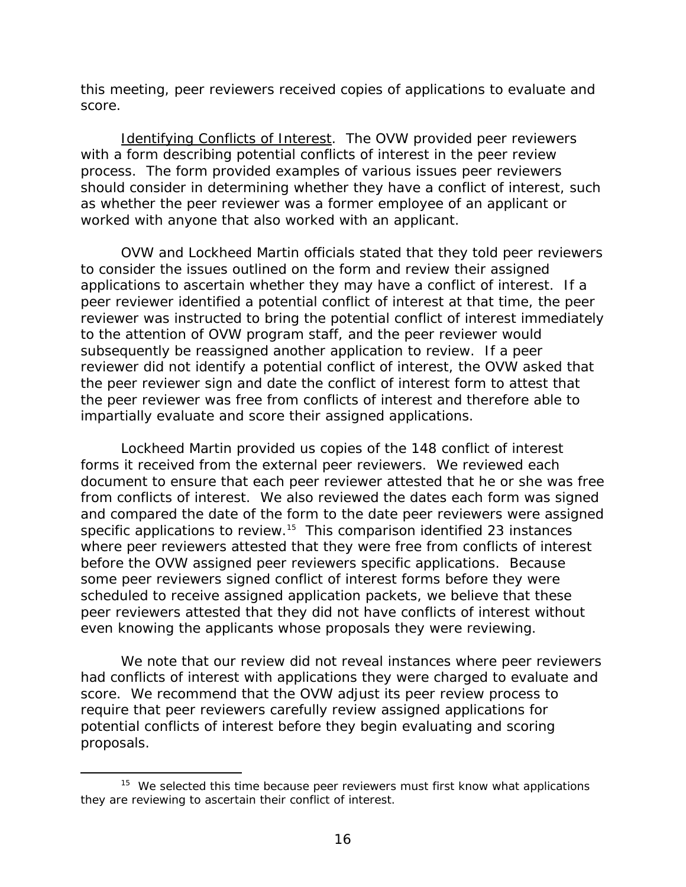this meeting, peer reviewers received copies of applications to evaluate and score.

Identifying Conflicts of Interest. The OVW provided peer reviewers with a form describing potential conflicts of interest in the peer review process. The form provided examples of various issues peer reviewers should consider in determining whether they have a conflict of interest, such as whether the peer reviewer was a former employee of an applicant or worked with anyone that also worked with an applicant.

OVW and Lockheed Martin officials stated that they told peer reviewers to consider the issues outlined on the form and review their assigned applications to ascertain whether they may have a conflict of interest. If a peer reviewer identified a potential conflict of interest at that time, the peer reviewer was instructed to bring the potential conflict of interest immediately to the attention of OVW program staff, and the peer reviewer would subsequently be reassigned another application to review. If a peer reviewer did not identify a potential conflict of interest, the OVW asked that the peer reviewer sign and date the conflict of interest form to attest that the peer reviewer was free from conflicts of interest and therefore able to impartially evaluate and score their assigned applications.

Lockheed Martin provided us copies of the 148 conflict of interest forms it received from the external peer reviewers. We reviewed each document to ensure that each peer reviewer attested that he or she was free from conflicts of interest. We also reviewed the dates each form was signed and compared the date of the form to the date peer reviewers were assigned specific applications to review.[15] This comparison identified 23 instances where peer reviewers attested that they were free from conflicts of interest before the OVW assigned peer reviewers specific applications. Because some peer reviewers signed conflict of interest forms before they were scheduled to receive assigned application packets, we believe that these peer reviewers attested that they did not have conflicts of interest without even knowing the applicants whose proposals they were reviewing.

We note that our review did not reveal instances where peer reviewers had conflicts of interest with applications they were charged to evaluate and score. We recommend that the OVW adjust its peer review process to require that peer reviewers carefully review assigned applications for potential conflicts of interest before they begin evaluating and scoring proposals.

[15] We selected this time because peer reviewers must first know what applications they are reviewing to ascertain their conflict of interest.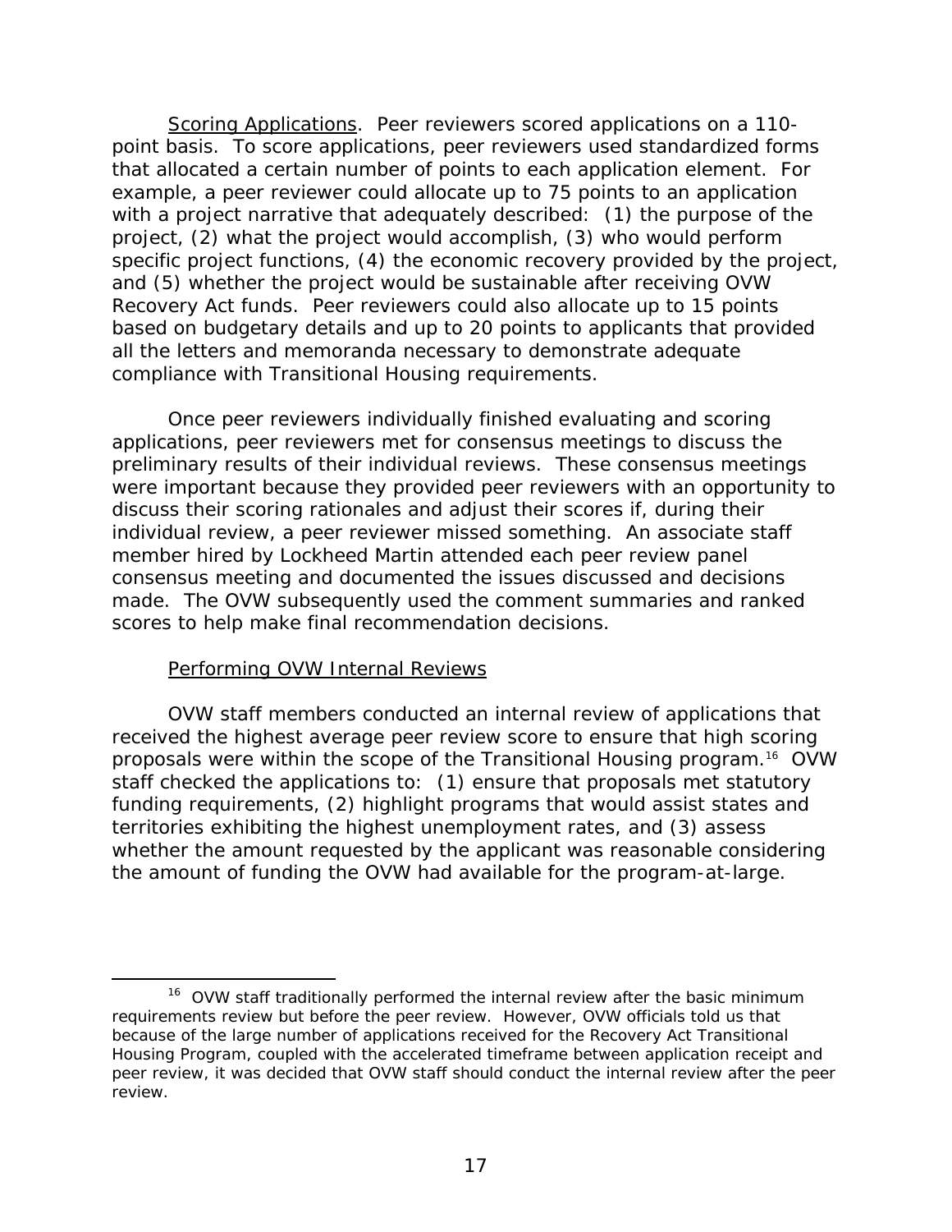Scoring Applications. Peer reviewers scored applications on a 110-point basis. To score applications, peer reviewers used standardized forms that allocated a certain number of points to each application element. For example, a peer reviewer could allocate up to 75 points to an application with a project narrative that adequately described: (1) the purpose of the project, (2) what the project would accomplish, (3) who would perform specific project functions, (4) the economic recovery provided by the project, and (5) whether the project would be sustainable after receiving OVW Recovery Act funds. Peer reviewers could also allocate up to 15 points based on budgetary details and up to 20 points to applicants that provided all the letters and memoranda necessary to demonstrate adequate compliance with Transitional Housing requirements.

Once peer reviewers individually finished evaluating and scoring applications, peer reviewers met for consensus meetings to discuss the preliminary results of their individual reviews. These consensus meetings were important because they provided peer reviewers with an opportunity to discuss their scoring rationales and adjust their scores if, during their individual review, a peer reviewer missed something. An associate staff member hired by Lockheed Martin attended each peer review panel consensus meeting and documented the issues discussed and decisions made. The OVW subsequently used the comment summaries and ranked scores to help make final recommendation decisions.

Performing OVW Internal Reviews

OVW staff members conducted an internal review of applications that received the highest average peer review score to ensure that high scoring proposals were within the scope of the Transitional Housing program.[16] OVW staff checked the applications to: (1) ensure that proposals met statutory funding requirements, (2) highlight programs that would assist states and territories exhibiting the highest unemployment rates, and (3) assess whether the amount requested by the applicant was reasonable considering the amount of funding the OVW had available for the program-at-large.

[16] OVW staff traditionally performed the internal review after the basic minimum requirements review but before the peer review. However, OVW officials told us that because of the large number of applications received for the Recovery Act Transitional Housing Program, coupled with the accelerated timeframe between application receipt and peer review, it was decided that OVW staff should conduct the internal review after the peer review.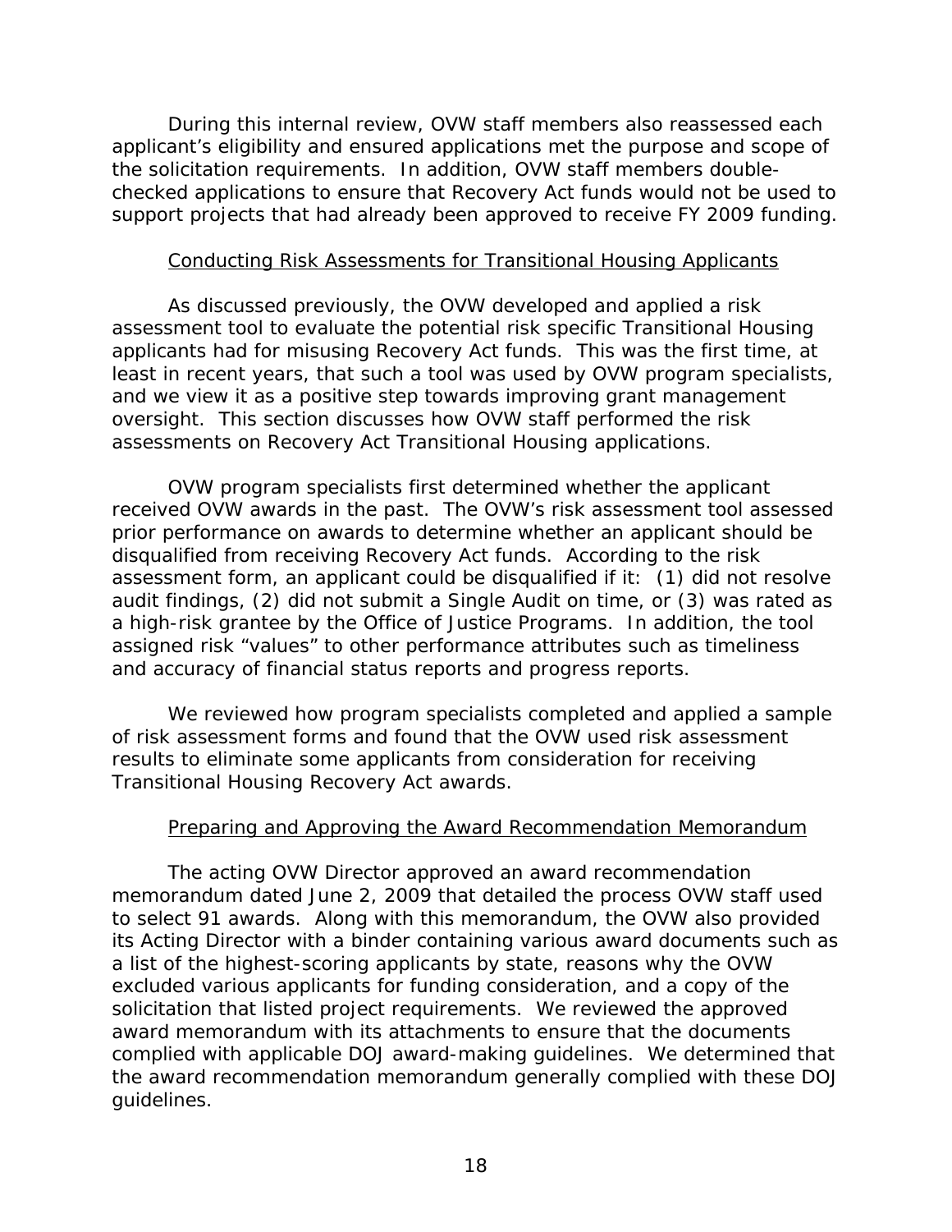During this internal review, OVW staff members also reassessed each applicant's eligibility and ensured applications met the purpose and scope of the solicitation requirements. In addition, OVW staff members double-checked applications to ensure that Recovery Act funds would not be used to support projects that had already been approved to receive FY 2009 funding.

### Conducting Risk Assessments for Transitional Housing Applicants

As discussed previously, the OVW developed and applied a risk assessment tool to evaluate the potential risk specific Transitional Housing applicants had for misusing Recovery Act funds. This was the first time, at least in recent years, that such a tool was used by OVW program specialists, and we view it as a positive step towards improving grant management oversight. This section discusses how OVW staff performed the risk assessments on Recovery Act Transitional Housing applications.

OVW program specialists first determined whether the applicant received OVW awards in the past. The OVW's risk assessment tool assessed prior performance on awards to determine whether an applicant should be disqualified from receiving Recovery Act funds. According to the risk assessment form, an applicant could be disqualified if it: (1) did not resolve audit findings, (2) did not submit a Single Audit on time, or (3) was rated as a high-risk grantee by the Office of Justice Programs. In addition, the tool assigned risk "values" to other performance attributes such as timeliness and accuracy of financial status reports and progress reports.

We reviewed how program specialists completed and applied a sample of risk assessment forms and found that the OVW used risk assessment results to eliminate some applicants from consideration for receiving Transitional Housing Recovery Act awards.

### Preparing and Approving the Award Recommendation Memorandum

The acting OVW Director approved an award recommendation memorandum dated June 2, 2009 that detailed the process OVW staff used to select 91 awards. Along with this memorandum, the OVW also provided its Acting Director with a binder containing various award documents such as a list of the highest-scoring applicants by state, reasons why the OVW excluded various applicants for funding consideration, and a copy of the solicitation that listed project requirements. We reviewed the approved award memorandum with its attachments to ensure that the documents complied with applicable DOJ award-making guidelines. We determined that the award recommendation memorandum generally complied with these DOJ guidelines.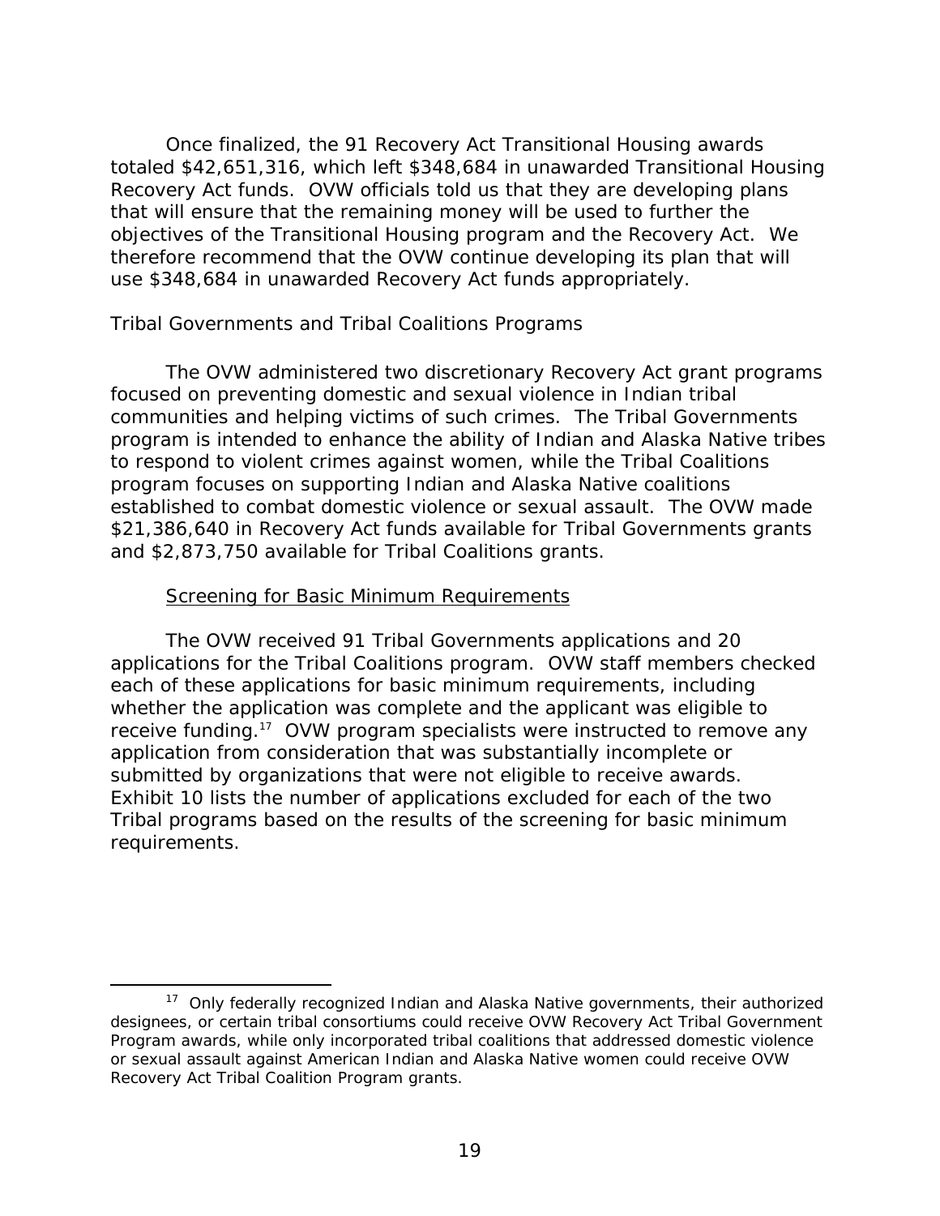Once finalized, the 91 Recovery Act Transitional Housing awards totaled $42,651,316, which left $348,684 in unawarded Transitional Housing Recovery Act funds. OVW officials told us that they are developing plans that will ensure that the remaining money will be used to further the objectives of the Transitional Housing program and the Recovery Act. We therefore recommend that the OVW continue developing its plan that will use $348,684 in unawarded Recovery Act funds appropriately.

### Tribal Governments and Tribal Coalitions Programs

The OVW administered two discretionary Recovery Act grant programs focused on preventing domestic and sexual violence in Indian tribal communities and helping victims of such crimes. The Tribal Governments program is intended to enhance the ability of Indian and Alaska Native tribes to respond to violent crimes against women, while the Tribal Coalitions program focuses on supporting Indian and Alaska Native coalitions established to combat domestic violence or sexual assault. The OVW made $21,386,640 in Recovery Act funds available for Tribal Governments grants and $2,873,750 available for Tribal Coalitions grants.

#### Screening for Basic Minimum Requirements

The OVW received 91 Tribal Governments applications and 20 applications for the Tribal Coalitions program. OVW staff members checked each of these applications for basic minimum requirements, including whether the application was complete and the applicant was eligible to receive funding.[17] OVW program specialists were instructed to remove any application from consideration that was substantially incomplete or submitted by organizations that were not eligible to receive awards. Exhibit 10 lists the number of applications excluded for each of the two Tribal programs based on the results of the screening for basic minimum requirements.

[17] Only federally recognized Indian and Alaska Native governments, their authorized designees, or certain tribal consortiums could receive OVW Recovery Act Tribal Government Program awards, while only incorporated tribal coalitions that addressed domestic violence or sexual assault against American Indian and Alaska Native women could receive OVW Recovery Act Tribal Coalition Program grants.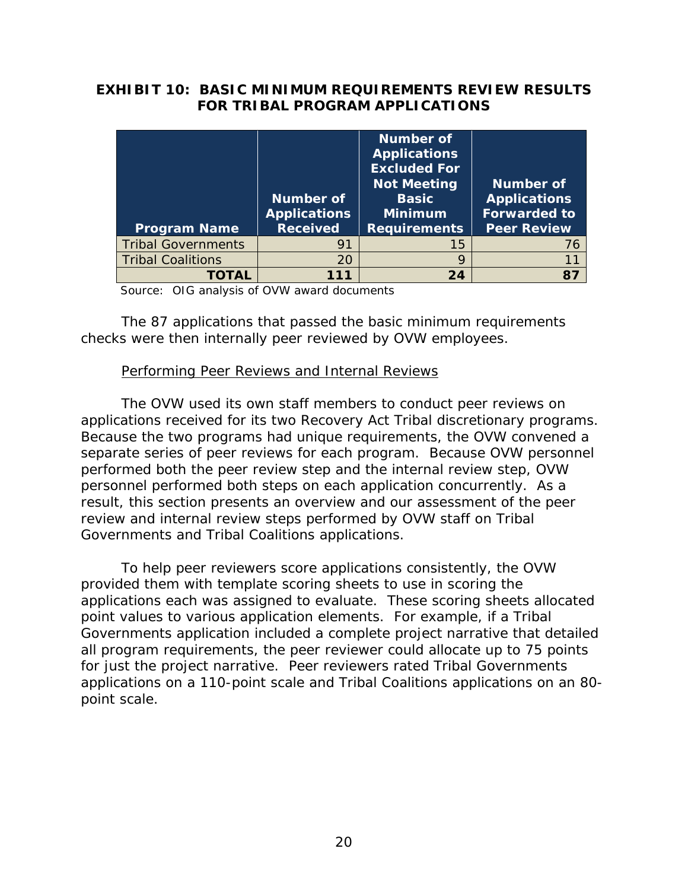**EXHIBIT 10: BASIC MINIMUM REQUIREMENTS REVIEW RESULTS FOR TRIBAL PROGRAM APPLICATIONS**

| Program Name | Number of Applications Received | Number of Applications Excluded For Not Meeting Basic Minimum Requirements | Number of Applications Forwarded to Peer Review |
|---|---|---|---|
| Tribal Governments | 91 | 15 | 76 |
| Tribal Coalitions | 20 | 9 | 11 |
| **TOTAL** | **111** | **24** | **87** |

Source: OIG analysis of OVW award documents

The 87 applications that passed the basic minimum requirements checks were then internally peer reviewed by OVW employees.

Performing Peer Reviews and Internal Reviews

The OVW used its own staff members to conduct peer reviews on applications received for its two Recovery Act Tribal discretionary programs. Because the two programs had unique requirements, the OVW convened a separate series of peer reviews for each program. Because OVW personnel performed both the peer review step and the internal review step, OVW personnel performed both steps on each application concurrently. As a result, this section presents an overview and our assessment of the peer review and internal review steps performed by OVW staff on Tribal Governments and Tribal Coalitions applications.

To help peer reviewers score applications consistently, the OVW provided them with template scoring sheets to use in scoring the applications each was assigned to evaluate. These scoring sheets allocated point values to various application elements. For example, if a Tribal Governments application included a complete project narrative that detailed all program requirements, the peer reviewer could allocate up to 75 points for just the project narrative. Peer reviewers rated Tribal Governments applications on a 110-point scale and Tribal Coalitions applications on an 80-point scale.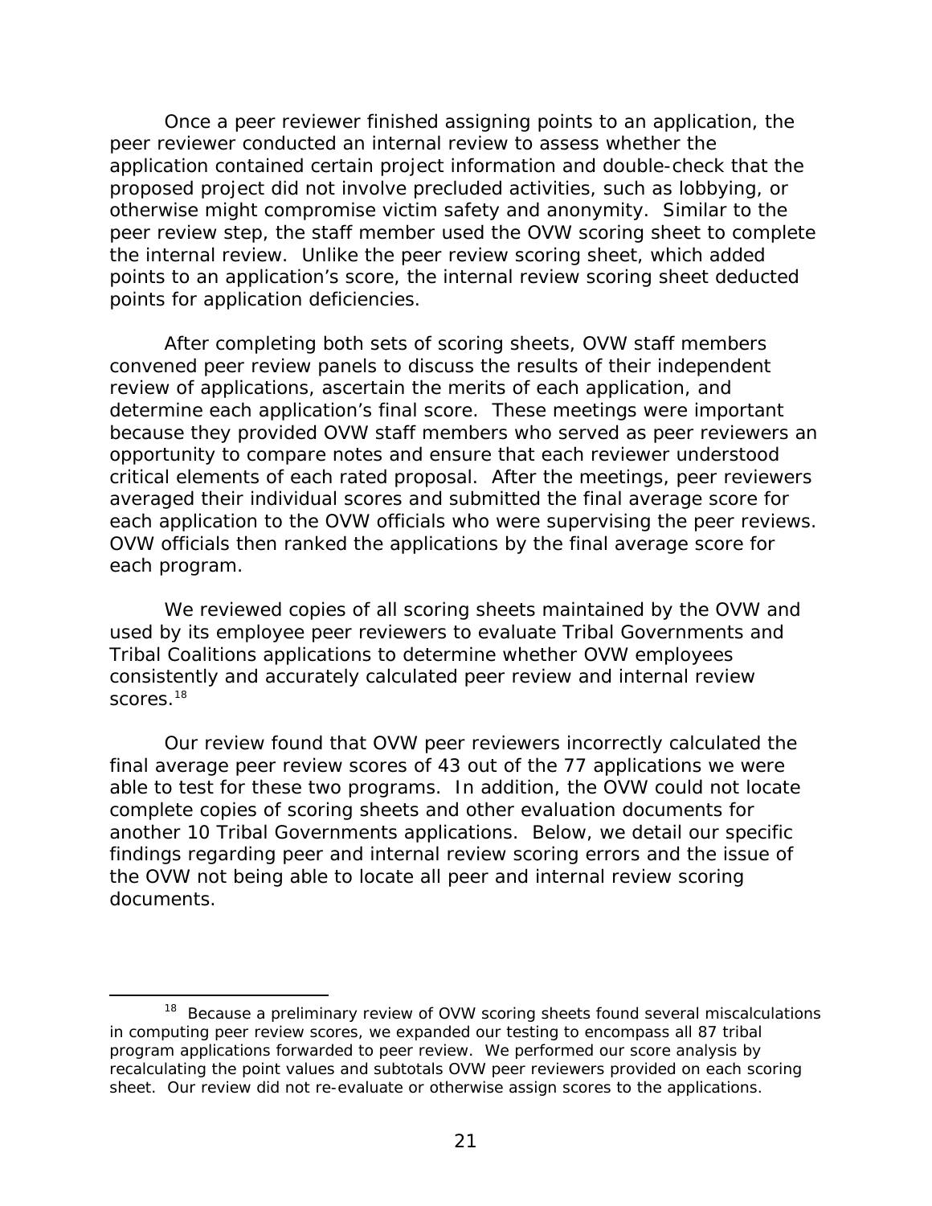Once a peer reviewer finished assigning points to an application, the peer reviewer conducted an internal review to assess whether the application contained certain project information and double-check that the proposed project did not involve precluded activities, such as lobbying, or otherwise might compromise victim safety and anonymity. Similar to the peer review step, the staff member used the OVW scoring sheet to complete the internal review. Unlike the peer review scoring sheet, which added points to an application's score, the internal review scoring sheet deducted points for application deficiencies.

After completing both sets of scoring sheets, OVW staff members convened peer review panels to discuss the results of their independent review of applications, ascertain the merits of each application, and determine each application's final score. These meetings were important because they provided OVW staff members who served as peer reviewers an opportunity to compare notes and ensure that each reviewer understood critical elements of each rated proposal. After the meetings, peer reviewers averaged their individual scores and submitted the final average score for each application to the OVW officials who were supervising the peer reviews. OVW officials then ranked the applications by the final average score for each program.

We reviewed copies of all scoring sheets maintained by the OVW and used by its employee peer reviewers to evaluate Tribal Governments and Tribal Coalitions applications to determine whether OVW employees consistently and accurately calculated peer review and internal review scores.[18]

Our review found that OVW peer reviewers incorrectly calculated the final average peer review scores of 43 out of the 77 applications we were able to test for these two programs. In addition, the OVW could not locate complete copies of scoring sheets and other evaluation documents for another 10 Tribal Governments applications. Below, we detail our specific findings regarding peer and internal review scoring errors and the issue of the OVW not being able to locate all peer and internal review scoring documents.

[18] Because a preliminary review of OVW scoring sheets found several miscalculations in computing peer review scores, we expanded our testing to encompass all 87 tribal program applications forwarded to peer review. We performed our score analysis by recalculating the point values and subtotals OVW peer reviewers provided on each scoring sheet. Our review did not re-evaluate or otherwise assign scores to the applications.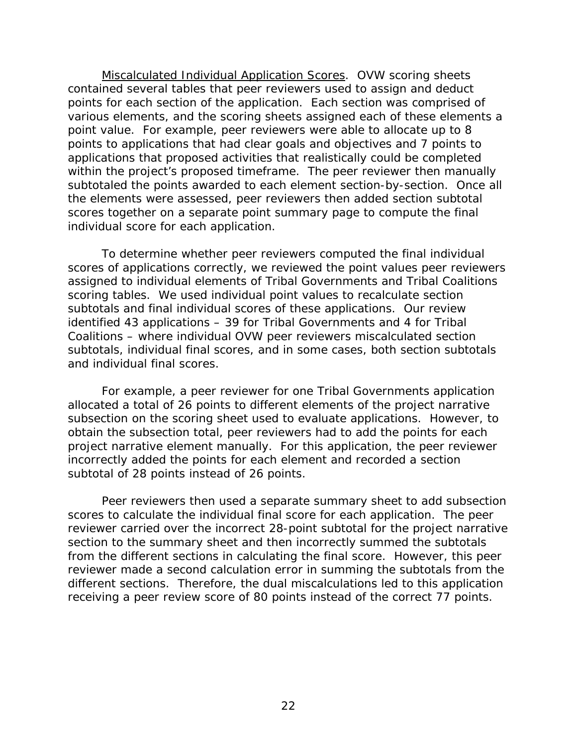<u>Miscalculated Individual Application Scores</u>. OVW scoring sheets contained several tables that peer reviewers used to assign and deduct points for each section of the application. Each section was comprised of various elements, and the scoring sheets assigned each of these elements a point value. For example, peer reviewers were able to allocate up to 8 points to applications that had clear goals and objectives and 7 points to applications that proposed activities that realistically could be completed within the project's proposed timeframe. The peer reviewer then manually subtotaled the points awarded to each element section-by-section. Once all the elements were assessed, peer reviewers then added section subtotal scores together on a separate point summary page to compute the final individual score for each application.

To determine whether peer reviewers computed the final individual scores of applications correctly, we reviewed the point values peer reviewers assigned to individual elements of Tribal Governments and Tribal Coalitions scoring tables. We used individual point values to recalculate section subtotals and final individual scores of these applications. Our review identified 43 applications – 39 for Tribal Governments and 4 for Tribal Coalitions – where individual OVW peer reviewers miscalculated section subtotals, individual final scores, and in some cases, both section subtotals and individual final scores.

For example, a peer reviewer for one Tribal Governments application allocated a total of 26 points to different elements of the project narrative subsection on the scoring sheet used to evaluate applications. However, to obtain the subsection total, peer reviewers had to add the points for each project narrative element manually. For this application, the peer reviewer incorrectly added the points for each element and recorded a section subtotal of 28 points instead of 26 points.

Peer reviewers then used a separate summary sheet to add subsection scores to calculate the individual final score for each application. The peer reviewer carried over the incorrect 28-point subtotal for the project narrative section to the summary sheet and then incorrectly summed the subtotals from the different sections in calculating the final score. However, this peer reviewer made a second calculation error in summing the subtotals from the different sections. Therefore, the dual miscalculations led to this application receiving a peer review score of 80 points instead of the correct 77 points.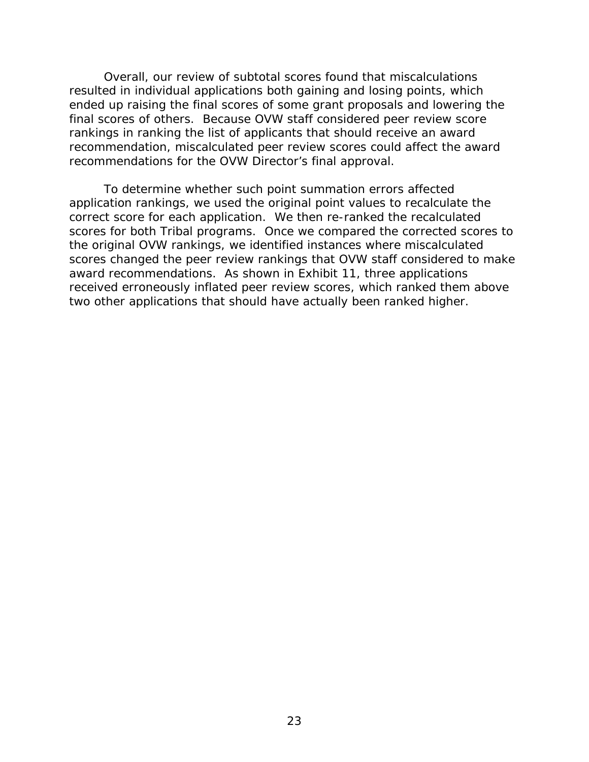Overall, our review of subtotal scores found that miscalculations resulted in individual applications both gaining and losing points, which ended up raising the final scores of some grant proposals and lowering the final scores of others. Because OVW staff considered peer review score rankings in ranking the list of applicants that should receive an award recommendation, miscalculated peer review scores could affect the award recommendations for the OVW Director's final approval.

To determine whether such point summation errors affected application rankings, we used the original point values to recalculate the correct score for each application. We then re-ranked the recalculated scores for both Tribal programs. Once we compared the corrected scores to the original OVW rankings, we identified instances where miscalculated scores changed the peer review rankings that OVW staff considered to make award recommendations. As shown in Exhibit 11, three applications received erroneously inflated peer review scores, which ranked them above two other applications that should have actually been ranked higher.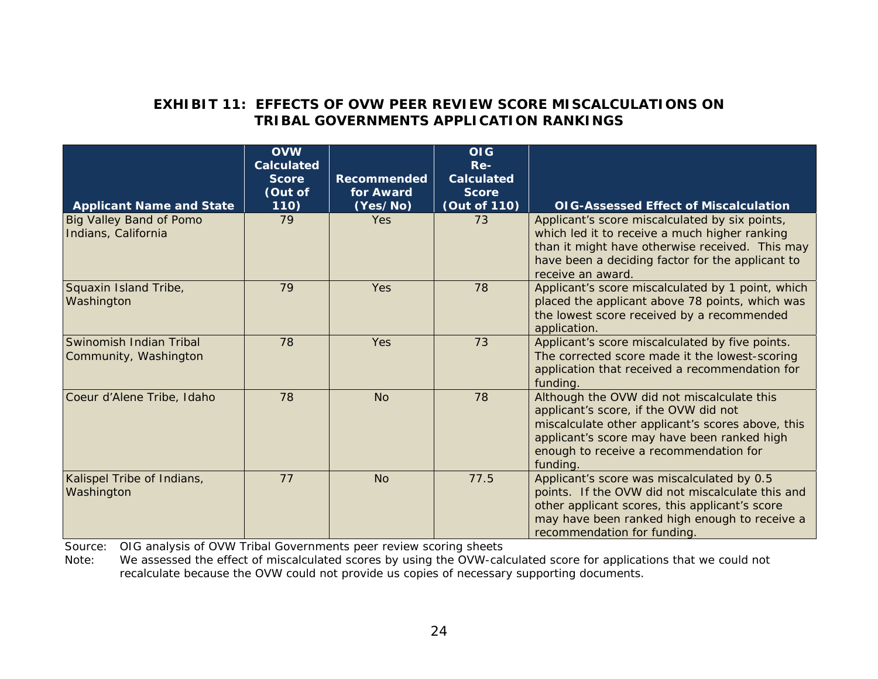**EXHIBIT 11: EFFECTS OF OVW PEER REVIEW SCORE MISCALCULATIONS ON TRIBAL GOVERNMENTS APPLICATION RANKINGS**

| Applicant Name and State | OVW Calculated Score (Out of 110) | Recommended for Award (Yes/No) | OIG Re-Calculated Score (Out of 110) | OIG-Assessed Effect of Miscalculation |
|---|---|---|---|---|
| Big Valley Band of Pomo Indians, California | 79 | Yes | 73 | Applicant's score miscalculated by six points, which led it to receive a much higher ranking than it might have otherwise received. This may have been a deciding factor for the applicant to receive an award. |
| Squaxin Island Tribe, Washington | 79 | Yes | 78 | Applicant's score miscalculated by 1 point, which placed the applicant above 78 points, which was the lowest score received by a recommended application. |
| Swinomish Indian Tribal Community, Washington | 78 | Yes | 73 | Applicant's score miscalculated by five points. The corrected score made it the lowest-scoring application that received a recommendation for funding. |
| Coeur d'Alene Tribe, Idaho | 78 | No | 78 | Although the OVW did not miscalculate this applicant's score, if the OVW did not miscalculate other applicant's scores above, this applicant's score may have been ranked high enough to receive a recommendation for funding. |
| Kalispel Tribe of Indians, Washington | 77 | No | 77.5 | Applicant's score was miscalculated by 0.5 points. If the OVW did not miscalculate this and other applicant scores, this applicant's score may have been ranked high enough to receive a recommendation for funding. |

Source: OIG analysis of OVW Tribal Governments peer review scoring sheets

Note: We assessed the effect of miscalculated scores by using the OVW-calculated score for applications that we could not recalculate because the OVW could not provide us copies of necessary supporting documents.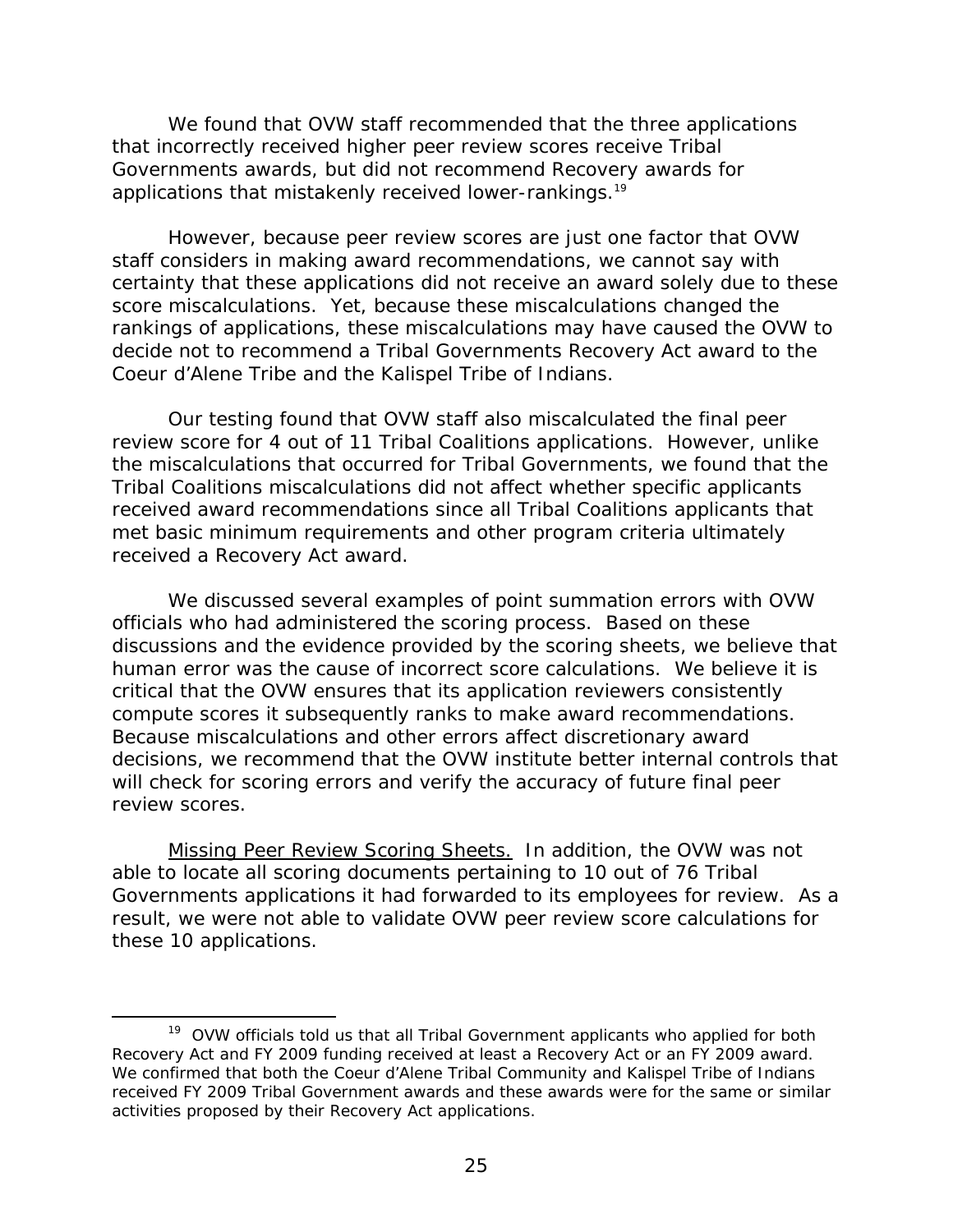We found that OVW staff recommended that the three applications that incorrectly received higher peer review scores receive Tribal Governments awards, but did not recommend Recovery awards for applications that mistakenly received lower-rankings.[19]

However, because peer review scores are just one factor that OVW staff considers in making award recommendations, we cannot say with certainty that these applications did not receive an award solely due to these score miscalculations. Yet, because these miscalculations changed the rankings of applications, these miscalculations may have caused the OVW to decide not to recommend a Tribal Governments Recovery Act award to the Coeur d'Alene Tribe and the Kalispel Tribe of Indians.

Our testing found that OVW staff also miscalculated the final peer review score for 4 out of 11 Tribal Coalitions applications. However, unlike the miscalculations that occurred for Tribal Governments, we found that the Tribal Coalitions miscalculations did not affect whether specific applicants received award recommendations since all Tribal Coalitions applicants that met basic minimum requirements and other program criteria ultimately received a Recovery Act award.

We discussed several examples of point summation errors with OVW officials who had administered the scoring process. Based on these discussions and the evidence provided by the scoring sheets, we believe that human error was the cause of incorrect score calculations. We believe it is critical that the OVW ensures that its application reviewers consistently compute scores it subsequently ranks to make award recommendations. Because miscalculations and other errors affect discretionary award decisions, we recommend that the OVW institute better internal controls that will check for scoring errors and verify the accuracy of future final peer review scores.

Missing Peer Review Scoring Sheets. In addition, the OVW was not able to locate all scoring documents pertaining to 10 out of 76 Tribal Governments applications it had forwarded to its employees for review. As a result, we were not able to validate OVW peer review score calculations for these 10 applications.

---

[19] OVW officials told us that all Tribal Government applicants who applied for both Recovery Act and FY 2009 funding received at least a Recovery Act or an FY 2009 award. We confirmed that both the Coeur d'Alene Tribal Community and Kalispel Tribe of Indians received FY 2009 Tribal Government awards and these awards were for the same or similar activities proposed by their Recovery Act applications.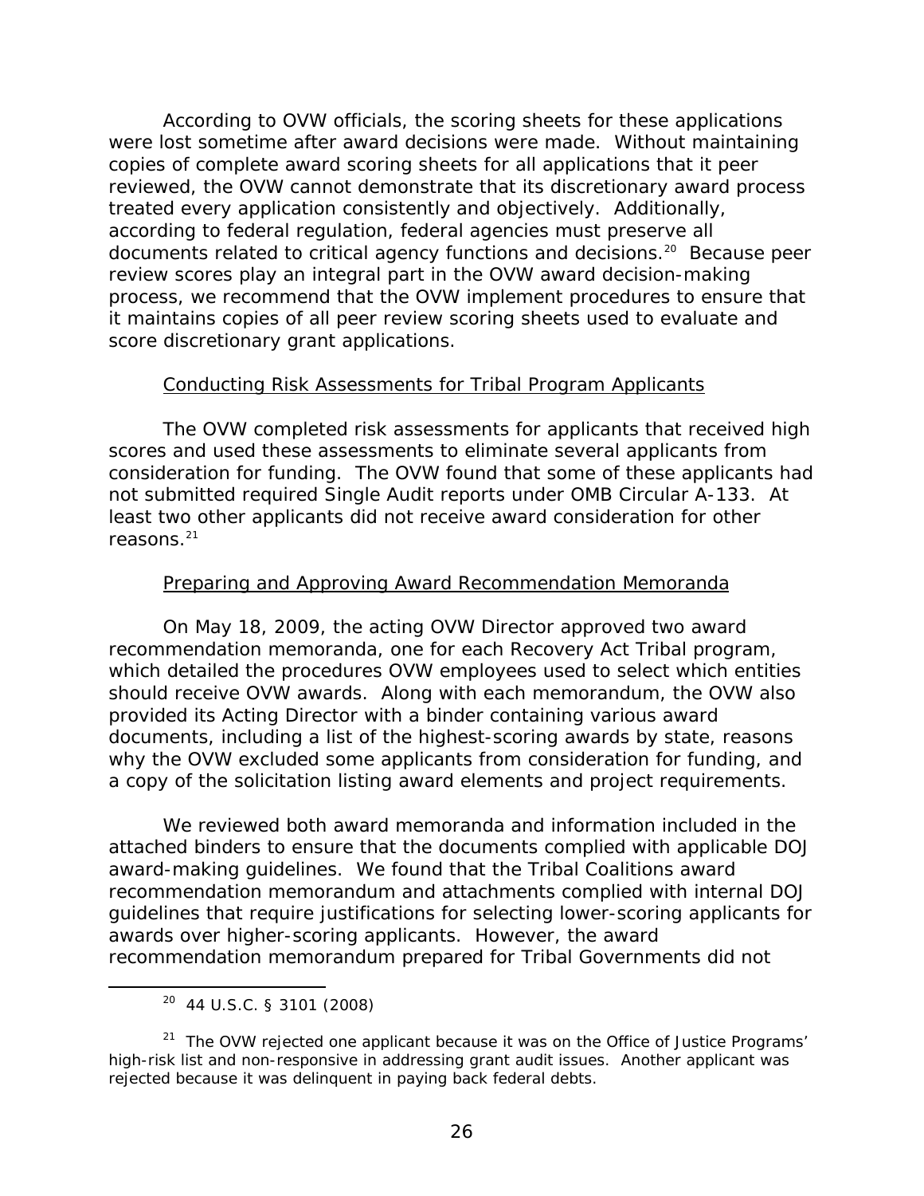According to OVW officials, the scoring sheets for these applications were lost sometime after award decisions were made. Without maintaining copies of complete award scoring sheets for all applications that it peer reviewed, the OVW cannot demonstrate that its discretionary award process treated every application consistently and objectively. Additionally, according to federal regulation, federal agencies must preserve all documents related to critical agency functions and decisions.[20] Because peer review scores play an integral part in the OVW award decision-making process, we recommend that the OVW implement procedures to ensure that it maintains copies of all peer review scoring sheets used to evaluate and score discretionary grant applications.

<u>Conducting Risk Assessments for Tribal Program Applicants</u>

The OVW completed risk assessments for applicants that received high scores and used these assessments to eliminate several applicants from consideration for funding. The OVW found that some of these applicants had not submitted required Single Audit reports under OMB Circular A-133. At least two other applicants did not receive award consideration for other reasons.[21]

<u>Preparing and Approving Award Recommendation Memoranda</u>

On May 18, 2009, the acting OVW Director approved two award recommendation memoranda, one for each Recovery Act Tribal program, which detailed the procedures OVW employees used to select which entities should receive OVW awards. Along with each memorandum, the OVW also provided its Acting Director with a binder containing various award documents, including a list of the highest-scoring awards by state, reasons why the OVW excluded some applicants from consideration for funding, and a copy of the solicitation listing award elements and project requirements.

We reviewed both award memoranda and information included in the attached binders to ensure that the documents complied with applicable DOJ award-making guidelines. We found that the Tribal Coalitions award recommendation memorandum and attachments complied with internal DOJ guidelines that require justifications for selecting lower-scoring applicants for awards over higher-scoring applicants. However, the award recommendation memorandum prepared for Tribal Governments did not

---

[20] 44 U.S.C. § 3101 (2008)

[21] The OVW rejected one applicant because it was on the Office of Justice Programs' high-risk list and non-responsive in addressing grant audit issues. Another applicant was rejected because it was delinquent in paying back federal debts.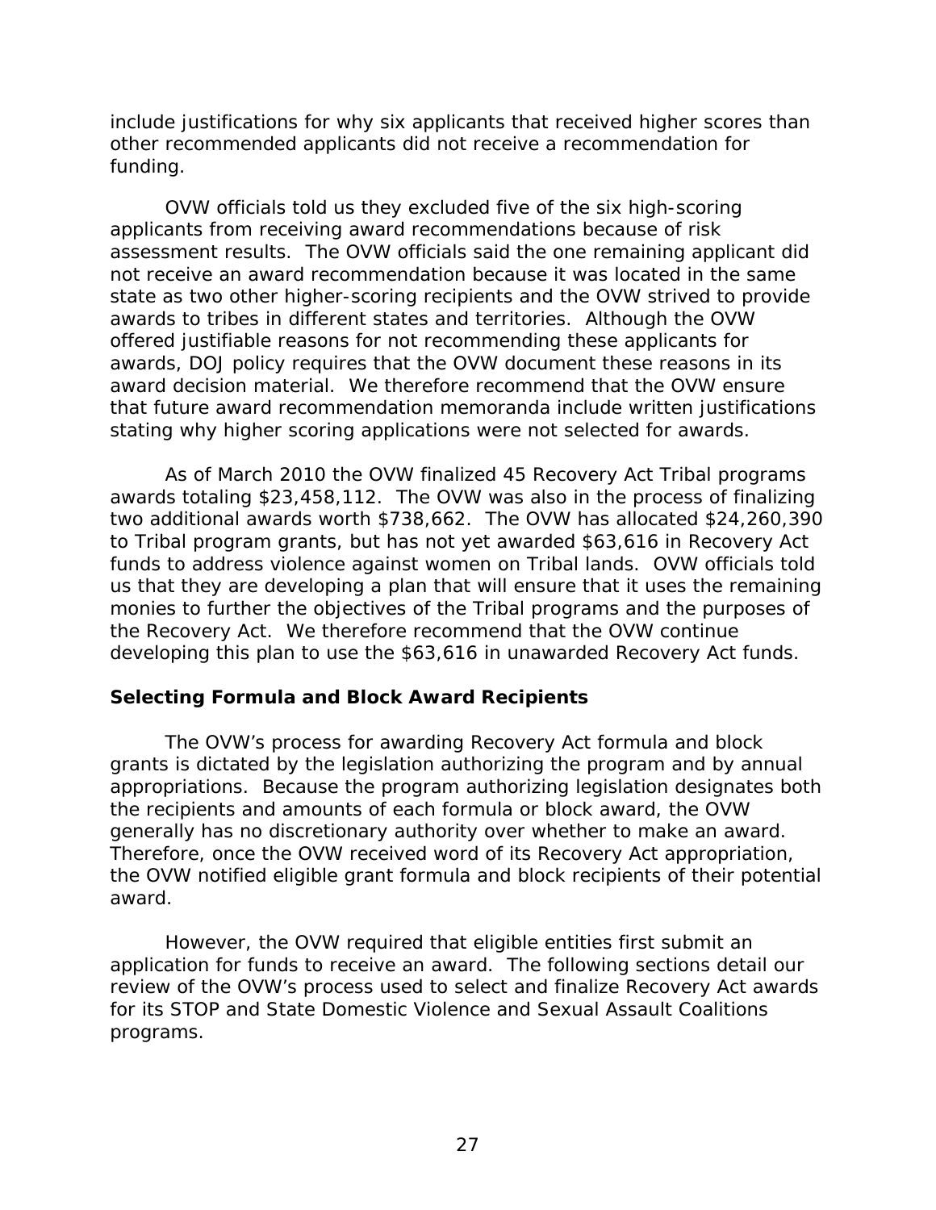include justifications for why six applicants that received higher scores than other recommended applicants did not receive a recommendation for funding.

OVW officials told us they excluded five of the six high-scoring applicants from receiving award recommendations because of risk assessment results. The OVW officials said the one remaining applicant did not receive an award recommendation because it was located in the same state as two other higher-scoring recipients and the OVW strived to provide awards to tribes in different states and territories. Although the OVW offered justifiable reasons for not recommending these applicants for awards, DOJ policy requires that the OVW document these reasons in its award decision material. We therefore recommend that the OVW ensure that future award recommendation memoranda include written justifications stating why higher scoring applications were not selected for awards.

As of March 2010 the OVW finalized 45 Recovery Act Tribal programs awards totaling $23,458,112. The OVW was also in the process of finalizing two additional awards worth $738,662. The OVW has allocated $24,260,390 to Tribal program grants, but has not yet awarded $63,616 in Recovery Act funds to address violence against women on Tribal lands. OVW officials told us that they are developing a plan that will ensure that it uses the remaining monies to further the objectives of the Tribal programs and the purposes of the Recovery Act. We therefore recommend that the OVW continue developing this plan to use the $63,616 in unawarded Recovery Act funds.

### Selecting Formula and Block Award Recipients

The OVW's process for awarding Recovery Act formula and block grants is dictated by the legislation authorizing the program and by annual appropriations. Because the program authorizing legislation designates both the recipients and amounts of each formula or block award, the OVW generally has no discretionary authority over whether to make an award. Therefore, once the OVW received word of its Recovery Act appropriation, the OVW notified eligible grant formula and block recipients of their potential award.

However, the OVW required that eligible entities first submit an application for funds to receive an award. The following sections detail our review of the OVW's process used to select and finalize Recovery Act awards for its STOP and State Domestic Violence and Sexual Assault Coalitions programs.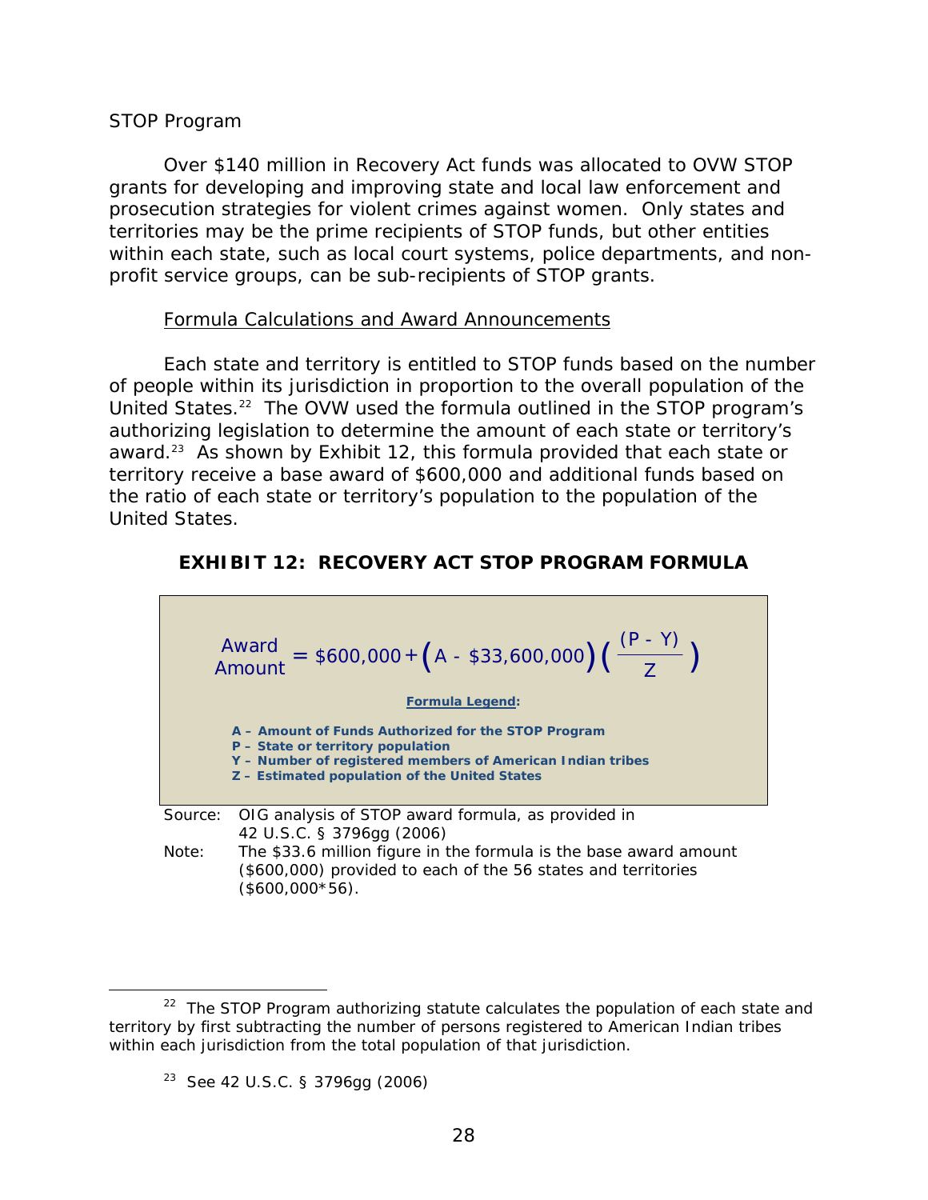STOP Program

Over $140 million in Recovery Act funds was allocated to OVW STOP grants for developing and improving state and local law enforcement and prosecution strategies for violent crimes against women. Only states and territories may be the prime recipients of STOP funds, but other entities within each state, such as local court systems, police departments, and non-profit service groups, can be sub-recipients of STOP grants.

Formula Calculations and Award Announcements

Each state and territory is entitled to STOP funds based on the number of people within its jurisdiction in proportion to the overall population of the United States.[22] The OVW used the formula outlined in the STOP program's authorizing legislation to determine the amount of each state or territory's award.[23] As shown by Exhibit 12, this formula provided that each state or territory receive a base award of $600,000 and additional funds based on the ratio of each state or territory's population to the population of the United States.

**EXHIBIT 12: RECOVERY ACT STOP PROGRAM FORMULA**

$$\text{Award Amount} = \$600{,}000 + \left(A - \$33{,}600{,}000\right)\left(\frac{(P - Y)}{Z}\right)$$

**Formula Legend:**

**A – Amount of Funds Authorized for the STOP Program**
**P – State or territory population**
**Y – Number of registered members of American Indian tribes**
**Z – Estimated population of the United States**

Source: OIG analysis of STOP award formula, as provided in 42 U.S.C. § 3796gg (2006)

Note: The $33.6 million figure in the formula is the base award amount ($600,000) provided to each of the 56 states and territories ($600,000*56).

[22] The STOP Program authorizing statute calculates the population of each state and territory by first subtracting the number of persons registered to American Indian tribes within each jurisdiction from the total population of that jurisdiction.

[23] See 42 U.S.C. § 3796gg (2006)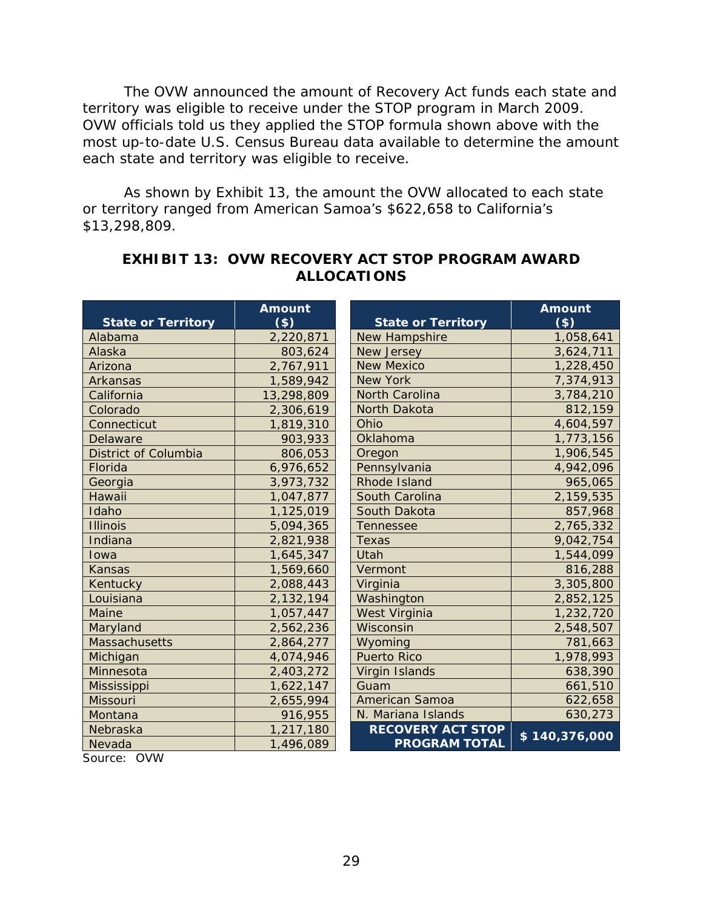The OVW announced the amount of Recovery Act funds each state and territory was eligible to receive under the STOP program in March 2009. OVW officials told us they applied the STOP formula shown above with the most up-to-date U.S. Census Bureau data available to determine the amount each state and territory was eligible to receive.

As shown by Exhibit 13, the amount the OVW allocated to each state or territory ranged from American Samoa's $622,658 to California's $13,298,809.

**EXHIBIT 13: OVW RECOVERY ACT STOP PROGRAM AWARD ALLOCATIONS**

| State or Territory | Amount ($) | State or Territory | Amount ($) |
|---|---|---|---|
| Alabama | 2,220,871 | New Hampshire | 1,058,641 |
| Alaska | 803,624 | New Jersey | 3,624,711 |
| Arizona | 2,767,911 | New Mexico | 1,228,450 |
| Arkansas | 1,589,942 | New York | 7,374,913 |
| California | 13,298,809 | North Carolina | 3,784,210 |
| Colorado | 2,306,619 | North Dakota | 812,159 |
| Connecticut | 1,819,310 | Ohio | 4,604,597 |
| Delaware | 903,933 | Oklahoma | 1,773,156 |
| District of Columbia | 806,053 | Oregon | 1,906,545 |
| Florida | 6,976,652 | Pennsylvania | 4,942,096 |
| Georgia | 3,973,732 | Rhode Island | 965,065 |
| Hawaii | 1,047,877 | South Carolina | 2,159,535 |
| Idaho | 1,125,019 | South Dakota | 857,968 |
| Illinois | 5,094,365 | Tennessee | 2,765,332 |
| Indiana | 2,821,938 | Texas | 9,042,754 |
| Iowa | 1,645,347 | Utah | 1,544,099 |
| Kansas | 1,569,660 | Vermont | 816,288 |
| Kentucky | 2,088,443 | Virginia | 3,305,800 |
| Louisiana | 2,132,194 | Washington | 2,852,125 |
| Maine | 1,057,447 | West Virginia | 1,232,720 |
| Maryland | 2,562,236 | Wisconsin | 2,548,507 |
| Massachusetts | 2,864,277 | Wyoming | 781,663 |
| Michigan | 4,074,946 | Puerto Rico | 1,978,993 |
| Minnesota | 2,403,272 | Virgin Islands | 638,390 |
| Mississippi | 1,622,147 | Guam | 661,510 |
| Missouri | 2,655,994 | American Samoa | 622,658 |
| Montana | 916,955 | N. Mariana Islands | 630,273 |
| Nebraska | 1,217,180 | **RECOVERY ACT STOP PROGRAM TOTAL** | **$ 140,376,000** |
| Nevada | 1,496,089 | | |

Source: OVW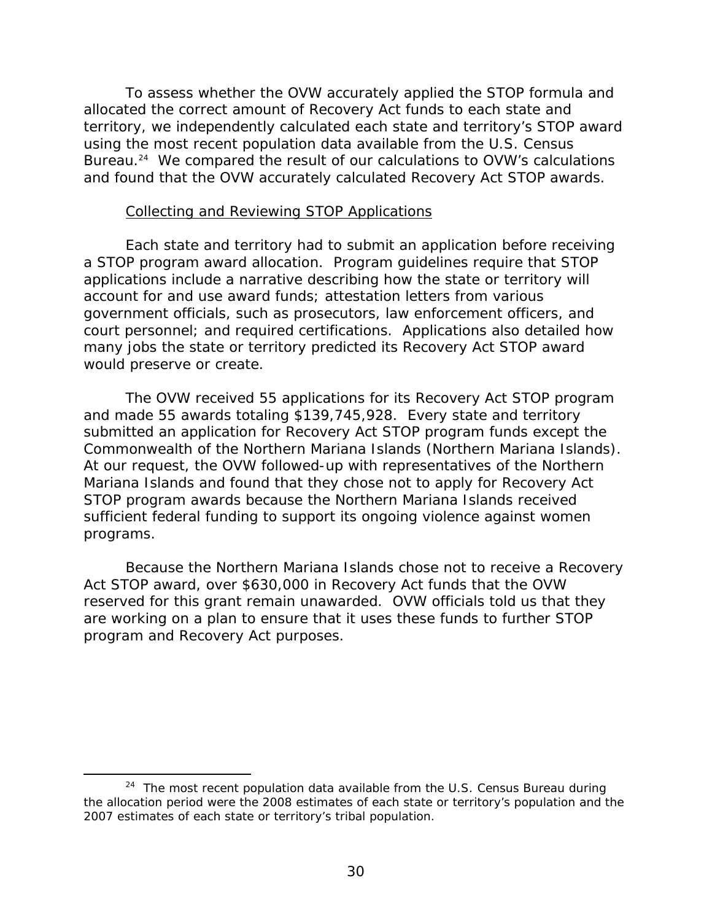To assess whether the OVW accurately applied the STOP formula and allocated the correct amount of Recovery Act funds to each state and territory, we independently calculated each state and territory's STOP award using the most recent population data available from the U.S. Census Bureau.[24] We compared the result of our calculations to OVW's calculations and found that the OVW accurately calculated Recovery Act STOP awards.

Collecting and Reviewing STOP Applications

Each state and territory had to submit an application before receiving a STOP program award allocation. Program guidelines require that STOP applications include a narrative describing how the state or territory will account for and use award funds; attestation letters from various government officials, such as prosecutors, law enforcement officers, and court personnel; and required certifications. Applications also detailed how many jobs the state or territory predicted its Recovery Act STOP award would preserve or create.

The OVW received 55 applications for its Recovery Act STOP program and made 55 awards totaling $139,745,928. Every state and territory submitted an application for Recovery Act STOP program funds except the Commonwealth of the Northern Mariana Islands (Northern Mariana Islands). At our request, the OVW followed-up with representatives of the Northern Mariana Islands and found that they chose not to apply for Recovery Act STOP program awards because the Northern Mariana Islands received sufficient federal funding to support its ongoing violence against women programs.

Because the Northern Mariana Islands chose not to receive a Recovery Act STOP award, over $630,000 in Recovery Act funds that the OVW reserved for this grant remain unawarded. OVW officials told us that they are working on a plan to ensure that it uses these funds to further STOP program and Recovery Act purposes.

---

[24] The most recent population data available from the U.S. Census Bureau during the allocation period were the 2008 estimates of each state or territory's population and the 2007 estimates of each state or territory's tribal population.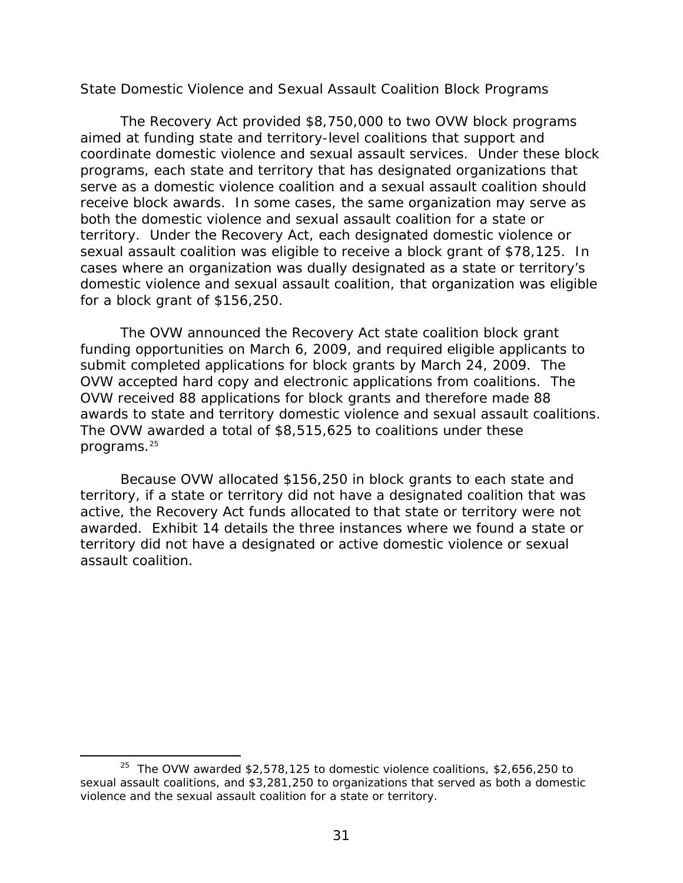State Domestic Violence and Sexual Assault Coalition Block Programs

The Recovery Act provided $8,750,000 to two OVW block programs aimed at funding state and territory-level coalitions that support and coordinate domestic violence and sexual assault services. Under these block programs, each state and territory that has designated organizations that serve as a domestic violence coalition and a sexual assault coalition should receive block awards. In some cases, the same organization may serve as both the domestic violence and sexual assault coalition for a state or territory. Under the Recovery Act, each designated domestic violence or sexual assault coalition was eligible to receive a block grant of $78,125. In cases where an organization was dually designated as a state or territory's domestic violence and sexual assault coalition, that organization was eligible for a block grant of $156,250.

The OVW announced the Recovery Act state coalition block grant funding opportunities on March 6, 2009, and required eligible applicants to submit completed applications for block grants by March 24, 2009. The OVW accepted hard copy and electronic applications from coalitions. The OVW received 88 applications for block grants and therefore made 88 awards to state and territory domestic violence and sexual assault coalitions. The OVW awarded a total of $8,515,625 to coalitions under these programs.[25]

Because OVW allocated $156,250 in block grants to each state and territory, if a state or territory did not have a designated coalition that was active, the Recovery Act funds allocated to that state or territory were not awarded. Exhibit 14 details the three instances where we found a state or territory did not have a designated or active domestic violence or sexual assault coalition.

---

[25] The OVW awarded $2,578,125 to domestic violence coalitions, $2,656,250 to sexual assault coalitions, and $3,281,250 to organizations that served as both a domestic violence and the sexual assault coalition for a state or territory.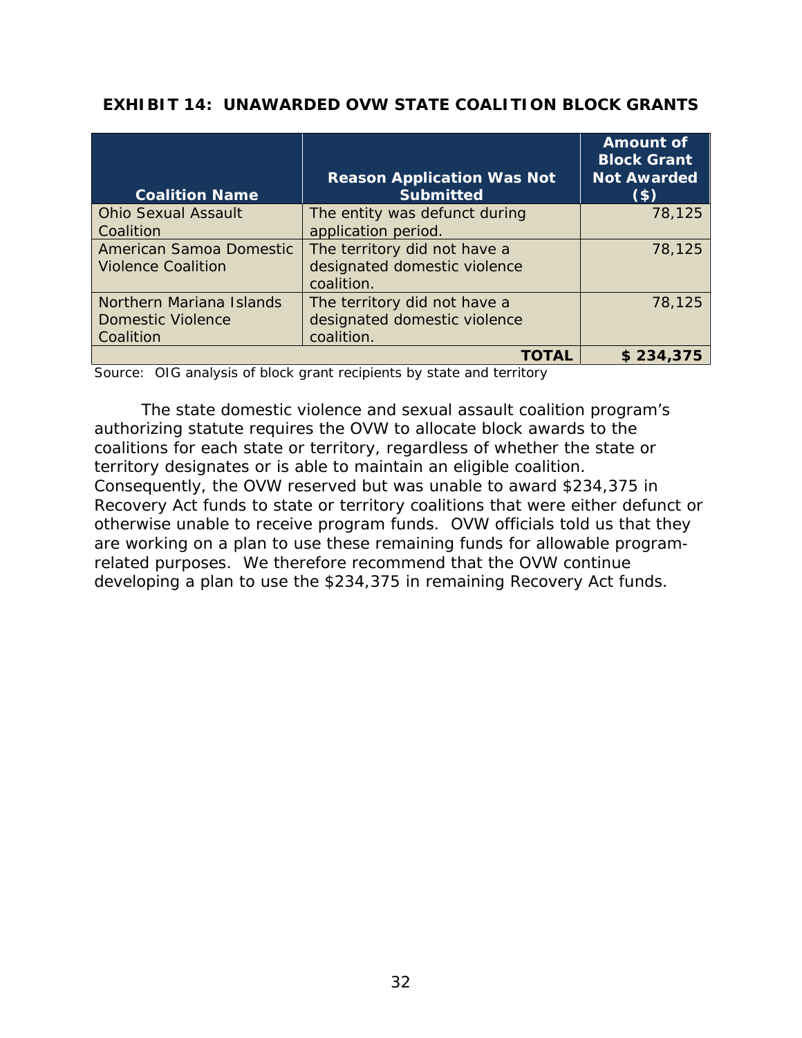**EXHIBIT 14: UNAWARDED OVW STATE COALITION BLOCK GRANTS**

| Coalition Name | Reason Application Was Not Submitted | Amount of Block Grant Not Awarded ($) |
|---|---|---|
| Ohio Sexual Assault Coalition | The entity was defunct during application period. | 78,125 |
| American Samoa Domestic Violence Coalition | The territory did not have a designated domestic violence coalition. | 78,125 |
| Northern Mariana Islands Domestic Violence Coalition | The territory did not have a designated domestic violence coalition. | 78,125 |
| | **TOTAL** | **$ 234,375** |

Source: OIG analysis of block grant recipients by state and territory

The state domestic violence and sexual assault coalition program's authorizing statute requires the OVW to allocate block awards to the coalitions for each state or territory, regardless of whether the state or territory designates or is able to maintain an eligible coalition. Consequently, the OVW reserved but was unable to award $234,375 in Recovery Act funds to state or territory coalitions that were either defunct or otherwise unable to receive program funds. OVW officials told us that they are working on a plan to use these remaining funds for allowable program-related purposes. We therefore recommend that the OVW continue developing a plan to use the $234,375 in remaining Recovery Act funds.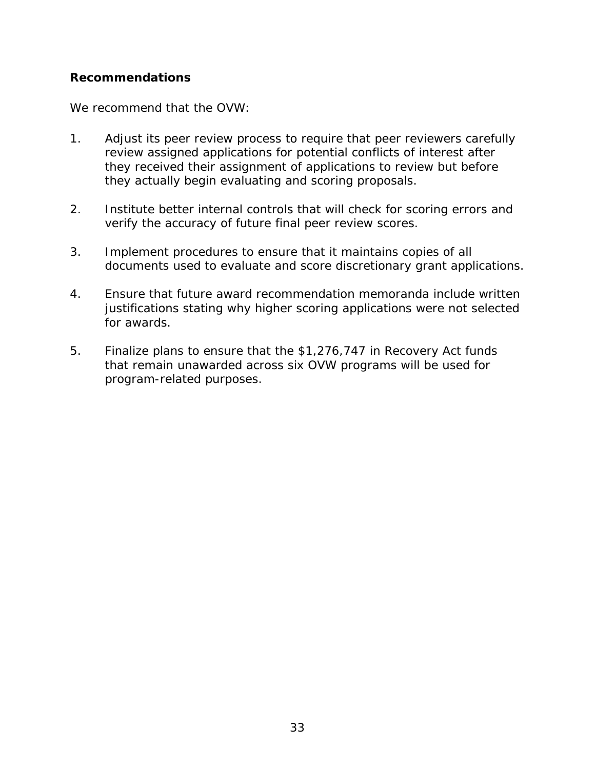**Recommendations**

We recommend that the OVW:

1. Adjust its peer review process to require that peer reviewers carefully review assigned applications for potential conflicts of interest after they received their assignment of applications to review but before they actually begin evaluating and scoring proposals.

2. Institute better internal controls that will check for scoring errors and verify the accuracy of future final peer review scores.

3. Implement procedures to ensure that it maintains copies of all documents used to evaluate and score discretionary grant applications.

4. Ensure that future award recommendation memoranda include written justifications stating why higher scoring applications were not selected for awards.

5. Finalize plans to ensure that the $1,276,747 in Recovery Act funds that remain unawarded across six OVW programs will be used for program-related purposes.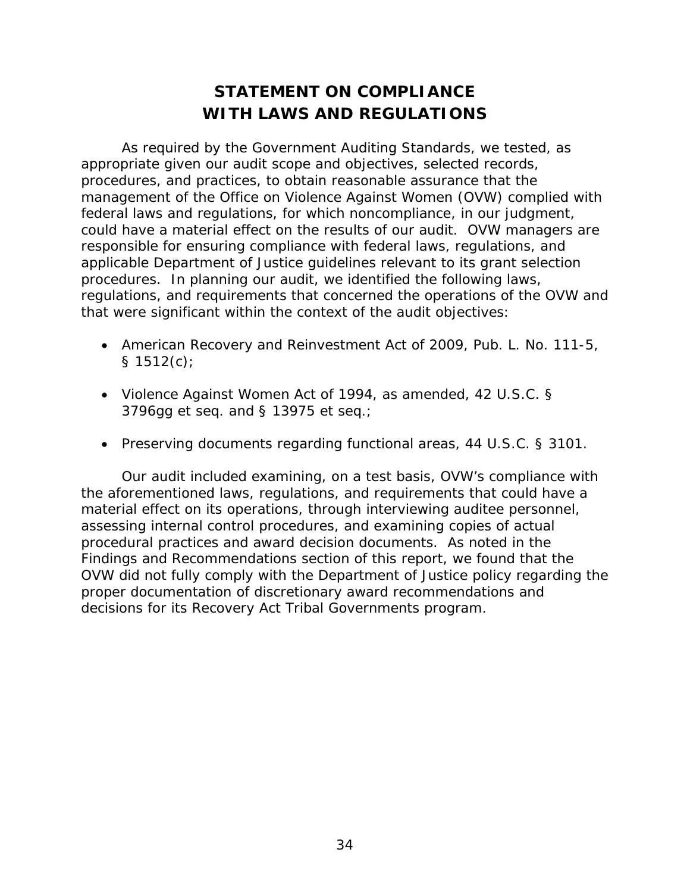# STATEMENT ON COMPLIANCE WITH LAWS AND REGULATIONS

As required by the Government Auditing Standards, we tested, as appropriate given our audit scope and objectives, selected records, procedures, and practices, to obtain reasonable assurance that the management of the Office on Violence Against Women (OVW) complied with federal laws and regulations, for which noncompliance, in our judgment, could have a material effect on the results of our audit. OVW managers are responsible for ensuring compliance with federal laws, regulations, and applicable Department of Justice guidelines relevant to its grant selection procedures. In planning our audit, we identified the following laws, regulations, and requirements that concerned the operations of the OVW and that were significant within the context of the audit objectives:

- American Recovery and Reinvestment Act of 2009, Pub. L. No. 111-5, § 1512(c);
- Violence Against Women Act of 1994, as amended, 42 U.S.C. § 3796gg et seq. and § 13975 et seq.;
- Preserving documents regarding functional areas, 44 U.S.C. § 3101.

Our audit included examining, on a test basis, OVW's compliance with the aforementioned laws, regulations, and requirements that could have a material effect on its operations, through interviewing auditee personnel, assessing internal control procedures, and examining copies of actual procedural practices and award decision documents. As noted in the Findings and Recommendations section of this report, we found that the OVW did not fully comply with the Department of Justice policy regarding the proper documentation of discretionary award recommendations and decisions for its Recovery Act Tribal Governments program.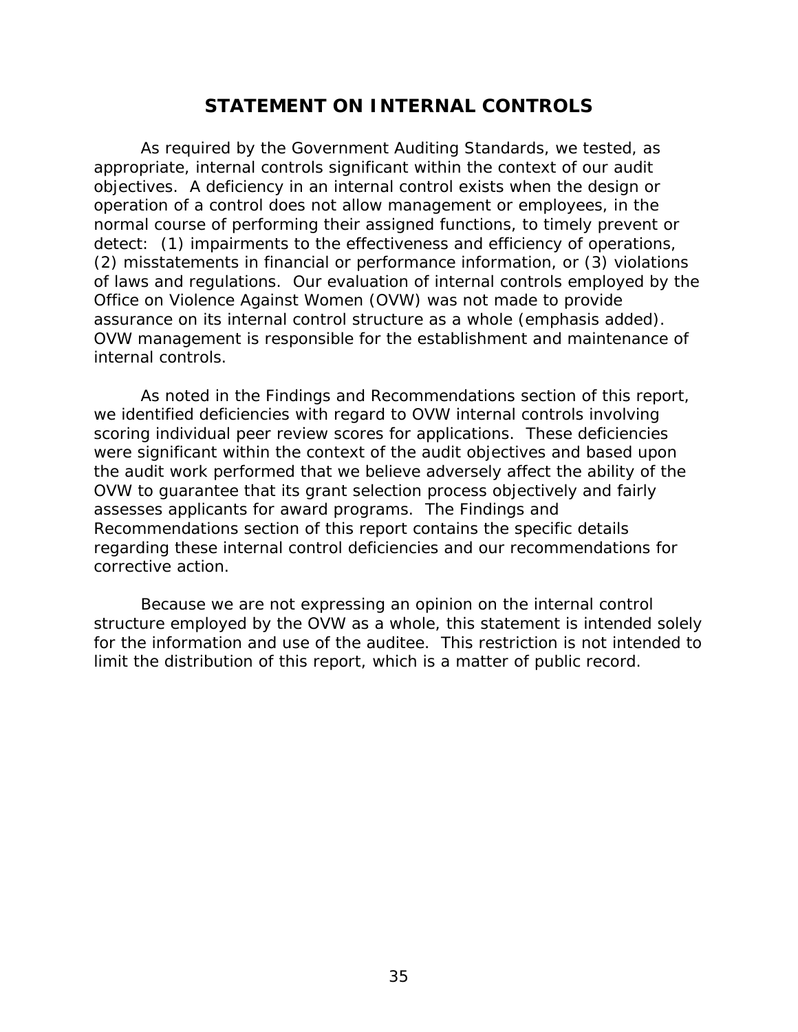# STATEMENT ON INTERNAL CONTROLS

As required by the Government Auditing Standards, we tested, as appropriate, internal controls significant within the context of our audit objectives. A deficiency in an internal control exists when the design or operation of a control does not allow management or employees, in the normal course of performing their assigned functions, to timely prevent or detect: (1) impairments to the effectiveness and efficiency of operations, (2) misstatements in financial or performance information, or (3) violations of laws and regulations. Our evaluation of internal controls employed by the Office on Violence Against Women (OVW) was not made to provide assurance on its internal control structure as a whole (emphasis added). OVW management is responsible for the establishment and maintenance of internal controls.

As noted in the Findings and Recommendations section of this report, we identified deficiencies with regard to OVW internal controls involving scoring individual peer review scores for applications. These deficiencies were significant within the context of the audit objectives and based upon the audit work performed that we believe adversely affect the ability of the OVW to guarantee that its grant selection process objectively and fairly assesses applicants for award programs. The Findings and Recommendations section of this report contains the specific details regarding these internal control deficiencies and our recommendations for corrective action.

Because we are not expressing an opinion on the internal control structure employed by the OVW as a whole, this statement is intended solely for the information and use of the auditee. This restriction is not intended to limit the distribution of this report, which is a matter of public record.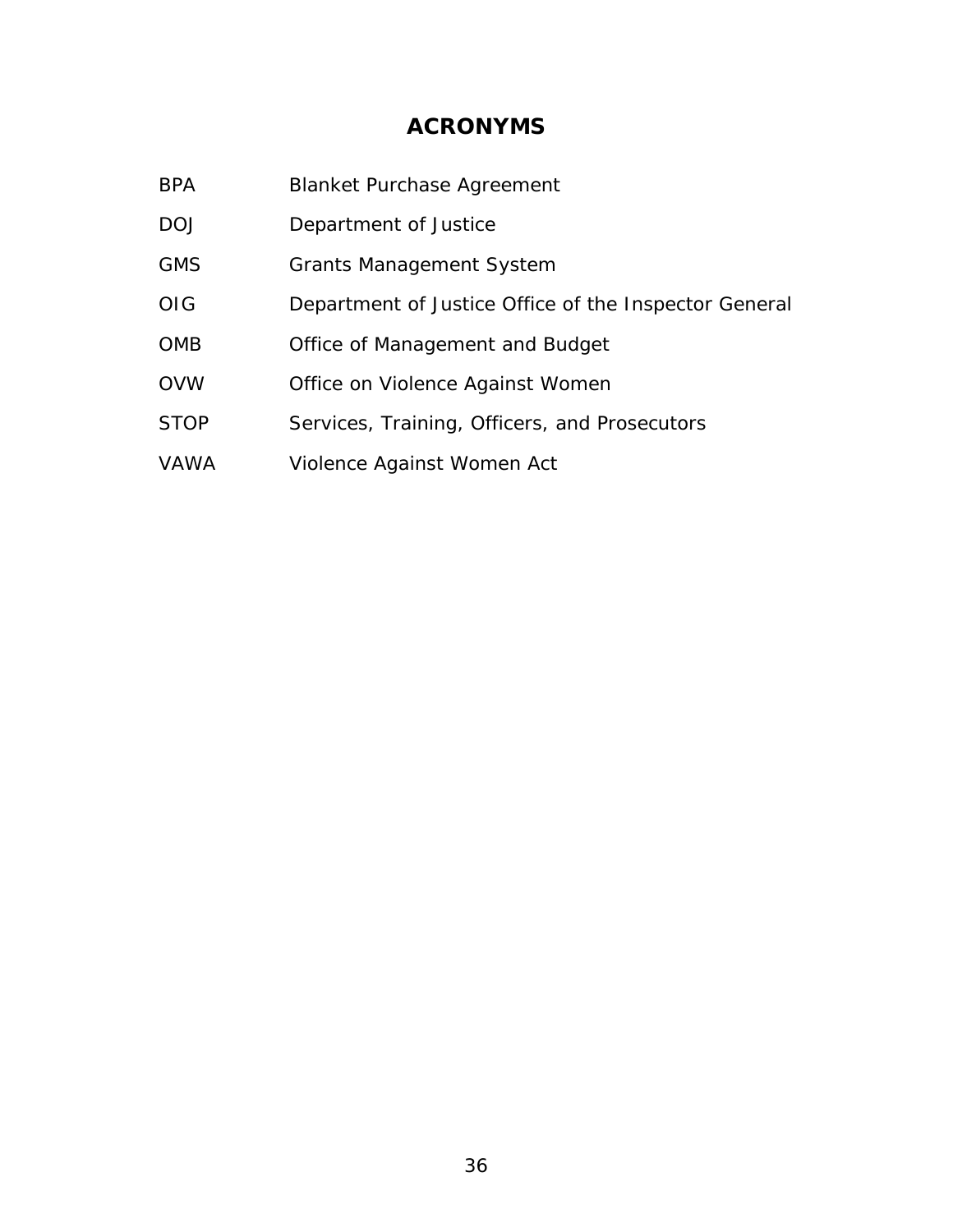## ACRONYMS

| | |
|---|---|
| BPA | Blanket Purchase Agreement |
| DOJ | Department of Justice |
| GMS | Grants Management System |
| OIG | Department of Justice Office of the Inspector General |
| OMB | Office of Management and Budget |
| OVW | Office on Violence Against Women |
| STOP | Services, Training, Officers, and Prosecutors |
| VAWA | Violence Against Women Act |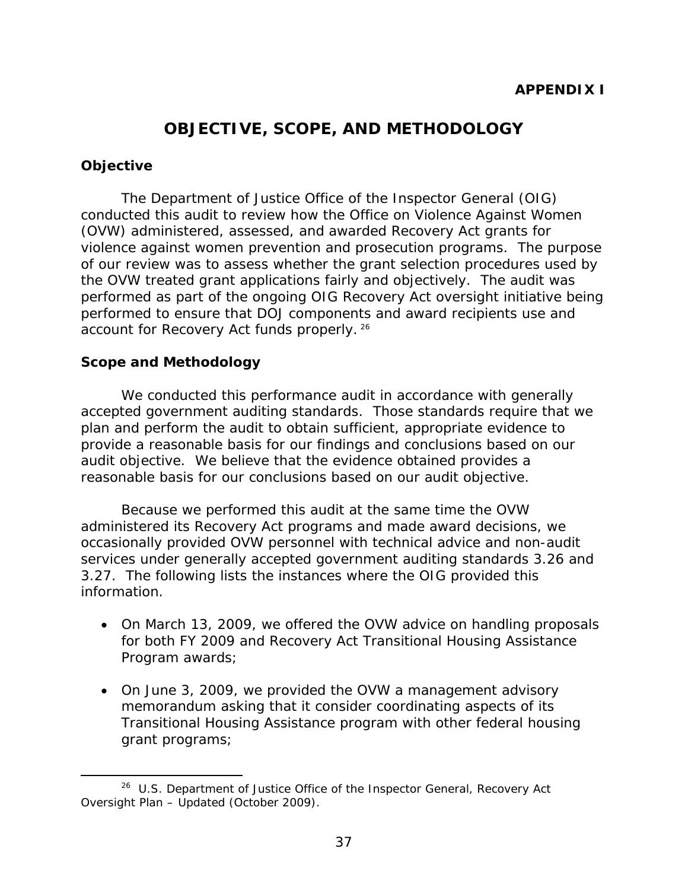**APPENDIX I**

# OBJECTIVE, SCOPE, AND METHODOLOGY

## Objective

The Department of Justice Office of the Inspector General (OIG) conducted this audit to review how the Office on Violence Against Women (OVW) administered, assessed, and awarded Recovery Act grants for violence against women prevention and prosecution programs. The purpose of our review was to assess whether the grant selection procedures used by the OVW treated grant applications fairly and objectively. The audit was performed as part of the ongoing OIG Recovery Act oversight initiative being performed to ensure that DOJ components and award recipients use and account for Recovery Act funds properly.[26]

## Scope and Methodology

We conducted this performance audit in accordance with generally accepted government auditing standards. Those standards require that we plan and perform the audit to obtain sufficient, appropriate evidence to provide a reasonable basis for our findings and conclusions based on our audit objective. We believe that the evidence obtained provides a reasonable basis for our conclusions based on our audit objective.

Because we performed this audit at the same time the OVW administered its Recovery Act programs and made award decisions, we occasionally provided OVW personnel with technical advice and non-audit services under generally accepted government auditing standards 3.26 and 3.27. The following lists the instances where the OIG provided this information.

- On March 13, 2009, we offered the OVW advice on handling proposals for both FY 2009 and Recovery Act Transitional Housing Assistance Program awards;
- On June 3, 2009, we provided the OVW a management advisory memorandum asking that it consider coordinating aspects of its Transitional Housing Assistance program with other federal housing grant programs;

---

[26] U.S. Department of Justice Office of the Inspector General, Recovery Act Oversight Plan – Updated (October 2009).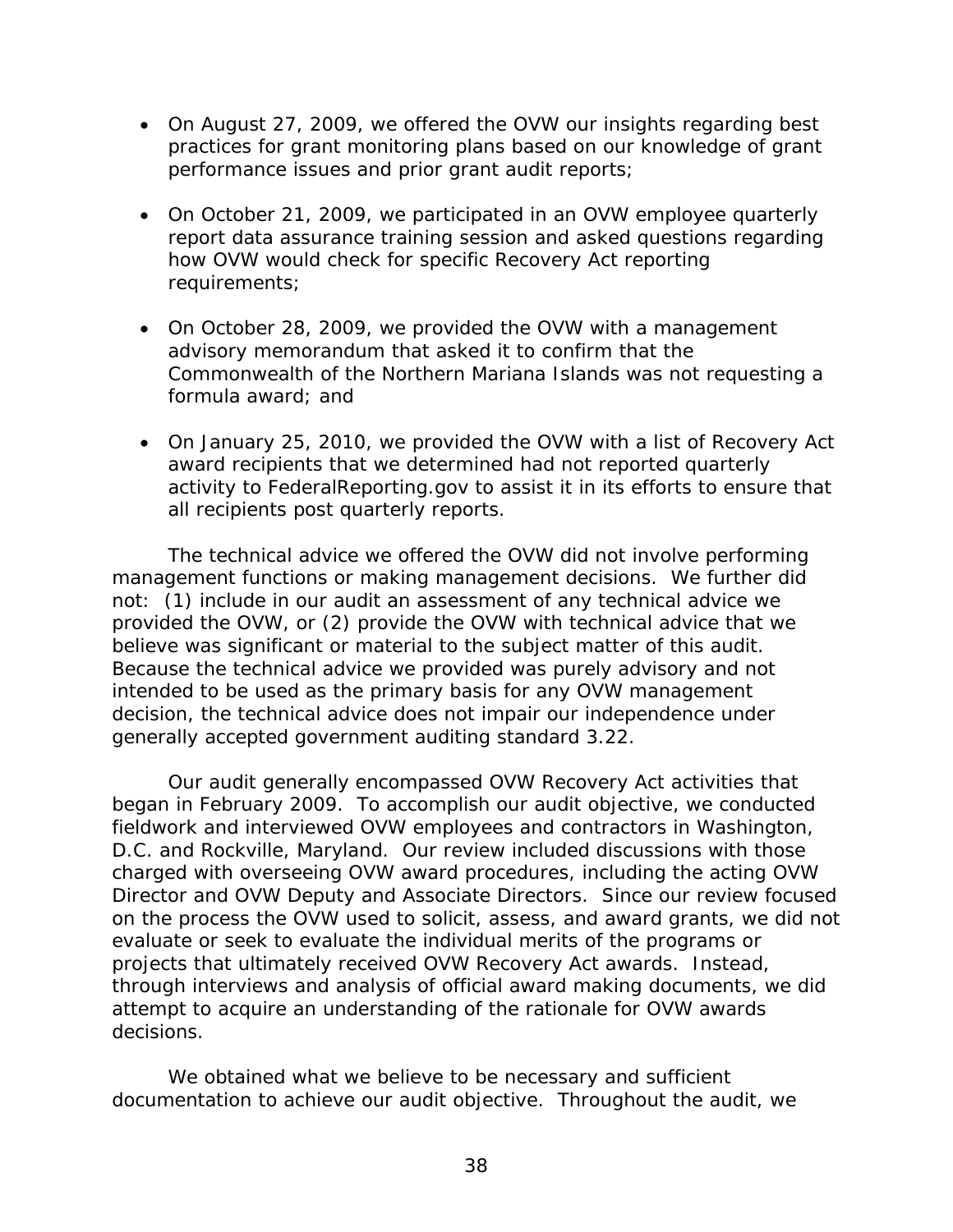- On August 27, 2009, we offered the OVW our insights regarding best practices for grant monitoring plans based on our knowledge of grant performance issues and prior grant audit reports;

- On October 21, 2009, we participated in an OVW employee quarterly report data assurance training session and asked questions regarding how OVW would check for specific Recovery Act reporting requirements;

- On October 28, 2009, we provided the OVW with a management advisory memorandum that asked it to confirm that the Commonwealth of the Northern Mariana Islands was not requesting a formula award; and

- On January 25, 2010, we provided the OVW with a list of Recovery Act award recipients that we determined had not reported quarterly activity to FederalReporting.gov to assist it in its efforts to ensure that all recipients post quarterly reports.

The technical advice we offered the OVW did not involve performing management functions or making management decisions. We further did not: (1) include in our audit an assessment of any technical advice we provided the OVW, or (2) provide the OVW with technical advice that we believe was significant or material to the subject matter of this audit. Because the technical advice we provided was purely advisory and not intended to be used as the primary basis for any OVW management decision, the technical advice does not impair our independence under generally accepted government auditing standard 3.22.

Our audit generally encompassed OVW Recovery Act activities that began in February 2009. To accomplish our audit objective, we conducted fieldwork and interviewed OVW employees and contractors in Washington, D.C. and Rockville, Maryland. Our review included discussions with those charged with overseeing OVW award procedures, including the acting OVW Director and OVW Deputy and Associate Directors. Since our review focused on the process the OVW used to solicit, assess, and award grants, we did not evaluate or seek to evaluate the individual merits of the programs or projects that ultimately received OVW Recovery Act awards. Instead, through interviews and analysis of official award making documents, we did attempt to acquire an understanding of the rationale for OVW awards decisions.

We obtained what we believe to be necessary and sufficient documentation to achieve our audit objective. Throughout the audit, we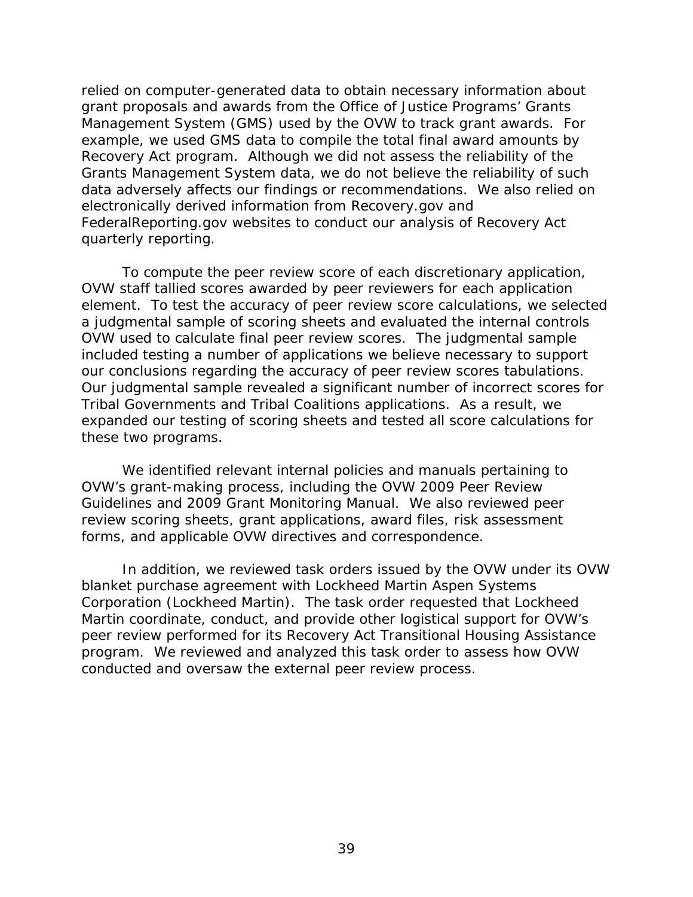relied on computer-generated data to obtain necessary information about grant proposals and awards from the Office of Justice Programs' Grants Management System (GMS) used by the OVW to track grant awards. For example, we used GMS data to compile the total final award amounts by Recovery Act program. Although we did not assess the reliability of the Grants Management System data, we do not believe the reliability of such data adversely affects our findings or recommendations. We also relied on electronically derived information from Recovery.gov and FederalReporting.gov websites to conduct our analysis of Recovery Act quarterly reporting.

To compute the peer review score of each discretionary application, OVW staff tallied scores awarded by peer reviewers for each application element. To test the accuracy of peer review score calculations, we selected a judgmental sample of scoring sheets and evaluated the internal controls OVW used to calculate final peer review scores. The judgmental sample included testing a number of applications we believe necessary to support our conclusions regarding the accuracy of peer review scores tabulations. Our judgmental sample revealed a significant number of incorrect scores for Tribal Governments and Tribal Coalitions applications. As a result, we expanded our testing of scoring sheets and tested all score calculations for these two programs.

We identified relevant internal policies and manuals pertaining to OVW's grant-making process, including the OVW 2009 Peer Review Guidelines and 2009 Grant Monitoring Manual. We also reviewed peer review scoring sheets, grant applications, award files, risk assessment forms, and applicable OVW directives and correspondence.

In addition, we reviewed task orders issued by the OVW under its OVW blanket purchase agreement with Lockheed Martin Aspen Systems Corporation (Lockheed Martin). The task order requested that Lockheed Martin coordinate, conduct, and provide other logistical support for OVW's peer review performed for its Recovery Act Transitional Housing Assistance program. We reviewed and analyzed this task order to assess how OVW conducted and oversaw the external peer review process.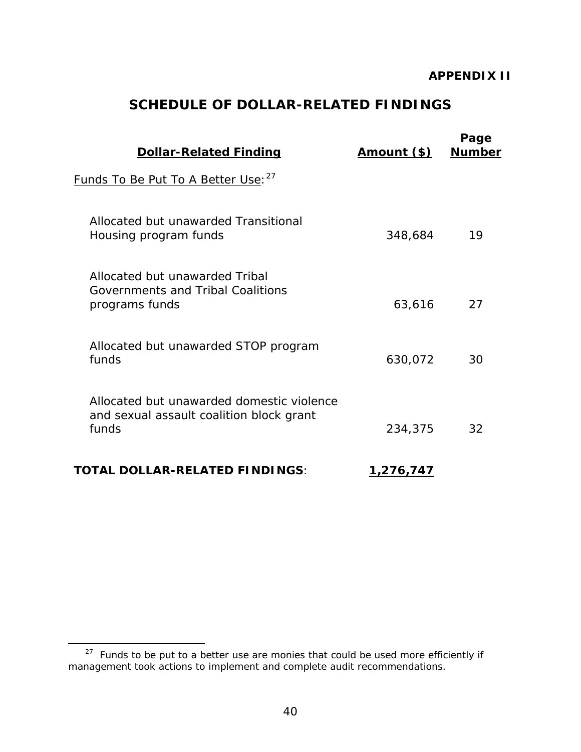**APPENDIX II**

# SCHEDULE OF DOLLAR-RELATED FINDINGS

| Dollar-Related Finding | Amount ($) | Page Number |
|---|---|---|
| Funds To Be Put To A Better Use:[27] | | |
| Allocated but unawarded Transitional Housing program funds | 348,684 | 19 |
| Allocated but unawarded Tribal Governments and Tribal Coalitions programs funds | 63,616 | 27 |
| Allocated but unawarded STOP program funds | 630,072 | 30 |
| Allocated but unawarded domestic violence and sexual assault coalition block grant funds | 234,375 | 32 |
| **TOTAL DOLLAR-RELATED FINDINGS**: | **1,276,747** | |

[27] Funds to be put to a better use are monies that could be used more efficiently if management took actions to implement and complete audit recommendations.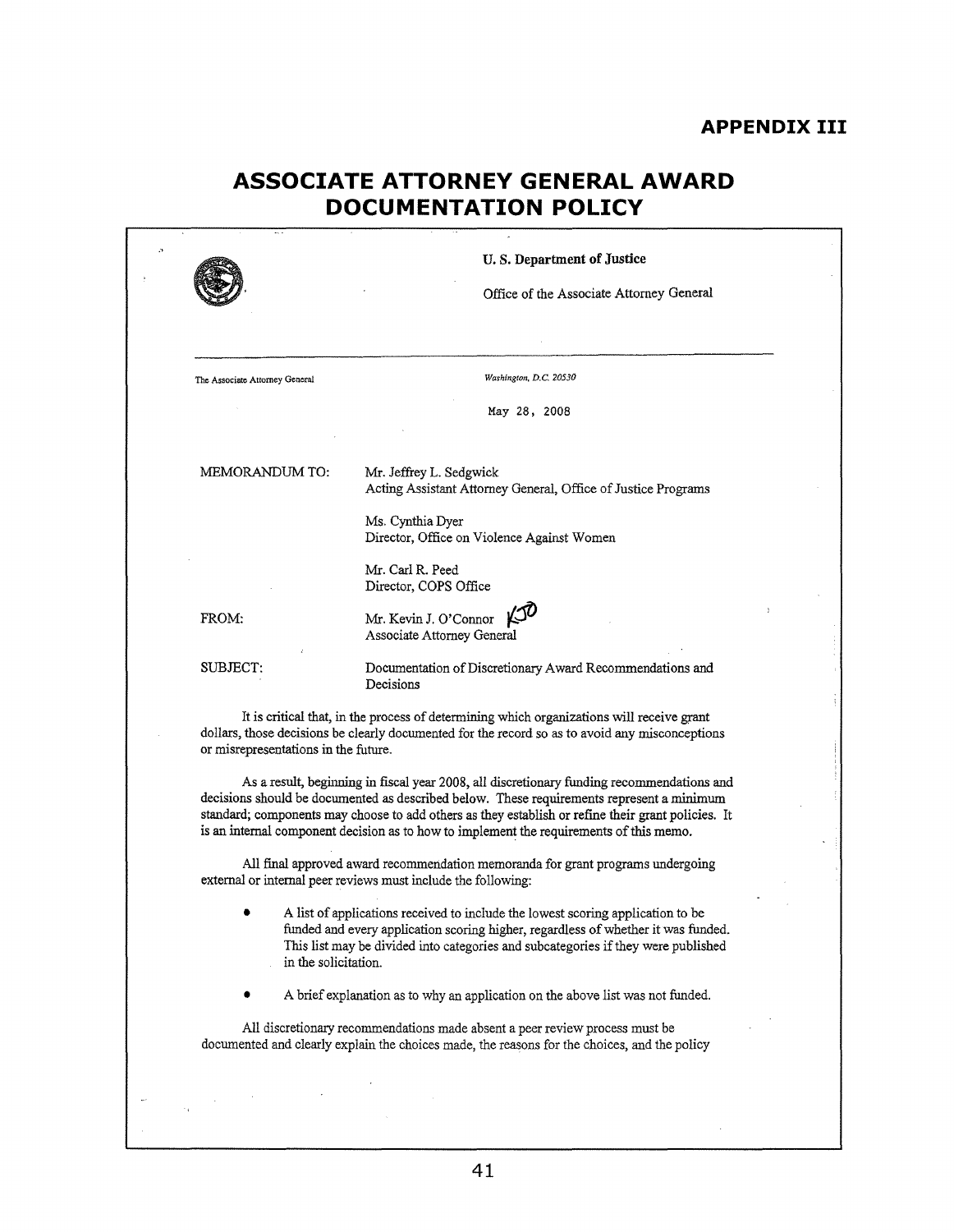## APPENDIX III

# ASSOCIATE ATTORNEY GENERAL AWARD DOCUMENTATION POLICY

**U. S. Department of Justice**

Office of the Associate Attorney General

The Associate Attorney General

*Washington, D.C. 20530*

May 28, 2008

MEMORANDUM TO: Mr. Jeffrey L. Sedgwick
Acting Assistant Attorney General, Office of Justice Programs

Ms. Cynthia Dyer
Director, Office on Violence Against Women

Mr. Carl R. Peed
Director, COPS Office

FROM: Mr. Kevin J. O'Connor KJO
Associate Attorney General

SUBJECT: Documentation of Discretionary Award Recommendations and Decisions

It is critical that, in the process of determining which organizations will receive grant dollars, those decisions be clearly documented for the record so as to avoid any misconceptions or misrepresentations in the future.

As a result, beginning in fiscal year 2008, all discretionary funding recommendations and decisions should be documented as described below. These requirements represent a minimum standard; components may choose to add others as they establish or refine their grant policies. It is an internal component decision as to how to implement the requirements of this memo.

All final approved award recommendation memoranda for grant programs undergoing external or internal peer reviews must include the following:

- A list of applications received to include the lowest scoring application to be funded and every application scoring higher, regardless of whether it was funded. This list may be divided into categories and subcategories if they were published in the solicitation.

- A brief explanation as to why an application on the above list was not funded.

All discretionary recommendations made absent a peer review process must be documented and clearly explain the choices made, the reasons for the choices, and the policy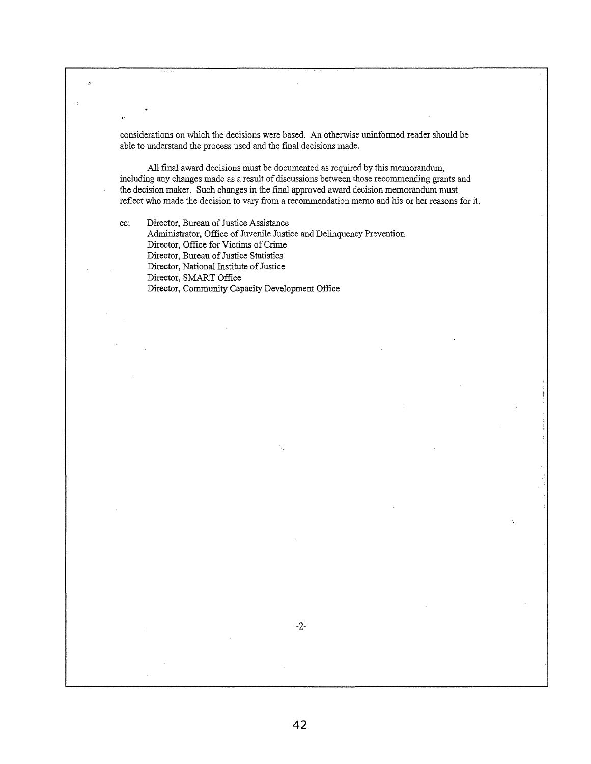considerations on which the decisions were based. An otherwise uninformed reader should be able to understand the process used and the final decisions made.

All final award decisions must be documented as required by this memorandum, including any changes made as a result of discussions between those recommending grants and the decision maker. Such changes in the final approved award decision memorandum must reflect who made the decision to vary from a recommendation memo and his or her reasons for it.

cc: Director, Bureau of Justice Assistance
Administrator, Office of Juvenile Justice and Delinquency Prevention
Director, Office for Victims of Crime
Director, Bureau of Justice Statistics
Director, National Institute of Justice
Director, SMART Office
Director, Community Capacity Development Office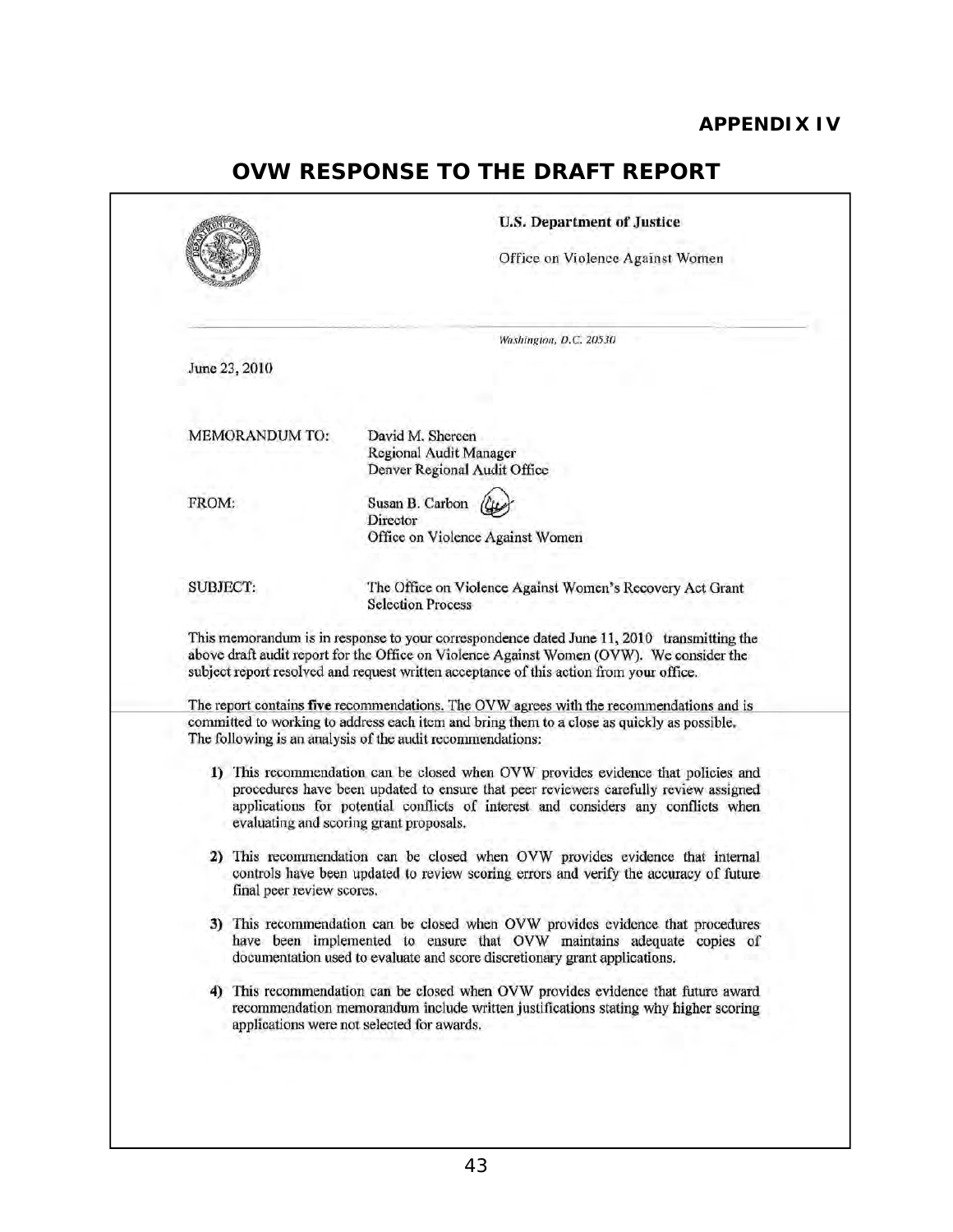# APPENDIX IV

## OVW RESPONSE TO THE DRAFT REPORT

U.S. Department of Justice

Office on Violence Against Women

*Washington, D.C. 20530*

June 23, 2010

MEMORANDUM TO: David M. Shereen
Regional Audit Manager
Denver Regional Audit Office

FROM: Susan B. Carbon
Director
Office on Violence Against Women

SUBJECT: The Office on Violence Against Women's Recovery Act Grant Selection Process

This memorandum is in response to your correspondence dated June 11, 2010 transmitting the above draft audit report for the Office on Violence Against Women (OVW). We consider the subject report resolved and request written acceptance of this action from your office.

The report contains **five** recommendations. The OVW agrees with the recommendations and is committed to working to address each item and bring them to a close as quickly as possible. The following is an analysis of the audit recommendations:

1) This recommendation can be closed when OVW provides evidence that policies and procedures have been updated to ensure that peer reviewers carefully review assigned applications for potential conflicts of interest and considers any conflicts when evaluating and scoring grant proposals.

2) This recommendation can be closed when OVW provides evidence that internal controls have been updated to review scoring errors and verify the accuracy of future final peer review scores.

3) This recommendation can be closed when OVW provides evidence that procedures have been implemented to ensure that OVW maintains adequate copies of documentation used to evaluate and score discretionary grant applications.

4) This recommendation can be closed when OVW provides evidence that future award recommendation memorandum include written justifications stating why higher scoring applications were not selected for awards.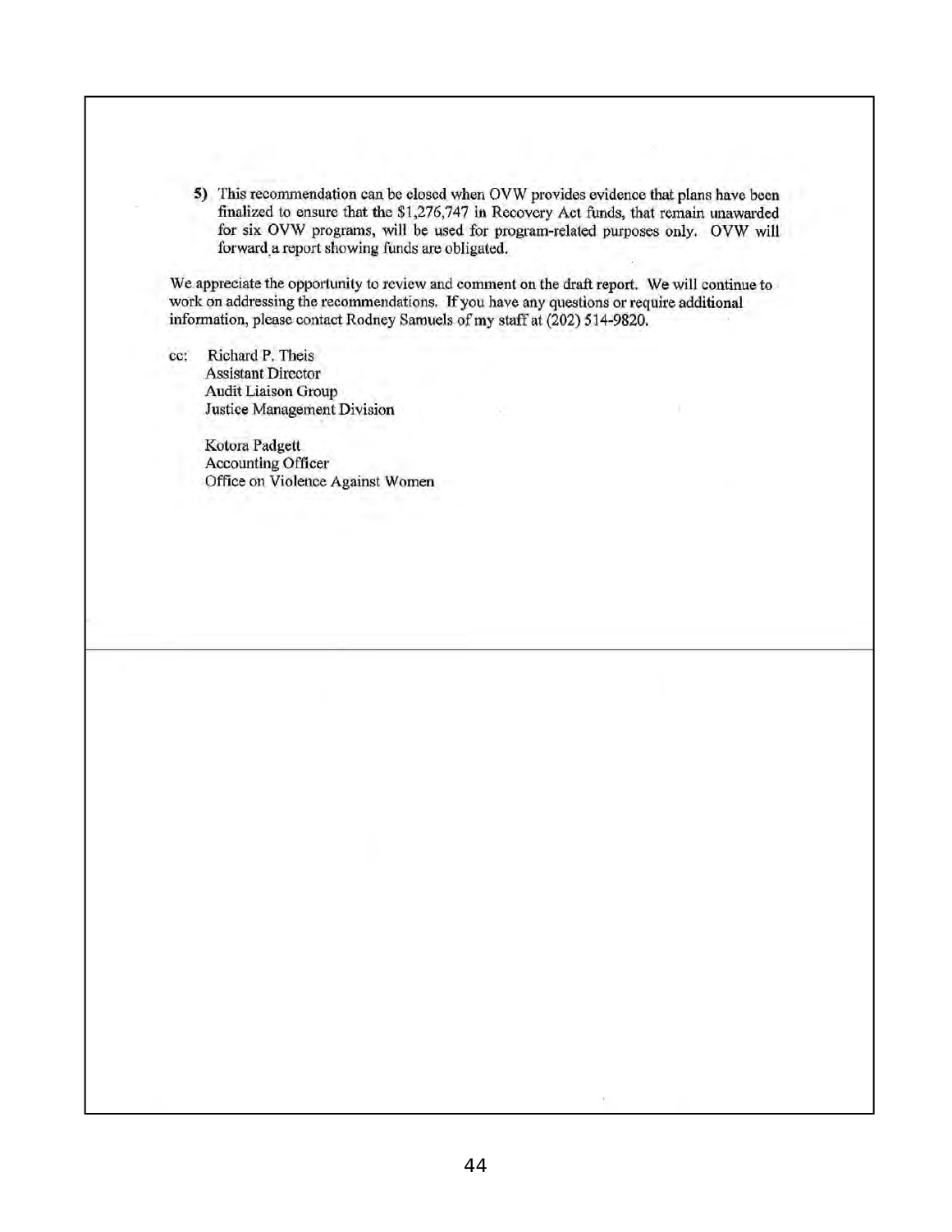5) This recommendation can be closed when OVW provides evidence that plans have been finalized to ensure that the $1,276,747 in Recovery Act funds, that remain unawarded for six OVW programs, will be used for program-related purposes only. OVW will forward a report showing funds are obligated.

We appreciate the opportunity to review and comment on the draft report. We will continue to work on addressing the recommendations. If you have any questions or require additional information, please contact Rodney Samuels of my staff at (202) 514-9820.

cc: Richard P. Theis
Assistant Director
Audit Liaison Group
Justice Management Division

Kotora Padgett
Accounting Officer
Office on Violence Against Women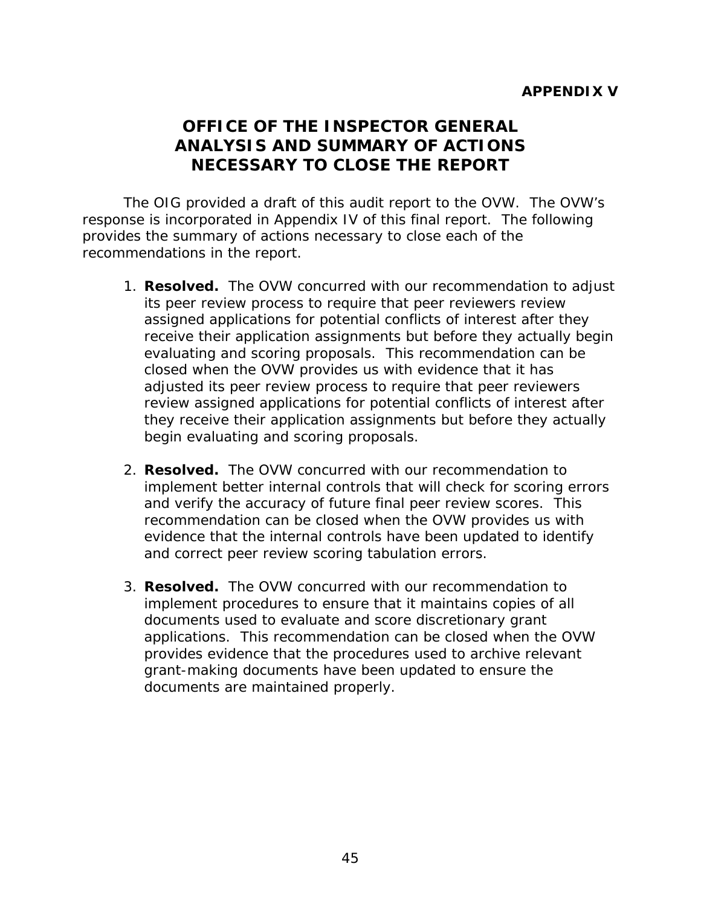**APPENDIX V**

# OFFICE OF THE INSPECTOR GENERAL ANALYSIS AND SUMMARY OF ACTIONS NECESSARY TO CLOSE THE REPORT

The OIG provided a draft of this audit report to the OVW. The OVW's response is incorporated in Appendix IV of this final report. The following provides the summary of actions necessary to close each of the recommendations in the report.

1. **Resolved.** The OVW concurred with our recommendation to adjust its peer review process to require that peer reviewers review assigned applications for potential conflicts of interest after they receive their application assignments but before they actually begin evaluating and scoring proposals. This recommendation can be closed when the OVW provides us with evidence that it has adjusted its peer review process to require that peer reviewers review assigned applications for potential conflicts of interest after they receive their application assignments but before they actually begin evaluating and scoring proposals.

2. **Resolved.** The OVW concurred with our recommendation to implement better internal controls that will check for scoring errors and verify the accuracy of future final peer review scores. This recommendation can be closed when the OVW provides us with evidence that the internal controls have been updated to identify and correct peer review scoring tabulation errors.

3. **Resolved.** The OVW concurred with our recommendation to implement procedures to ensure that it maintains copies of all documents used to evaluate and score discretionary grant applications. This recommendation can be closed when the OVW provides evidence that the procedures used to archive relevant grant-making documents have been updated to ensure the documents are maintained properly.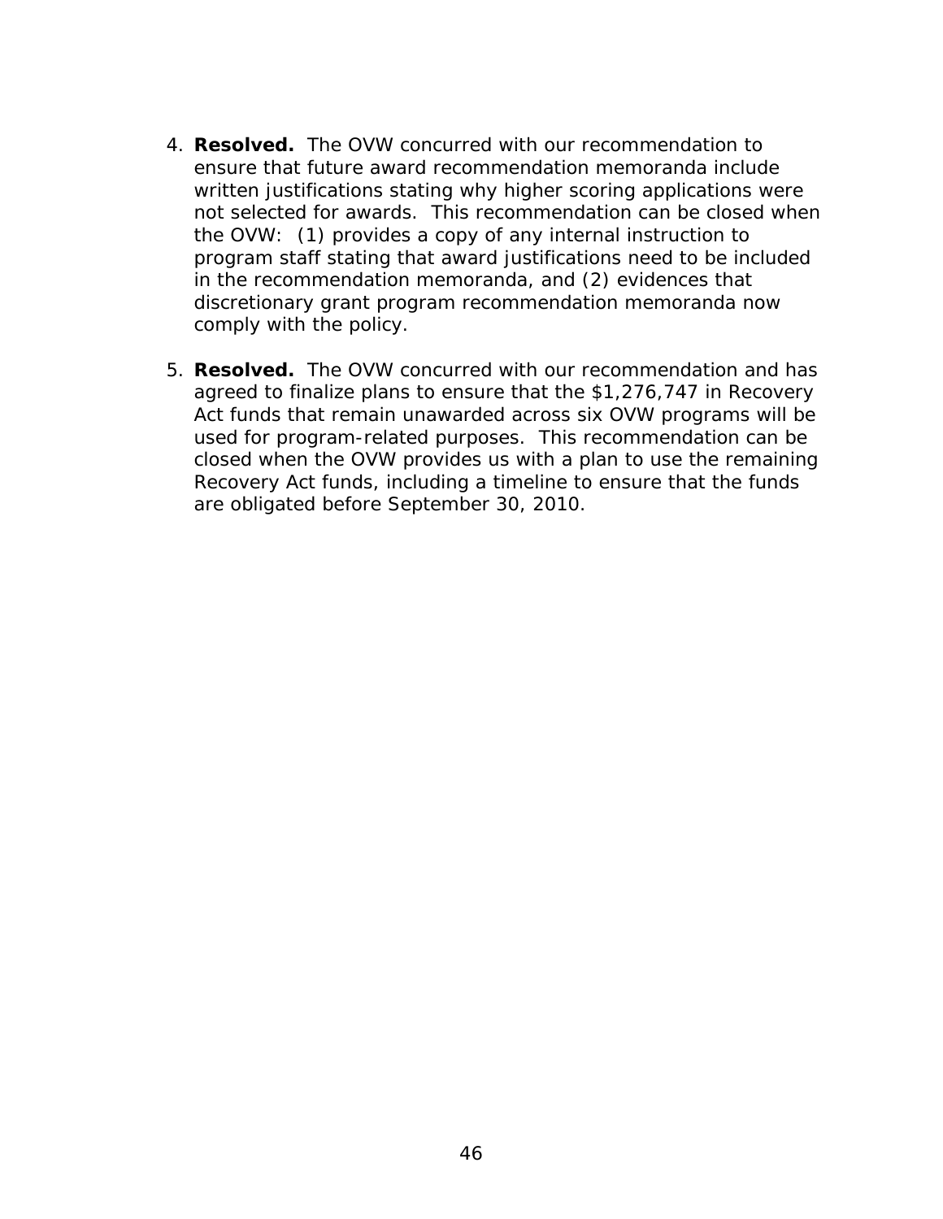4. **Resolved.** The OVW concurred with our recommendation to ensure that future award recommendation memoranda include written justifications stating why higher scoring applications were not selected for awards. This recommendation can be closed when the OVW: (1) provides a copy of any internal instruction to program staff stating that award justifications need to be included in the recommendation memoranda, and (2) evidences that discretionary grant program recommendation memoranda now comply with the policy.

5. **Resolved.** The OVW concurred with our recommendation and has agreed to finalize plans to ensure that the $1,276,747 in Recovery Act funds that remain unawarded across six OVW programs will be used for program-related purposes. This recommendation can be closed when the OVW provides us with a plan to use the remaining Recovery Act funds, including a timeline to ensure that the funds are obligated before September 30, 2010.